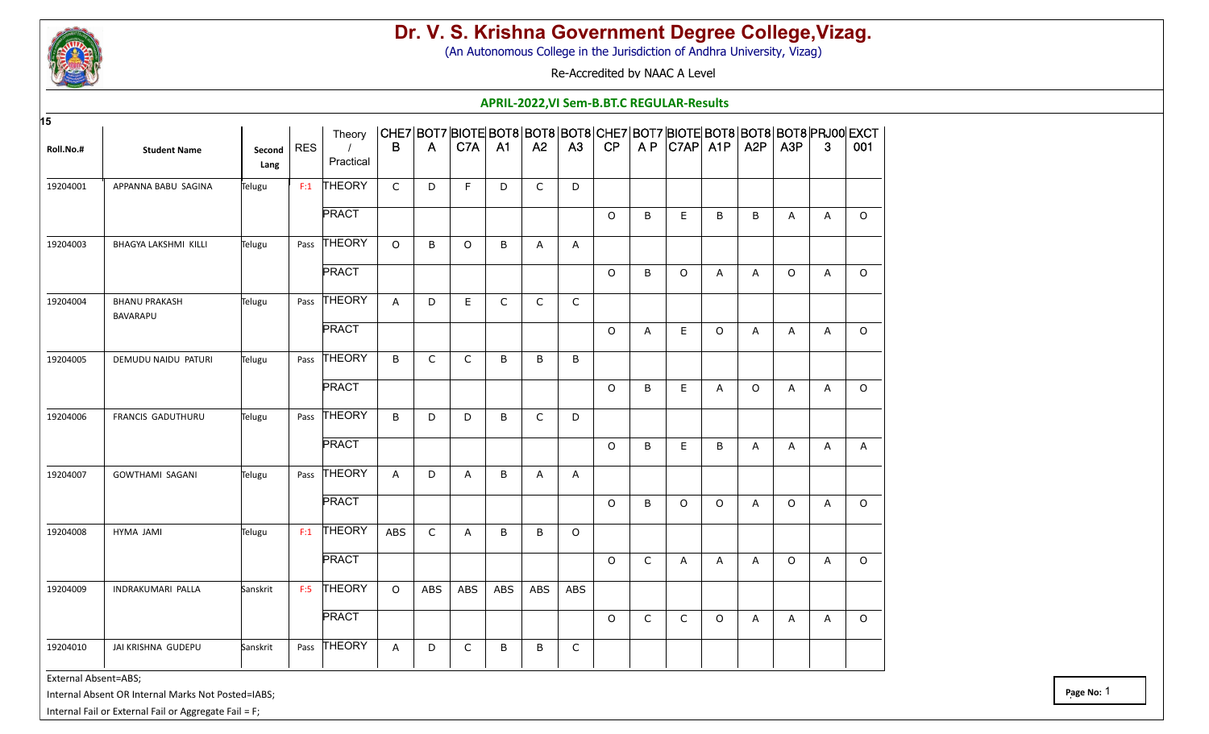# Dr. V. S. Krishna Government Degree College,Vizag.

(An Autonomous College in the Jurisdiction of Andhra University, Vizag)

Re-Accredited by NAAC A Level

**APRIL-2022,VI Sem-B.BT.C REGULAR-Results**

15

| Roll.No.# | Student Name | Second Lang | RES | Theory / Practical | CHE7B | BOT7A | BIOTEC7A | BOT8A1 | BOT8A2 | BOT8A3 | CHE7CP | BOT7AP | BIOTEC7AP | BOT8A1P | BOT8A2P | BOT8A3P | PRJ003 | EXCT001 |
|---|---|---|---|---|---|---|---|---|---|---|---|---|---|---|---|---|---|---|
| 19204001 | APPANNA BABU SAGINA | Telugu | F:1 | THEORY | C | D | F | D | C | D | | | | | | | | |
| | | | | PRACT | | | | | | | O | B | E | B | B | A | A | O |
| 19204003 | BHAGYA LAKSHMI KILLI | Telugu | Pass | THEORY | O | B | O | B | A | A | | | | | | | | |
| | | | | PRACT | | | | | | | O | B | O | A | A | O | A | O |
| 19204004 | BHANU PRAKASH BAVARAPU | Telugu | Pass | THEORY | A | D | E | C | C | C | | | | | | | | |
| | | | | PRACT | | | | | | | O | A | E | O | A | A | A | O |
| 19204005 | DEMUDU NAIDU PATURI | Telugu | Pass | THEORY | B | C | C | B | B | B | | | | | | | | |
| | | | | PRACT | | | | | | | O | B | E | A | O | A | A | O |
| 19204006 | FRANCIS GADUTHURU | Telugu | Pass | THEORY | B | D | D | B | C | D | | | | | | | | |
| | | | | PRACT | | | | | | | O | B | E | B | A | A | A | A |
| 19204007 | GOWTHAMI SAGANI | Telugu | Pass | THEORY | A | D | A | B | A | A | | | | | | | | |
| | | | | PRACT | | | | | | | O | B | O | O | A | O | A | O |
| 19204008 | HYMA JAMI | Telugu | F:1 | THEORY | ABS | C | A | B | B | O | | | | | | | | |
| | | | | PRACT | | | | | | | O | C | A | A | A | O | A | O |
| 19204009 | INDRAKUMARI PALLA | Sanskrit | F:5 | THEORY | O | ABS | ABS | ABS | ABS | ABS | | | | | | | | |
| | | | | PRACT | | | | | | | O | C | C | O | A | A | A | O |
| 19204010 | JAI KRISHNA GUDEPU | Sanskrit | Pass | THEORY | A | D | C | B | B | C | | | | | | | | |

External Absent=ABS;

Internal Absent OR Internal Marks Not Posted=IABS;

Internal Fail or External Fail or Aggregate Fail = F;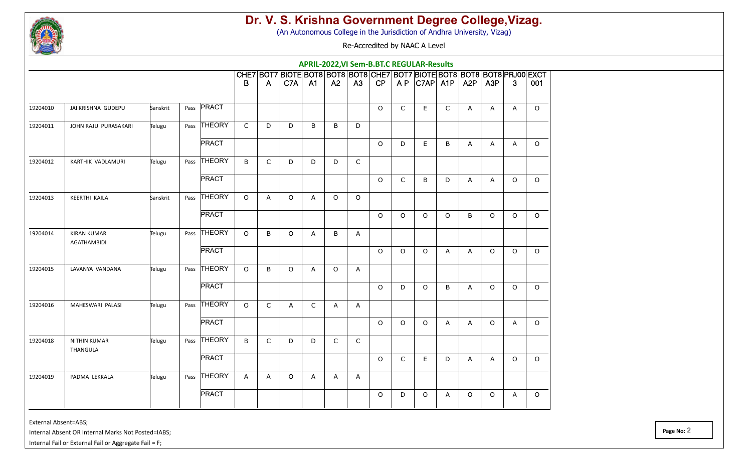# Dr. V. S. Krishna Government Degree College,Vizag.

(An Autonomous College in the Jurisdiction of Andhra University, Vizag)

Re-Accredited by NAAC A Level

**APRIL-2022,VI Sem-B.BT.C REGULAR-Results**

| | | | | | CHE7B | BOT7A | BIOTEC7A | BOT8A1 | BOT8A2 | BOT8A3 | CHE7CP | BOT7AP | BIOTEC7AP | BOT8A1P | BOT8A2P | BOT8A3P | PRJ003 | EXCT001 |
|---|---|---|---|---|---|---|---|---|---|---|---|---|---|---|---|---|---|---|
| 19204010 | JAI KRISHNA GUDEPU | Sanskrit | Pass | PRACT | | | | | | | O | C | E | C | A | A | A | O |
| 19204011 | JOHN RAJU PURASAKARI | Telugu | Pass | THEORY | C | D | D | B | B | D | | | | | | | | |
| | | | | PRACT | | | | | | | O | D | E | B | A | A | A | O |
| 19204012 | KARTHIK VADLAMURI | Telugu | Pass | THEORY | B | C | D | D | D | C | | | | | | | | |
| | | | | PRACT | | | | | | | O | C | B | D | A | A | O | O |
| 19204013 | KEERTHI KAILA | Sanskrit | Pass | THEORY | O | A | O | A | O | O | | | | | | | | |
| | | | | PRACT | | | | | | | O | O | O | O | B | O | O | O |
| 19204014 | KIRAN KUMAR AGATHAMBIDI | Telugu | Pass | THEORY | O | B | O | A | B | A | | | | | | | | |
| | | | | PRACT | | | | | | | O | O | O | A | A | O | O | O |
| 19204015 | LAVANYA VANDANA | Telugu | Pass | THEORY | O | B | O | A | O | A | | | | | | | | |
| | | | | PRACT | | | | | | | O | D | O | B | A | O | O | O |
| 19204016 | MAHESWARI PALASI | Telugu | Pass | THEORY | O | C | A | C | A | A | | | | | | | | |
| | | | | PRACT | | | | | | | O | O | O | A | A | O | A | O |
| 19204018 | NITHIN KUMAR THANGULA | Telugu | Pass | THEORY | B | C | D | D | C | C | | | | | | | | |
| | | | | PRACT | | | | | | | O | C | E | D | A | A | O | O |
| 19204019 | PADMA LEKKALA | Telugu | Pass | THEORY | A | A | O | A | A | A | | | | | | | | |
| | | | | PRACT | | | | | | | O | D | O | A | O | O | A | O |

External Absent=ABS;

Internal Absent OR Internal Marks Not Posted=IABS;

Internal Fail or External Fail or Aggregate Fail = F;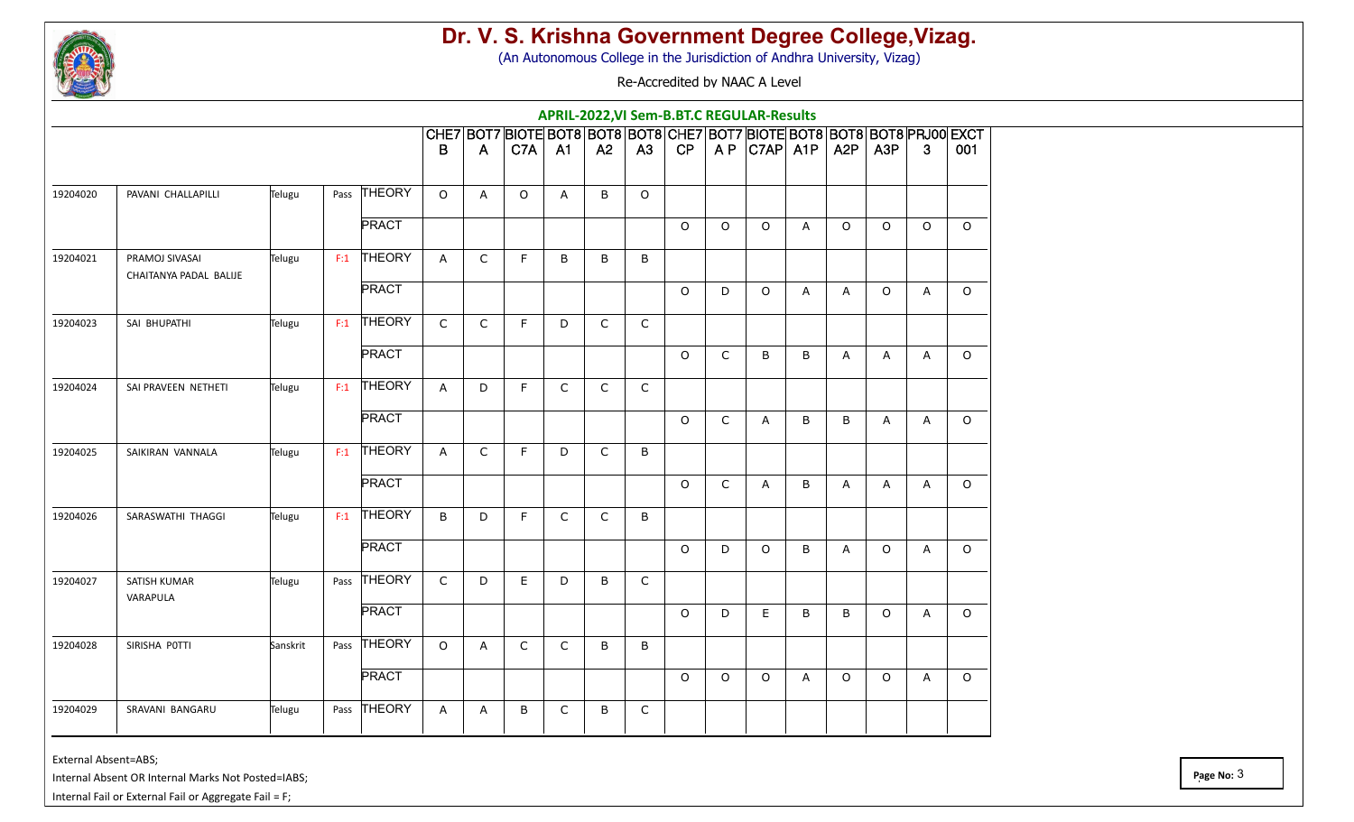# Dr. V. S. Krishna Government Degree College,Vizag.

(An Autonomous College in the Jurisdiction of Andhra University, Vizag)

Re-Accredited by NAAC A Level

## APRIL-2022,VI Sem-B.BT.C REGULAR-Results

| | | | | | CHE7B | BOT7A | BIOTEC7A | BOT8A1 | BOT8A2 | BOT8A3 | CHE7CP | BOT7AP | BIOTEC7AP | BOT8A1P | BOT8A2P | BOT8A3P | PRJ003 | EXCT001 |
|---|---|---|---|---|---|---|---|---|---|---|---|---|---|---|---|---|---|---|
| 19204020 | PAVANI CHALLAPILLI | Telugu | Pass | THEORY | O | A | O | A | B | O | | | | | | | | |
| | | | | PRACT | | | | | | | O | O | O | A | O | O | O | O |
| 19204021 | PRAMOJ SIVASAI CHAITANYA PADAL BALIJE | Telugu | F:1 | THEORY | A | C | F | B | B | B | | | | | | | | |
| | | | | PRACT | | | | | | | O | D | O | A | A | O | A | O |
| 19204023 | SAI BHUPATHI | Telugu | F:1 | THEORY | C | C | F | D | C | C | | | | | | | | |
| | | | | PRACT | | | | | | | O | C | B | B | A | A | A | O |
| 19204024 | SAI PRAVEEN NETHETI | Telugu | F:1 | THEORY | A | D | F | C | C | C | | | | | | | | |
| | | | | PRACT | | | | | | | O | C | A | B | B | A | A | O |
| 19204025 | SAIKIRAN VANNALA | Telugu | F:1 | THEORY | A | C | F | D | C | B | | | | | | | | |
| | | | | PRACT | | | | | | | O | C | A | B | A | A | A | O |
| 19204026 | SARASWATHI THAGGI | Telugu | F:1 | THEORY | B | D | F | C | C | B | | | | | | | | |
| | | | | PRACT | | | | | | | O | D | O | B | A | O | A | O |
| 19204027 | SATISH KUMAR VARAPULA | Telugu | Pass | THEORY | C | D | E | D | B | C | | | | | | | | |
| | | | | PRACT | | | | | | | O | D | E | B | B | O | A | O |
| 19204028 | SIRISHA POTTI | Sanskrit | Pass | THEORY | O | A | C | C | B | B | | | | | | | | |
| | | | | PRACT | | | | | | | O | O | O | A | O | O | A | O |
| 19204029 | SRAVANI BANGARU | Telugu | Pass | THEORY | A | A | B | C | B | C | | | | | | | | |

External Absent=ABS;

Internal Absent OR Internal Marks Not Posted=IABS;

Internal Fail or External Fail or Aggregate Fail = F;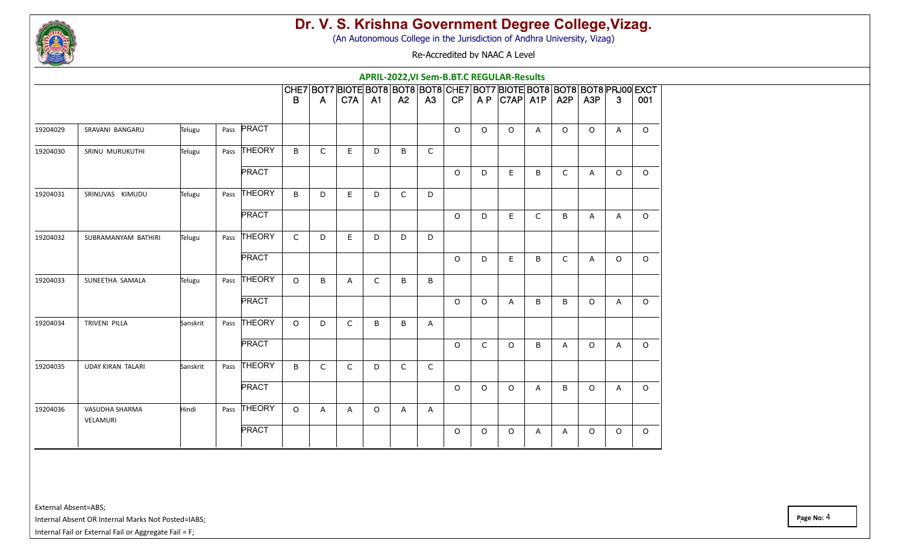# Dr. V. S. Krishna Government Degree College,Vizag.

(An Autonomous College in the Jurisdiction of Andhra University, Vizag)

Re-Accredited by NAAC A Level

## APRIL-2022,VI Sem-B.BT.C REGULAR-Results

| | | | | | CHE7B | BOT7A | BIOTEC7A | BOT8A1 | BOT8A2 | BOT8A3 | CHE7CP | BOT7AP | BIOTEC7AP | BOT8A1P | BOT8A2P | BOT8A3P | PRJ003 | EXCT001 |
|---|---|---|---|---|---|---|---|---|---|---|---|---|---|---|---|---|---|---|
| 19204029 | SRAVANI BANGARU | Telugu | Pass | PRACT | | | | | | | O | O | O | A | O | O | A | O |
| 19204030 | SRINU MURUKUTHI | Telugu | Pass | THEORY | B | C | E | D | B | C | | | | | | | | |
| | | | | PRACT | | | | | | | O | D | E | B | C | A | O | O |
| 19204031 | SRINUVAS KIMUDU | Telugu | Pass | THEORY | B | D | E | D | C | D | | | | | | | | |
| | | | | PRACT | | | | | | | O | D | E | C | B | A | A | O |
| 19204032 | SUBRAMANYAM BATHIRI | Telugu | Pass | THEORY | C | D | E | D | D | D | | | | | | | | |
| | | | | PRACT | | | | | | | O | D | E | B | C | A | O | O |
| 19204033 | SUNEETHA SAMALA | Telugu | Pass | THEORY | O | B | A | C | B | B | | | | | | | | |
| | | | | PRACT | | | | | | | O | O | A | B | B | O | A | O |
| 19204034 | TRIVENI PILLA | Sanskrit | Pass | THEORY | O | D | C | B | B | A | | | | | | | | |
| | | | | PRACT | | | | | | | O | C | O | B | A | O | A | O |
| 19204035 | UDAY KIRAN TALARI | Sanskrit | Pass | THEORY | B | C | C | D | C | C | | | | | | | | |
| | | | | PRACT | | | | | | | O | O | O | A | B | O | A | O |
| 19204036 | VASUDHA SHARMA VELAMURI | Hindi | Pass | THEORY | O | A | A | O | A | A | | | | | | | | |
| | | | | PRACT | | | | | | | O | O | O | A | A | O | O | O |

External Absent=ABS;

Internal Absent OR Internal Marks Not Posted=IABS;

Internal Fail or External Fail or Aggregate Fail = F;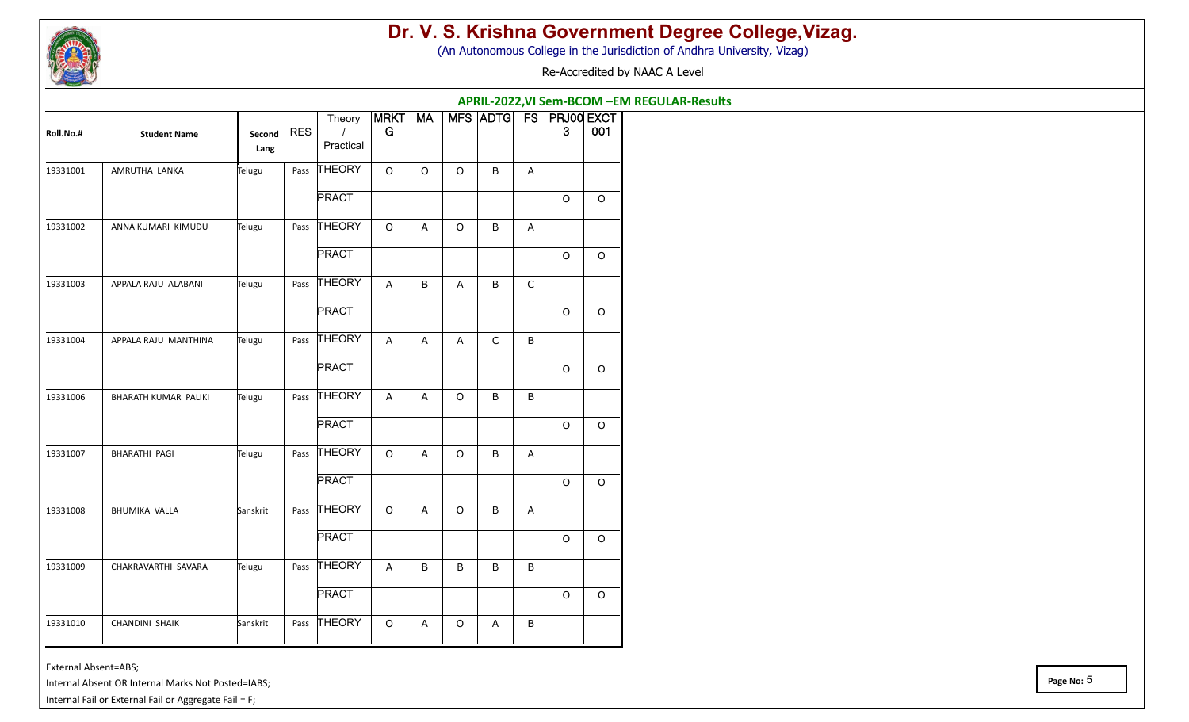# Dr. V. S. Krishna Government Degree College,Vizag.

(An Autonomous College in the Jurisdiction of Andhra University, Vizag)

Re-Accredited by NAAC A Level

## APRIL-2022,VI Sem-BCOM –EM REGULAR-Results

| Roll.No.# | Student Name | Second Lang | RES | Theory / Practical | MRKTG | MA | MFS | ADTG | FS | PRJ003 | EXCT001 |
|---|---|---|---|---|---|---|---|---|---|---|---|
| 19331001 | AMRUTHA LANKA | Telugu | Pass | THEORY | O | O | O | B | A | | |
| | | | | PRACT | | | | | | O | O |
| 19331002 | ANNA KUMARI KIMUDU | Telugu | Pass | THEORY | O | A | O | B | A | | |
| | | | | PRACT | | | | | | O | O |
| 19331003 | APPALA RAJU ALABANI | Telugu | Pass | THEORY | A | B | A | B | C | | |
| | | | | PRACT | | | | | | O | O |
| 19331004 | APPALA RAJU MANTHINA | Telugu | Pass | THEORY | A | A | A | C | B | | |
| | | | | PRACT | | | | | | O | O |
| 19331006 | BHARATH KUMAR PALIKI | Telugu | Pass | THEORY | A | A | O | B | B | | |
| | | | | PRACT | | | | | | O | O |
| 19331007 | BHARATHI PAGI | Telugu | Pass | THEORY | O | A | O | B | A | | |
| | | | | PRACT | | | | | | O | O |
| 19331008 | BHUMIKA VALLA | Sanskrit | Pass | THEORY | O | A | O | B | A | | |
| | | | | PRACT | | | | | | O | O |
| 19331009 | CHAKRAVARTHI SAVARA | Telugu | Pass | THEORY | A | B | B | B | B | | |
| | | | | PRACT | | | | | | O | O |
| 19331010 | CHANDINI SHAIK | Sanskrit | Pass | THEORY | O | A | O | A | B | | |

External Absent=ABS;

Internal Absent OR Internal Marks Not Posted=IABS;

Internal Fail or External Fail or Aggregate Fail = F;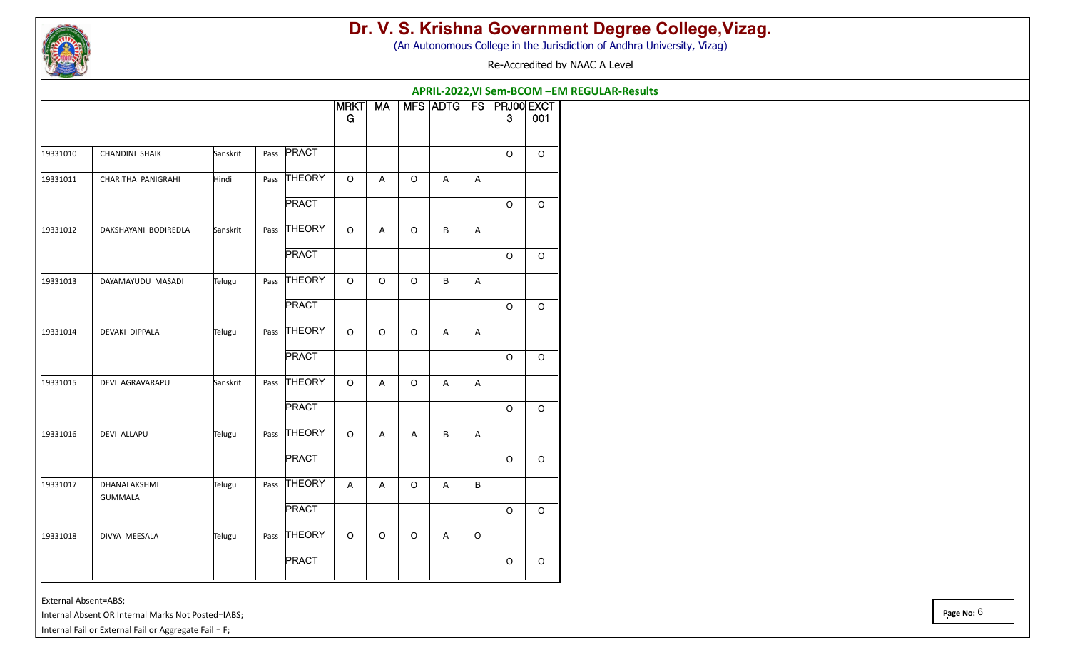# Dr. V. S. Krishna Government Degree College,Vizag.

(An Autonomous College in the Jurisdiction of Andhra University, Vizag)

Re-Accredited by NAAC A Level

## APRIL-2022,VI Sem-BCOM –EM REGULAR-Results

| | | | | | MRKTG | MA | MFS | ADTG | FS | PRJ003 | EXCT001 |
|---|---|---|---|---|---|---|---|---|---|---|---|
| 19331010 | CHANDINI SHAIK | Sanskrit | Pass | PRACT | | | | | | O | O |
| 19331011 | CHARITHA PANIGRAHI | Hindi | Pass | THEORY | O | A | O | A | A | | |
| | | | | PRACT | | | | | | O | O |
| 19331012 | DAKSHAYANI BODIREDLA | Sanskrit | Pass | THEORY | O | A | O | B | A | | |
| | | | | PRACT | | | | | | O | O |
| 19331013 | DAYAMAYUDU MASADI | Telugu | Pass | THEORY | O | O | O | B | A | | |
| | | | | PRACT | | | | | | O | O |
| 19331014 | DEVAKI DIPPALA | Telugu | Pass | THEORY | O | O | O | A | A | | |
| | | | | PRACT | | | | | | O | O |
| 19331015 | DEVI AGRAVARAPU | Sanskrit | Pass | THEORY | O | A | O | A | A | | |
| | | | | PRACT | | | | | | O | O |
| 19331016 | DEVI ALLAPU | Telugu | Pass | THEORY | O | A | A | B | A | | |
| | | | | PRACT | | | | | | O | O |
| 19331017 | DHANALAKSHMI GUMMALA | Telugu | Pass | THEORY | A | A | O | A | B | | |
| | | | | PRACT | | | | | | O | O |
| 19331018 | DIVYA MEESALA | Telugu | Pass | THEORY | O | O | O | A | O | | |
| | | | | PRACT | | | | | | O | O |

External Absent=ABS;

Internal Absent OR Internal Marks Not Posted=IABS;

Internal Fail or External Fail or Aggregate Fail = F;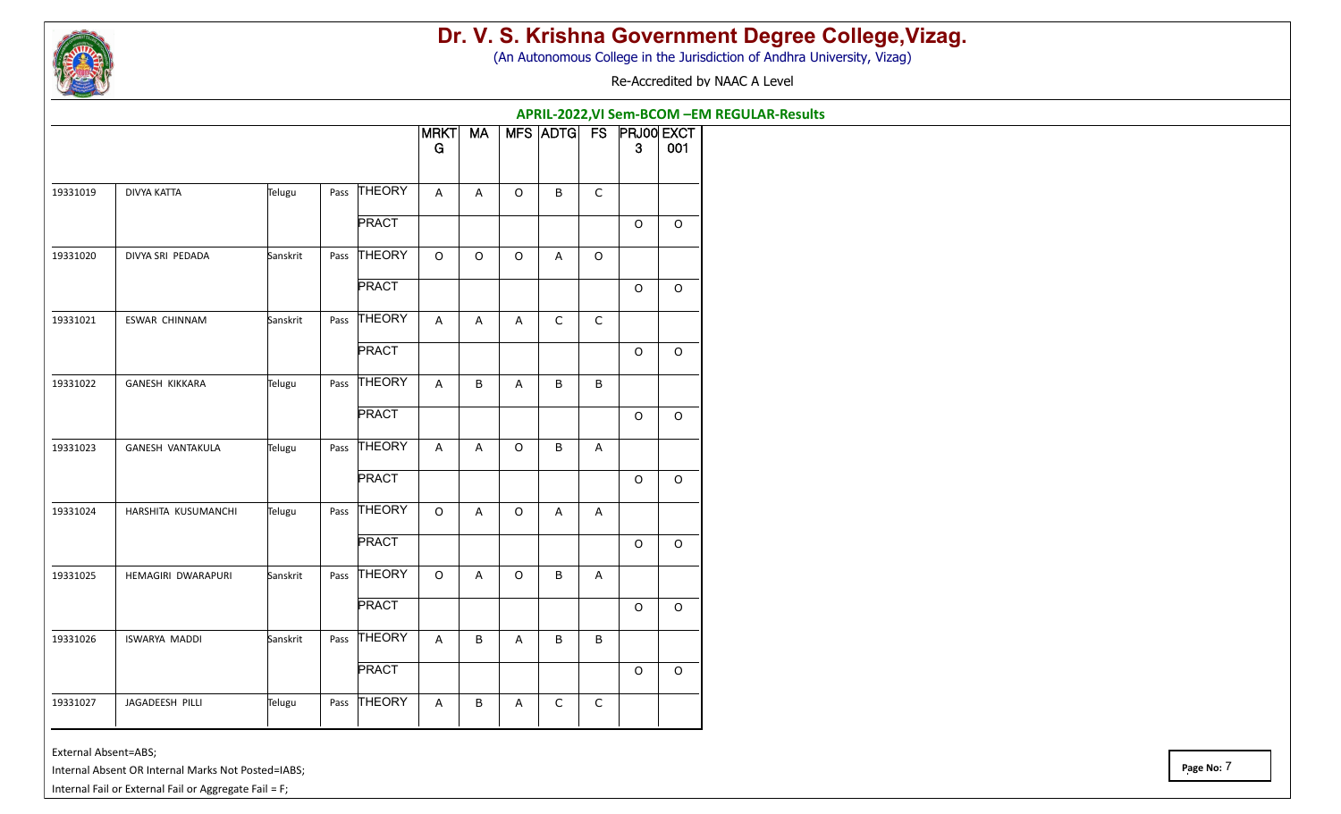# Dr. V. S. Krishna Government Degree College,Vizag.

(An Autonomous College in the Jurisdiction of Andhra University, Vizag)

Re-Accredited by NAAC A Level

## APRIL-2022,VI Sem-BCOM –EM REGULAR-Results

| | | | | | MRKTG | MA | MFS | ADTG | FS | PRJ003 | EXCT001 |
|---|---|---|---|---|---|---|---|---|---|---|---|
| 19331019 | DIVYA KATTA | Telugu | Pass | THEORY | A | A | O | B | C | | |
| | | | | PRACT | | | | | | O | O |
| 19331020 | DIVYA SRI PEDADA | Sanskrit | Pass | THEORY | O | O | O | A | O | | |
| | | | | PRACT | | | | | | O | O |
| 19331021 | ESWAR CHINNAM | Sanskrit | Pass | THEORY | A | A | A | C | C | | |
| | | | | PRACT | | | | | | O | O |
| 19331022 | GANESH KIKKARA | Telugu | Pass | THEORY | A | B | A | B | B | | |
| | | | | PRACT | | | | | | O | O |
| 19331023 | GANESH VANTAKULA | Telugu | Pass | THEORY | A | A | O | B | A | | |
| | | | | PRACT | | | | | | O | O |
| 19331024 | HARSHITA KUSUMANCHI | Telugu | Pass | THEORY | O | A | O | A | A | | |
| | | | | PRACT | | | | | | O | O |
| 19331025 | HEMAGIRI DWARAPURI | Sanskrit | Pass | THEORY | O | A | O | B | A | | |
| | | | | PRACT | | | | | | O | O |
| 19331026 | ISWARYA MADDI | Sanskrit | Pass | THEORY | A | B | A | B | B | | |
| | | | | PRACT | | | | | | O | O |
| 19331027 | JAGADEESH PILLI | Telugu | Pass | THEORY | A | B | A | C | C | | |

External Absent=ABS;

Internal Absent OR Internal Marks Not Posted=IABS;

Internal Fail or External Fail or Aggregate Fail = F;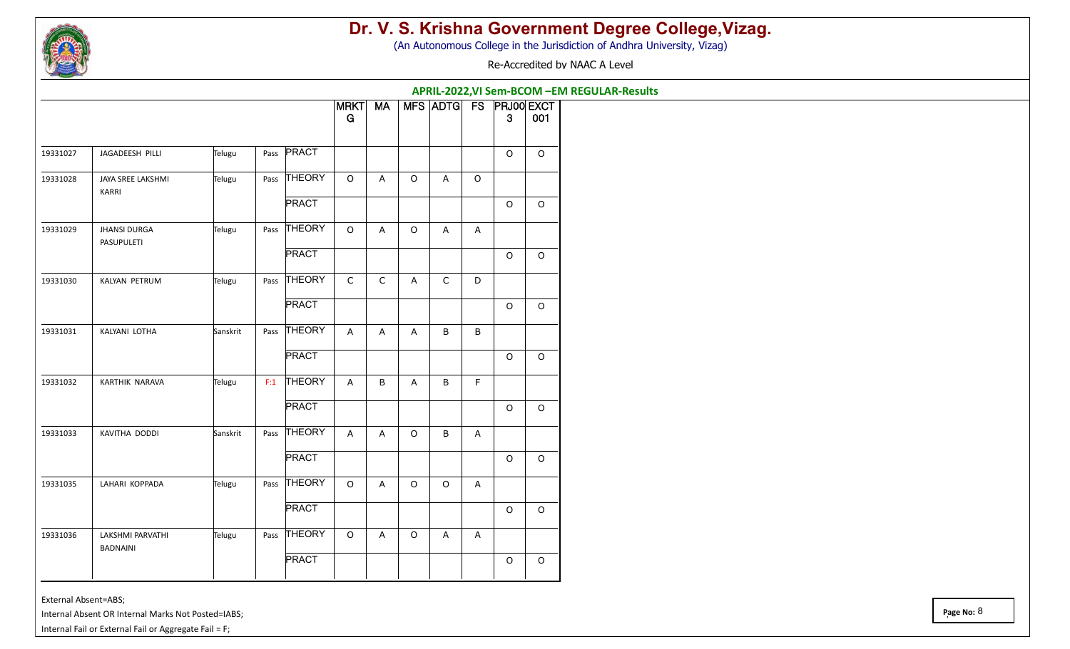# Dr. V. S. Krishna Government Degree College,Vizag.

(An Autonomous College in the Jurisdiction of Andhra University, Vizag)

Re-Accredited by NAAC A Level

**APRIL-2022,VI Sem-BCOM –EM REGULAR-Results**

| | | | | | MRKTG | MA | MFS | ADTG | FS | PRJ003 | EXCT001 |
|---|---|---|---|---|---|---|---|---|---|---|---|
| 19331027 | JAGADEESH PILLI | Telugu | Pass | PRACT | | | | | | O | O |
| 19331028 | JAYA SREE LAKSHMI KARRI | Telugu | Pass | THEORY | O | A | O | A | O | | |
| | | | | PRACT | | | | | | O | O |
| 19331029 | JHANSI DURGA PASUPULETI | Telugu | Pass | THEORY | O | A | O | A | A | | |
| | | | | PRACT | | | | | | O | O |
| 19331030 | KALYAN PETRUM | Telugu | Pass | THEORY | C | C | A | C | D | | |
| | | | | PRACT | | | | | | O | O |
| 19331031 | KALYANI LOTHA | Sanskrit | Pass | THEORY | A | A | A | B | B | | |
| | | | | PRACT | | | | | | O | O |
| 19331032 | KARTHIK NARAVA | Telugu | F:1 | THEORY | A | B | A | B | F | | |
| | | | | PRACT | | | | | | O | O |
| 19331033 | KAVITHA DODDI | Sanskrit | Pass | THEORY | A | A | O | B | A | | |
| | | | | PRACT | | | | | | O | O |
| 19331035 | LAHARI KOPPADA | Telugu | Pass | THEORY | O | A | O | O | A | | |
| | | | | PRACT | | | | | | O | O |
| 19331036 | LAKSHMI PARVATHI BADNAINI | Telugu | Pass | THEORY | O | A | O | A | A | | |
| | | | | PRACT | | | | | | O | O |

External Absent=ABS;

Internal Absent OR Internal Marks Not Posted=IABS;

Internal Fail or External Fail or Aggregate Fail = F;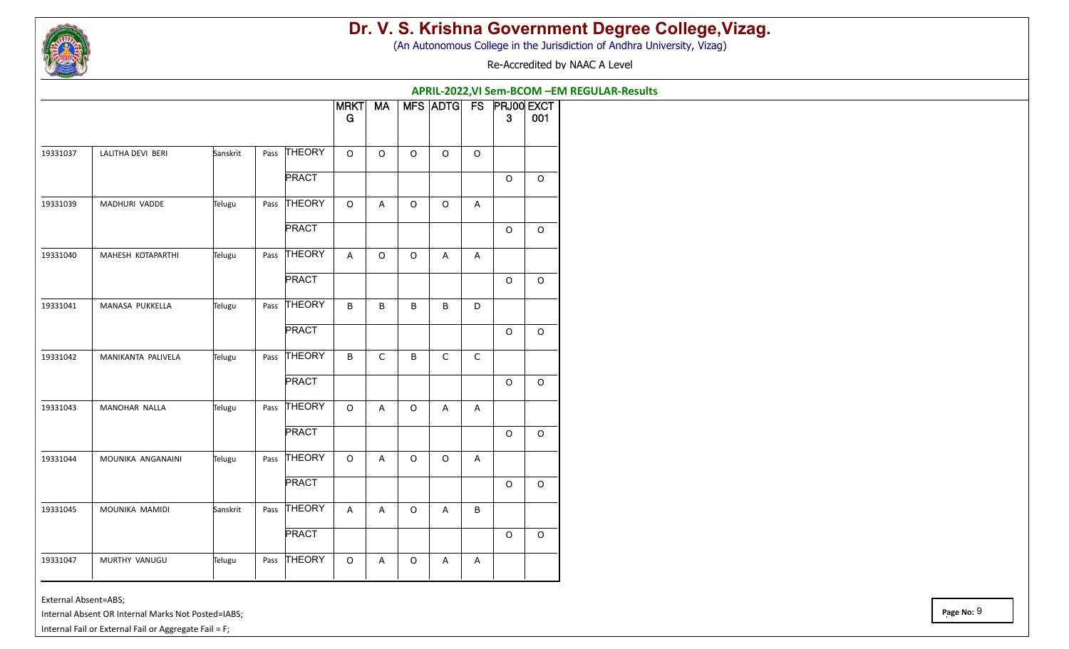# Dr. V. S. Krishna Government Degree College,Vizag.

(An Autonomous College in the Jurisdiction of Andhra University, Vizag)

Re-Accredited by NAAC A Level

## APRIL-2022,VI Sem-BCOM –EM REGULAR-Results

| | | | | | MRKTG | MA | MFS | ADTG | FS | PRJ003 | EXCT001 |
|---|---|---|---|---|---|---|---|---|---|---|---|
| 19331037 | LALITHA DEVI BERI | Sanskrit | Pass | THEORY | O | O | O | O | O | | |
| | | | | PRACT | | | | | | O | O |
| 19331039 | MADHURI VADDE | Telugu | Pass | THEORY | O | A | O | O | A | | |
| | | | | PRACT | | | | | | O | O |
| 19331040 | MAHESH KOTAPARTHI | Telugu | Pass | THEORY | A | O | O | A | A | | |
| | | | | PRACT | | | | | | O | O |
| 19331041 | MANASA PUKKELLA | Telugu | Pass | THEORY | B | B | B | B | D | | |
| | | | | PRACT | | | | | | O | O |
| 19331042 | MANIKANTA PALIVELA | Telugu | Pass | THEORY | B | C | B | C | C | | |
| | | | | PRACT | | | | | | O | O |
| 19331043 | MANOHAR NALLA | Telugu | Pass | THEORY | O | A | O | A | A | | |
| | | | | PRACT | | | | | | O | O |
| 19331044 | MOUNIKA ANGANAINI | Telugu | Pass | THEORY | O | A | O | O | A | | |
| | | | | PRACT | | | | | | O | O |
| 19331045 | MOUNIKA MAMIDI | Sanskrit | Pass | THEORY | A | A | O | A | B | | |
| | | | | PRACT | | | | | | O | O |
| 19331047 | MURTHY VANUGU | Telugu | Pass | THEORY | O | A | O | A | A | | |

External Absent=ABS;

Internal Absent OR Internal Marks Not Posted=IABS;

Internal Fail or External Fail or Aggregate Fail = F;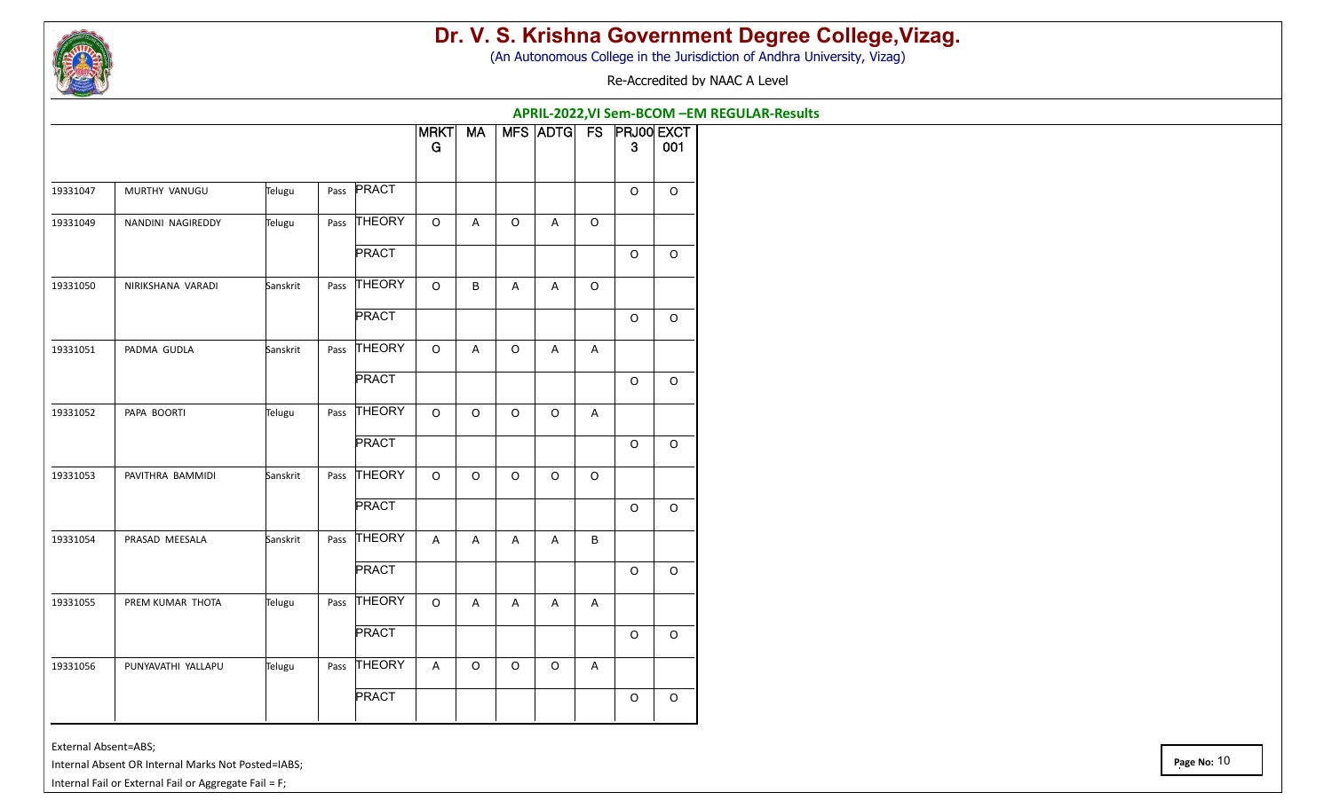# Dr. V. S. Krishna Government Degree College,Vizag.

(An Autonomous College in the Jurisdiction of Andhra University, Vizag)

Re-Accredited by NAAC A Level

## APRIL-2022,VI Sem-BCOM –EM REGULAR-Results

| | | | | | MRKT G | MA | MFS | ADTG | FS | PRJ003 | EXCT 001 |
|---|---|---|---|---|---|---|---|---|---|---|---|
| 19331047 | MURTHY VANUGU | Telugu | Pass | PRACT | | | | | | O | O |
| 19331049 | NANDINI NAGIREDDY | Telugu | Pass | THEORY | O | A | O | A | O | | |
| | | | | PRACT | | | | | | O | O |
| 19331050 | NIRIKSHANA VARADI | Sanskrit | Pass | THEORY | O | B | A | A | O | | |
| | | | | PRACT | | | | | | O | O |
| 19331051 | PADMA GUDLA | Sanskrit | Pass | THEORY | O | A | O | A | A | | |
| | | | | PRACT | | | | | | O | O |
| 19331052 | PAPA BOORTI | Telugu | Pass | THEORY | O | O | O | O | A | | |
| | | | | PRACT | | | | | | O | O |
| 19331053 | PAVITHRA BAMMIDI | Sanskrit | Pass | THEORY | O | O | O | O | O | | |
| | | | | PRACT | | | | | | O | O |
| 19331054 | PRASAD MEESALA | Sanskrit | Pass | THEORY | A | A | A | A | B | | |
| | | | | PRACT | | | | | | O | O |
| 19331055 | PREM KUMAR THOTA | Telugu | Pass | THEORY | O | A | A | A | A | | |
| | | | | PRACT | | | | | | O | O |
| 19331056 | PUNYAVATHI YALLAPU | Telugu | Pass | THEORY | A | O | O | O | A | | |
| | | | | PRACT | | | | | | O | O |

External Absent=ABS;

Internal Absent OR Internal Marks Not Posted=IABS;

Internal Fail or External Fail or Aggregate Fail = F;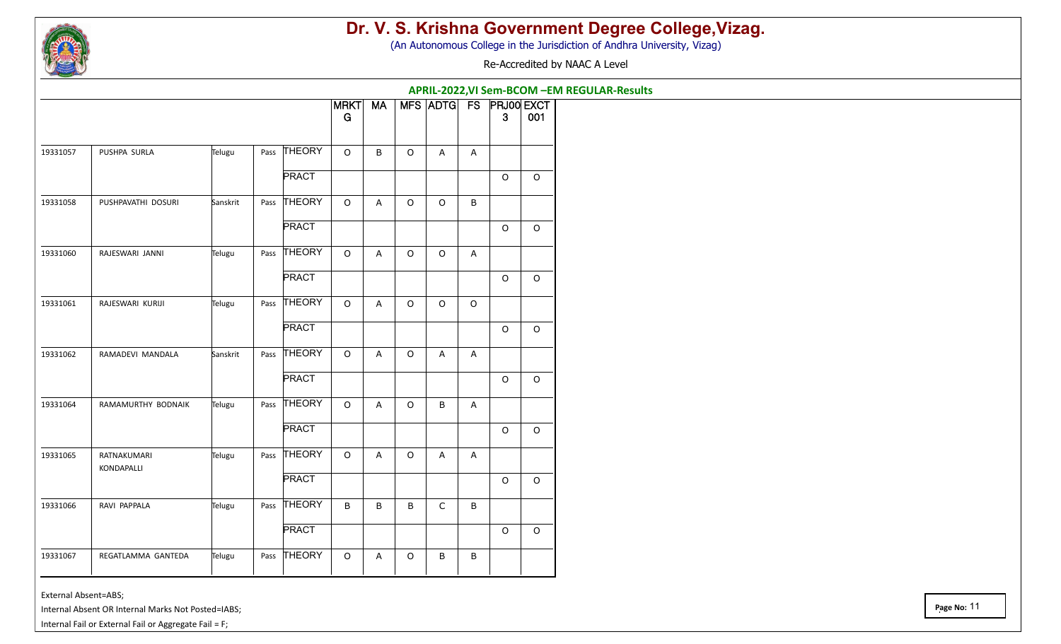# Dr. V. S. Krishna Government Degree College,Vizag.

(An Autonomous College in the Jurisdiction of Andhra University, Vizag)

Re-Accredited by NAAC A Level

## APRIL-2022,VI Sem-BCOM –EM REGULAR-Results

| | | | | | MRKTG | MA | MFS | ADTG | FS | PRJ003 | EXCT001 |
|---|---|---|---|---|---|---|---|---|---|---|---|
| 19331057 | PUSHPA SURLA | Telugu | Pass | THEORY | O | B | O | A | A | | |
| | | | | PRACT | | | | | | O | O |
| 19331058 | PUSHPAVATHI DOSURI | Sanskrit | Pass | THEORY | O | A | O | O | B | | |
| | | | | PRACT | | | | | | O | O |
| 19331060 | RAJESWARI JANNI | Telugu | Pass | THEORY | O | A | O | O | A | | |
| | | | | PRACT | | | | | | O | O |
| 19331061 | RAJESWARI KURIJI | Telugu | Pass | THEORY | O | A | O | O | O | | |
| | | | | PRACT | | | | | | O | O |
| 19331062 | RAMADEVI MANDALA | Sanskrit | Pass | THEORY | O | A | O | A | A | | |
| | | | | PRACT | | | | | | O | O |
| 19331064 | RAMAMURTHY BODNAIK | Telugu | Pass | THEORY | O | A | O | B | A | | |
| | | | | PRACT | | | | | | O | O |
| 19331065 | RATNAKUMARI KONDAPALLI | Telugu | Pass | THEORY | O | A | O | A | A | | |
| | | | | PRACT | | | | | | O | O |
| 19331066 | RAVI PAPPALA | Telugu | Pass | THEORY | B | B | B | C | B | | |
| | | | | PRACT | | | | | | O | O |
| 19331067 | REGATLAMMA GANTEDA | Telugu | Pass | THEORY | O | A | O | B | B | | |

External Absent=ABS;

Internal Absent OR Internal Marks Not Posted=IABS;

Internal Fail or External Fail or Aggregate Fail = F;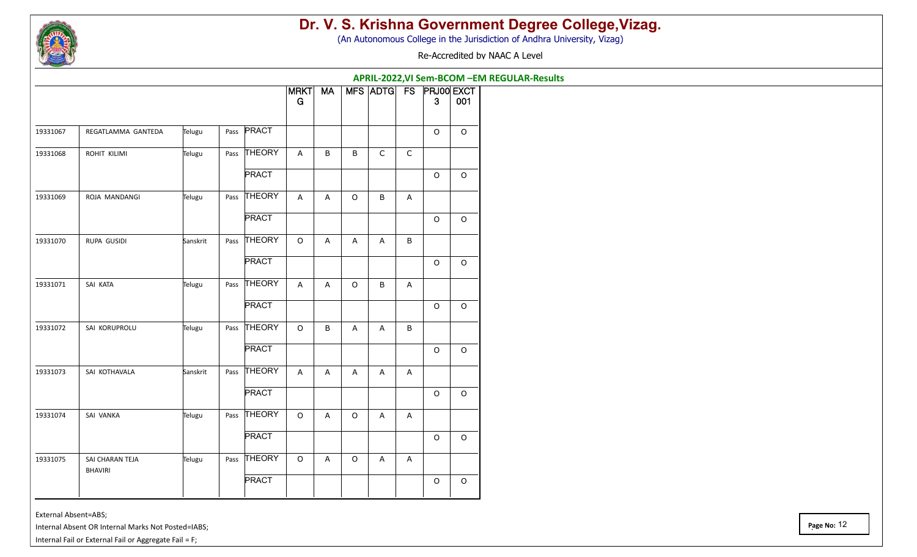# Dr. V. S. Krishna Government Degree College,Vizag.

(An Autonomous College in the Jurisdiction of Andhra University, Vizag)

Re-Accredited by NAAC A Level

**APRIL-2022,VI Sem-BCOM –EM REGULAR-Results**

| | | | | | MRKTG | MA | MFS | ADTG | FS | PRJ003 | EXCT001 |
|---|---|---|---|---|---|---|---|---|---|---|---|
| 19331067 | REGATLAMMA GANTEDA | Telugu | Pass | PRACT | | | | | | O | O |
| 19331068 | ROHIT KILIMI | Telugu | Pass | THEORY | A | B | B | C | C | | |
| | | | | PRACT | | | | | | O | O |
| 19331069 | ROJA MANDANGI | Telugu | Pass | THEORY | A | A | O | B | A | | |
| | | | | PRACT | | | | | | O | O |
| 19331070 | RUPA GUSIDI | Sanskrit | Pass | THEORY | O | A | A | A | B | | |
| | | | | PRACT | | | | | | O | O |
| 19331071 | SAI KATA | Telugu | Pass | THEORY | A | A | O | B | A | | |
| | | | | PRACT | | | | | | O | O |
| 19331072 | SAI KORUPROLU | Telugu | Pass | THEORY | O | B | A | A | B | | |
| | | | | PRACT | | | | | | O | O |
| 19331073 | SAI KOTHAVALA | Sanskrit | Pass | THEORY | A | A | A | A | A | | |
| | | | | PRACT | | | | | | O | O |
| 19331074 | SAI VANKA | Telugu | Pass | THEORY | O | A | O | A | A | | |
| | | | | PRACT | | | | | | O | O |
| 19331075 | SAI CHARAN TEJA BHAVIRI | Telugu | Pass | THEORY | O | A | O | A | A | | |
| | | | | PRACT | | | | | | O | O |

External Absent=ABS;

Internal Absent OR Internal Marks Not Posted=IABS;

Internal Fail or External Fail or Aggregate Fail = F;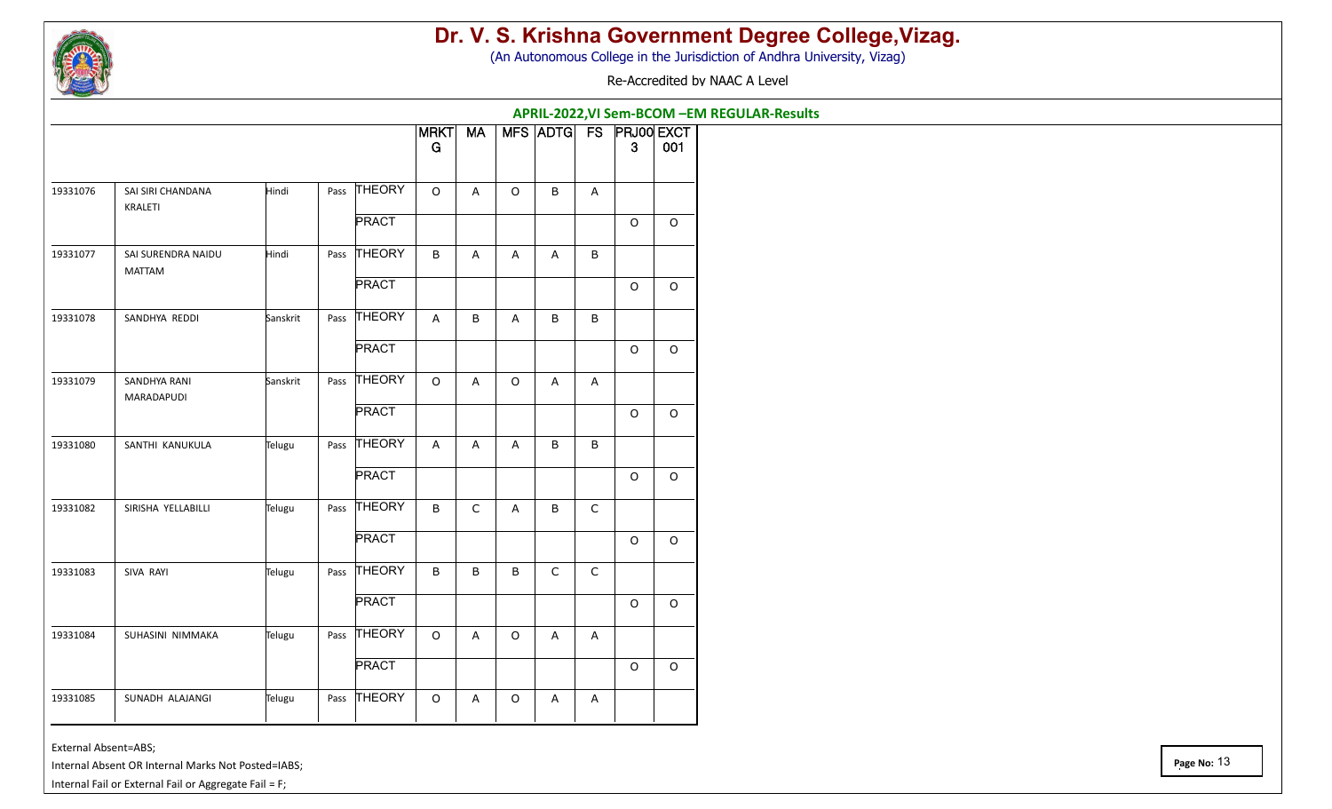# Dr. V. S. Krishna Government Degree College,Vizag.

(An Autonomous College in the Jurisdiction of Andhra University, Vizag)

Re-Accredited by NAAC A Level

## APRIL-2022,VI Sem-BCOM –EM REGULAR-Results

| | | | | | MRKTG | MA | MFS | ADTG | FS | PRJ003 | EXCT001 |
|---|---|---|---|---|---|---|---|---|---|---|---|
| 19331076 | SAI SIRI CHANDANA KRALETI | Hindi | Pass | THEORY | O | A | O | B | A | | |
| | | | | PRACT | | | | | | O | O |
| 19331077 | SAI SURENDRA NAIDU MATTAM | Hindi | Pass | THEORY | B | A | A | A | B | | |
| | | | | PRACT | | | | | | O | O |
| 19331078 | SANDHYA REDDI | Sanskrit | Pass | THEORY | A | B | A | B | B | | |
| | | | | PRACT | | | | | | O | O |
| 19331079 | SANDHYA RANI MARADAPUDI | Sanskrit | Pass | THEORY | O | A | O | A | A | | |
| | | | | PRACT | | | | | | O | O |
| 19331080 | SANTHI KANUKULA | Telugu | Pass | THEORY | A | A | A | B | B | | |
| | | | | PRACT | | | | | | O | O |
| 19331082 | SIRISHA YELLABILLI | Telugu | Pass | THEORY | B | C | A | B | C | | |
| | | | | PRACT | | | | | | O | O |
| 19331083 | SIVA RAYI | Telugu | Pass | THEORY | B | B | B | C | C | | |
| | | | | PRACT | | | | | | O | O |
| 19331084 | SUHASINI NIMMAKA | Telugu | Pass | THEORY | O | A | O | A | A | | |
| | | | | PRACT | | | | | | O | O |
| 19331085 | SUNADH ALAJANGI | Telugu | Pass | THEORY | O | A | O | A | A | | |

External Absent=ABS;

Internal Absent OR Internal Marks Not Posted=IABS;

Internal Fail or External Fail or Aggregate Fail = F;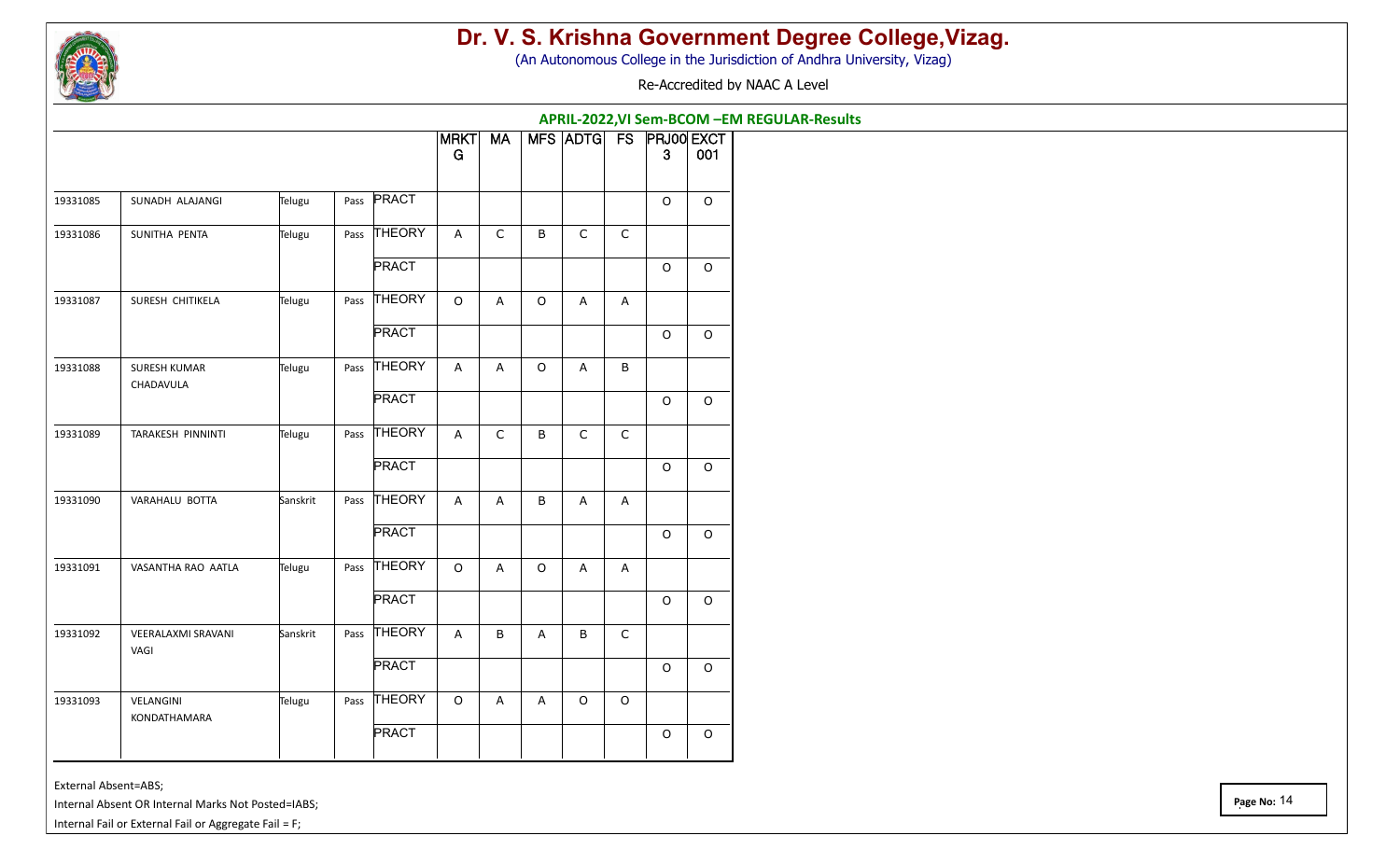# Dr. V. S. Krishna Government Degree College,Vizag.

(An Autonomous College in the Jurisdiction of Andhra University, Vizag)

Re-Accredited by NAAC A Level

## APRIL-2022,VI Sem-BCOM –EM REGULAR-Results

| | | | | | MRKTG | MA | MFS | ADTG | FS | PRJ003 | EXCT001 |
|---|---|---|---|---|---|---|---|---|---|---|---|
| 19331085 | SUNADH ALAJANGI | Telugu | Pass | PRACT | | | | | | O | O |
| 19331086 | SUNITHA PENTA | Telugu | Pass | THEORY | A | C | B | C | C | | |
| | | | | PRACT | | | | | | O | O |
| 19331087 | SURESH CHITIKELA | Telugu | Pass | THEORY | O | A | O | A | A | | |
| | | | | PRACT | | | | | | O | O |
| 19331088 | SURESH KUMAR CHADAVULA | Telugu | Pass | THEORY | A | A | O | A | B | | |
| | | | | PRACT | | | | | | O | O |
| 19331089 | TARAKESH PINNINTI | Telugu | Pass | THEORY | A | C | B | C | C | | |
| | | | | PRACT | | | | | | O | O |
| 19331090 | VARAHALU BOTTA | Sanskrit | Pass | THEORY | A | A | B | A | A | | |
| | | | | PRACT | | | | | | O | O |
| 19331091 | VASANTHA RAO AATLA | Telugu | Pass | THEORY | O | A | O | A | A | | |
| | | | | PRACT | | | | | | O | O |
| 19331092 | VEERALAXMI SRAVANI VAGI | Sanskrit | Pass | THEORY | A | B | A | B | C | | |
| | | | | PRACT | | | | | | O | O |
| 19331093 | VELANGINI KONDATHAMARA | Telugu | Pass | THEORY | O | A | A | O | O | | |
| | | | | PRACT | | | | | | O | O |

External Absent=ABS;

Internal Absent OR Internal Marks Not Posted=IABS;

Internal Fail or External Fail or Aggregate Fail = F;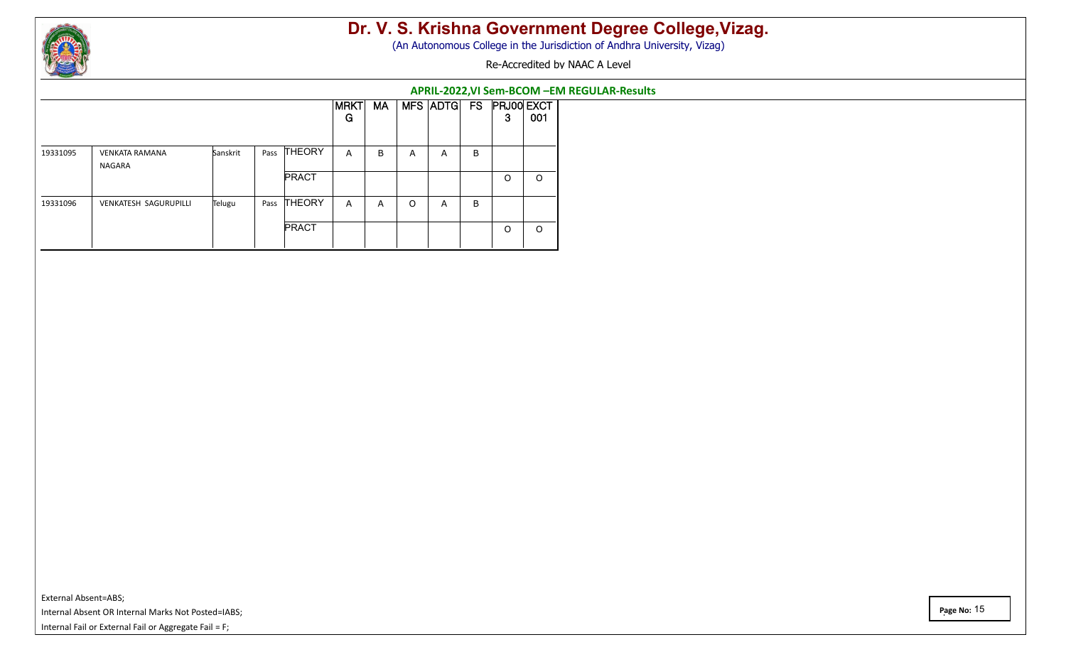# Dr. V. S. Krishna Government Degree College,Vizag.

(An Autonomous College in the Jurisdiction of Andhra University, Vizag)

Re-Accredited by NAAC A Level

## APRIL-2022,VI Sem-BCOM –EM REGULAR-Results

| | | | | | MRKTG | MA | MFS | ADTG | FS | PRJ003 | EXCT001 |
|---|---|---|---|---|---|---|---|---|---|---|---|
| 19331095 | VENKATA RAMANA NAGARA | Sanskrit | Pass | THEORY | A | B | A | A | B | | |
| | | | | PRACT | | | | | | O | O |
| 19331096 | VENKATESH SAGURUPILLI | Telugu | Pass | THEORY | A | A | O | A | B | | |
| | | | | PRACT | | | | | | O | O |

External Absent=ABS;

Internal Absent OR Internal Marks Not Posted=IABS;

Internal Fail or External Fail or Aggregate Fail = F;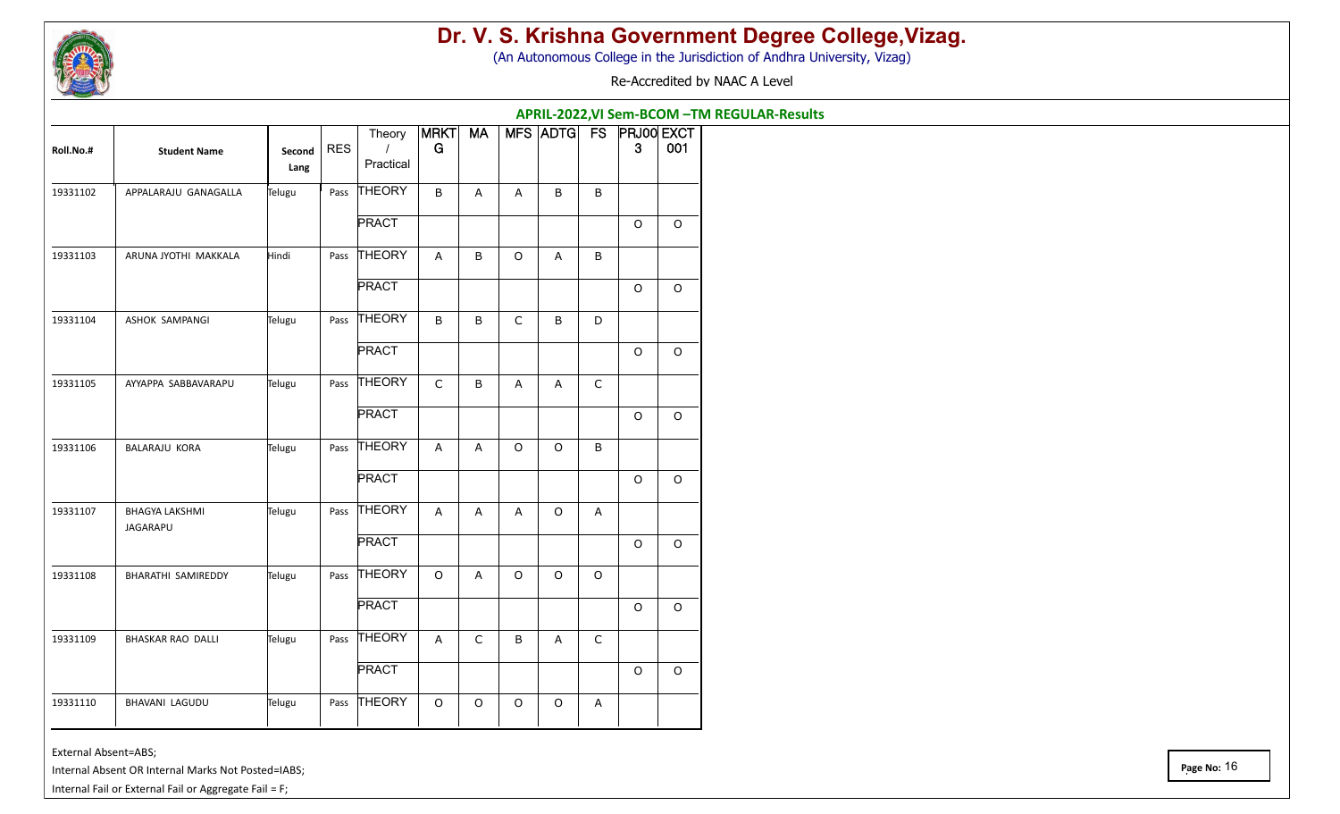# Dr. V. S. Krishna Government Degree College,Vizag.

(An Autonomous College in the Jurisdiction of Andhra University, Vizag)

Re-Accredited by NAAC A Level

**APRIL-2022,VI Sem-BCOM –TM REGULAR-Results**

| Roll.No.# | Student Name | Second Lang | RES | Theory / Practical | MRKTG | MA | MFS | ADTG | FS | PRJ003 | EXCT001 |
|---|---|---|---|---|---|---|---|---|---|---|---|
| 19331102 | APPALARAJU GANAGALLA | Telugu | Pass | THEORY | B | A | A | B | B | | |
| | | | | PRACT | | | | | | O | O |
| 19331103 | ARUNA JYOTHI MAKKALA | Hindi | Pass | THEORY | A | B | O | A | B | | |
| | | | | PRACT | | | | | | O | O |
| 19331104 | ASHOK SAMPANGI | Telugu | Pass | THEORY | B | B | C | B | D | | |
| | | | | PRACT | | | | | | O | O |
| 19331105 | AYYAPPA SABBAVARAPU | Telugu | Pass | THEORY | C | B | A | A | C | | |
| | | | | PRACT | | | | | | O | O |
| 19331106 | BALARAJU KORA | Telugu | Pass | THEORY | A | A | O | O | B | | |
| | | | | PRACT | | | | | | O | O |
| 19331107 | BHAGYA LAKSHMI JAGARAPU | Telugu | Pass | THEORY | A | A | A | O | A | | |
| | | | | PRACT | | | | | | O | O |
| 19331108 | BHARATHI SAMIREDDY | Telugu | Pass | THEORY | O | A | O | O | O | | |
| | | | | PRACT | | | | | | O | O |
| 19331109 | BHASKAR RAO DALLI | Telugu | Pass | THEORY | A | C | B | A | C | | |
| | | | | PRACT | | | | | | O | O |
| 19331110 | BHAVANI LAGUDU | Telugu | Pass | THEORY | O | O | O | O | A | | |

External Absent=ABS;

Internal Absent OR Internal Marks Not Posted=IABS;

Internal Fail or External Fail or Aggregate Fail = F;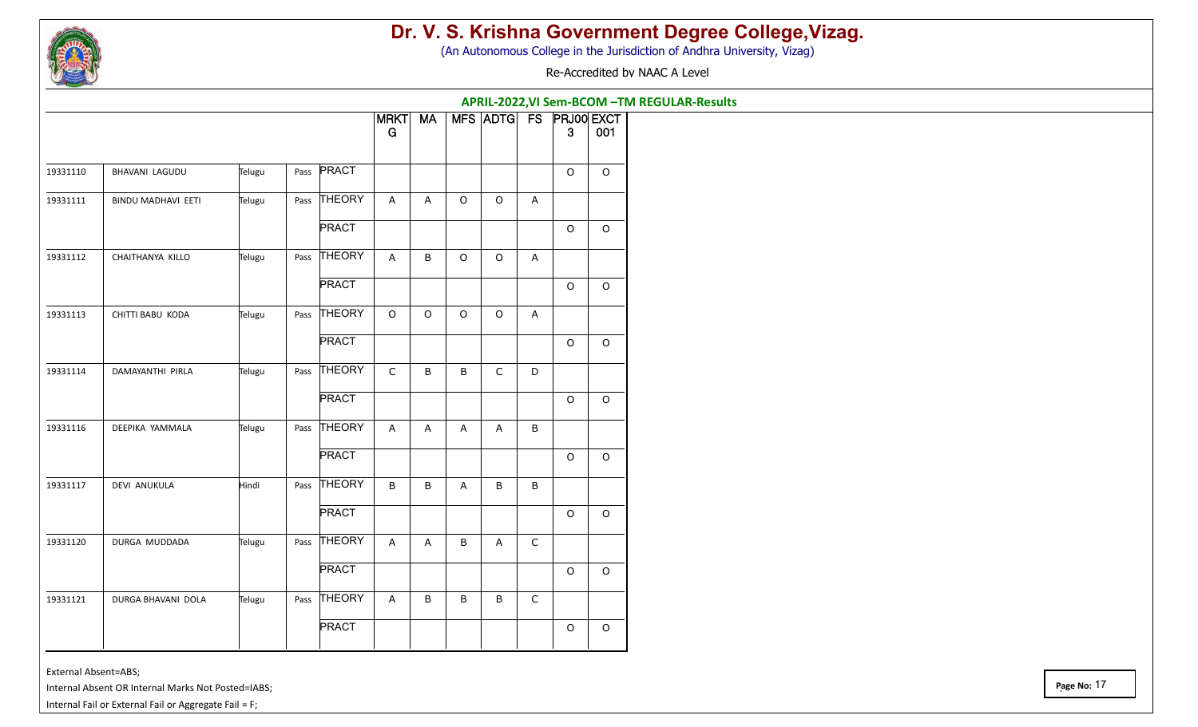# Dr. V. S. Krishna Government Degree College,Vizag.

(An Autonomous College in the Jurisdiction of Andhra University, Vizag)

Re-Accredited by NAAC A Level

## APRIL-2022,VI Sem-BCOM –TM REGULAR-Results

| | | | | | MRKTG | MA | MFS | ADTG | FS | PRJ003 | EXCT001 |
|---|---|---|---|---|---|---|---|---|---|---|---|
| 19331110 | BHAVANI LAGUDU | Telugu | Pass | PRACT | | | | | | O | O |
| 19331111 | BINDU MADHAVI EETI | Telugu | Pass | THEORY | A | A | O | O | A | | |
| | | | | PRACT | | | | | | O | O |
| 19331112 | CHAITHANYA KILLO | Telugu | Pass | THEORY | A | B | O | O | A | | |
| | | | | PRACT | | | | | | O | O |
| 19331113 | CHITTI BABU KODA | Telugu | Pass | THEORY | O | O | O | O | A | | |
| | | | | PRACT | | | | | | O | O |
| 19331114 | DAMAYANTHI PIRLA | Telugu | Pass | THEORY | C | B | B | C | D | | |
| | | | | PRACT | | | | | | O | O |
| 19331116 | DEEPIKA YAMMALA | Telugu | Pass | THEORY | A | A | A | A | B | | |
| | | | | PRACT | | | | | | O | O |
| 19331117 | DEVI ANUKULA | Hindi | Pass | THEORY | B | B | A | B | B | | |
| | | | | PRACT | | | | | | O | O |
| 19331120 | DURGA MUDDADA | Telugu | Pass | THEORY | A | A | B | A | C | | |
| | | | | PRACT | | | | | | O | O |
| 19331121 | DURGA BHAVANI DOLA | Telugu | Pass | THEORY | A | B | B | B | C | | |
| | | | | PRACT | | | | | | O | O |

External Absent=ABS;

Internal Absent OR Internal Marks Not Posted=IABS;

Internal Fail or External Fail or Aggregate Fail = F;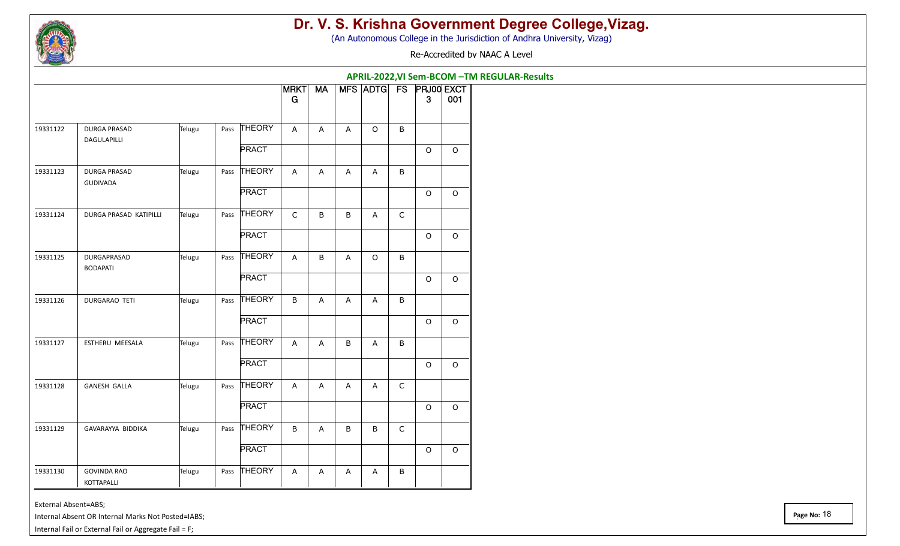# Dr. V. S. Krishna Government Degree College,Vizag.

(An Autonomous College in the Jurisdiction of Andhra University, Vizag)

Re-Accredited by NAAC A Level

**APRIL-2022,VI Sem-BCOM –TM REGULAR-Results**

| | | | | | MRKTG | MA | MFS | ADTG | FS | PRJ003 | EXCT001 |
|---|---|---|---|---|---|---|---|---|---|---|---|
| 19331122 | DURGA PRASAD DAGULAPILLI | Telugu | Pass | THEORY | A | A | A | O | B | | |
| | | | | PRACT | | | | | | O | O |
| 19331123 | DURGA PRASAD GUDIVADA | Telugu | Pass | THEORY | A | A | A | A | B | | |
| | | | | PRACT | | | | | | O | O |
| 19331124 | DURGA PRASAD KATIPILLI | Telugu | Pass | THEORY | C | B | B | A | C | | |
| | | | | PRACT | | | | | | O | O |
| 19331125 | DURGAPRASAD BODAPATI | Telugu | Pass | THEORY | A | B | A | O | B | | |
| | | | | PRACT | | | | | | O | O |
| 19331126 | DURGARAO TETI | Telugu | Pass | THEORY | B | A | A | A | B | | |
| | | | | PRACT | | | | | | O | O |
| 19331127 | ESTHERU MEESALA | Telugu | Pass | THEORY | A | A | B | A | B | | |
| | | | | PRACT | | | | | | O | O |
| 19331128 | GANESH GALLA | Telugu | Pass | THEORY | A | A | A | A | C | | |
| | | | | PRACT | | | | | | O | O |
| 19331129 | GAVARAYYA BIDDIKA | Telugu | Pass | THEORY | B | A | B | B | C | | |
| | | | | PRACT | | | | | | O | O |
| 19331130 | GOVINDA RAO KOTTAPALLI | Telugu | Pass | THEORY | A | A | A | A | B | | |

External Absent=ABS;

Internal Absent OR Internal Marks Not Posted=IABS;

Internal Fail or External Fail or Aggregate Fail = F;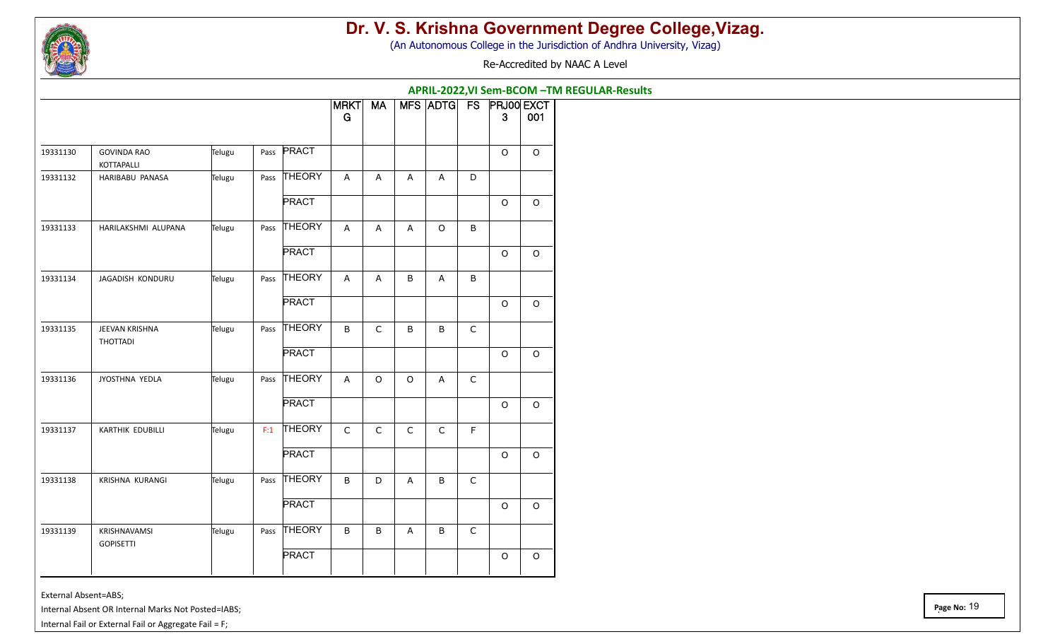# Dr. V. S. Krishna Government Degree College,Vizag.

(An Autonomous College in the Jurisdiction of Andhra University, Vizag)

Re-Accredited by NAAC A Level

## APRIL-2022,VI Sem-BCOM –TM REGULAR-Results

| | | | | | MRKTG | MA | MFS | ADTG | FS | PRJ003 | EXCT001 |
|---|---|---|---|---|---|---|---|---|---|---|---|
| 19331130 | GOVINDA RAO KOTTAPALLI | Telugu | Pass | PRACT | | | | | | O | O |
| 19331132 | HARIBABU PANASA | Telugu | Pass | THEORY | A | A | A | A | D | | |
| | | | | PRACT | | | | | | O | O |
| 19331133 | HARILAKSHMI ALUPANA | Telugu | Pass | THEORY | A | A | A | O | B | | |
| | | | | PRACT | | | | | | O | O |
| 19331134 | JAGADISH KONDURU | Telugu | Pass | THEORY | A | A | B | A | B | | |
| | | | | PRACT | | | | | | O | O |
| 19331135 | JEEVAN KRISHNA THOTTADI | Telugu | Pass | THEORY | B | C | B | B | C | | |
| | | | | PRACT | | | | | | O | O |
| 19331136 | JYOSTHNA YEDLA | Telugu | Pass | THEORY | A | O | O | A | C | | |
| | | | | PRACT | | | | | | O | O |
| 19331137 | KARTHIK EDUBILLI | Telugu | F:1 | THEORY | C | C | C | C | F | | |
| | | | | PRACT | | | | | | O | O |
| 19331138 | KRISHNA KURANGI | Telugu | Pass | THEORY | B | D | A | B | C | | |
| | | | | PRACT | | | | | | O | O |
| 19331139 | KRISHNAVAMSI GOPISETTI | Telugu | Pass | THEORY | B | B | A | B | C | | |
| | | | | PRACT | | | | | | O | O |

External Absent=ABS;

Internal Absent OR Internal Marks Not Posted=IABS;

Internal Fail or External Fail or Aggregate Fail = F;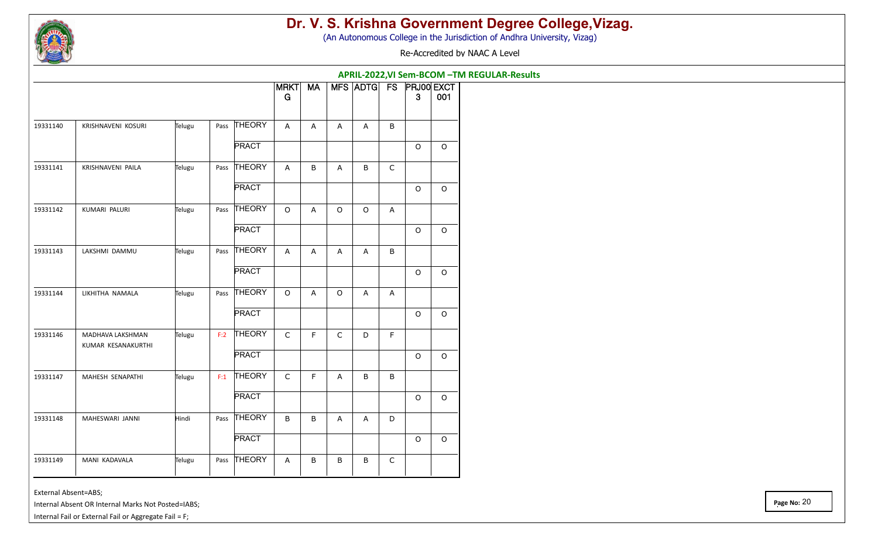# Dr. V. S. Krishna Government Degree College,Vizag.

(An Autonomous College in the Jurisdiction of Andhra University, Vizag)

Re-Accredited by NAAC A Level

## APRIL-2022,VI Sem-BCOM –TM REGULAR-Results

| | | | | | MRKTG | MA | MFS | ADTG | FS | PRJ003 | EXCT001 |
|---|---|---|---|---|---|---|---|---|---|---|---|
| 19331140 | KRISHNAVENI KOSURI | Telugu | Pass | THEORY | A | A | A | A | B | | |
| | | | | PRACT | | | | | | O | O |
| 19331141 | KRISHNAVENI PAILA | Telugu | Pass | THEORY | A | B | A | B | C | | |
| | | | | PRACT | | | | | | O | O |
| 19331142 | KUMARI PALURI | Telugu | Pass | THEORY | O | A | O | O | A | | |
| | | | | PRACT | | | | | | O | O |
| 19331143 | LAKSHMI DAMMU | Telugu | Pass | THEORY | A | A | A | A | B | | |
| | | | | PRACT | | | | | | O | O |
| 19331144 | LIKHITHA NAMALA | Telugu | Pass | THEORY | O | A | O | A | A | | |
| | | | | PRACT | | | | | | O | O |
| 19331146 | MADHAVA LAKSHMAN KUMAR KESANAKURTHI | Telugu | F:2 | THEORY | C | F | C | D | F | | |
| | | | | PRACT | | | | | | O | O |
| 19331147 | MAHESH SENAPATHI | Telugu | F:1 | THEORY | C | F | A | B | B | | |
| | | | | PRACT | | | | | | O | O |
| 19331148 | MAHESWARI JANNI | Hindi | Pass | THEORY | B | B | A | A | D | | |
| | | | | PRACT | | | | | | O | O |
| 19331149 | MANI KADAVALA | Telugu | Pass | THEORY | A | B | B | B | C | | |

External Absent=ABS;

Internal Absent OR Internal Marks Not Posted=IABS;

Internal Fail or External Fail or Aggregate Fail = F;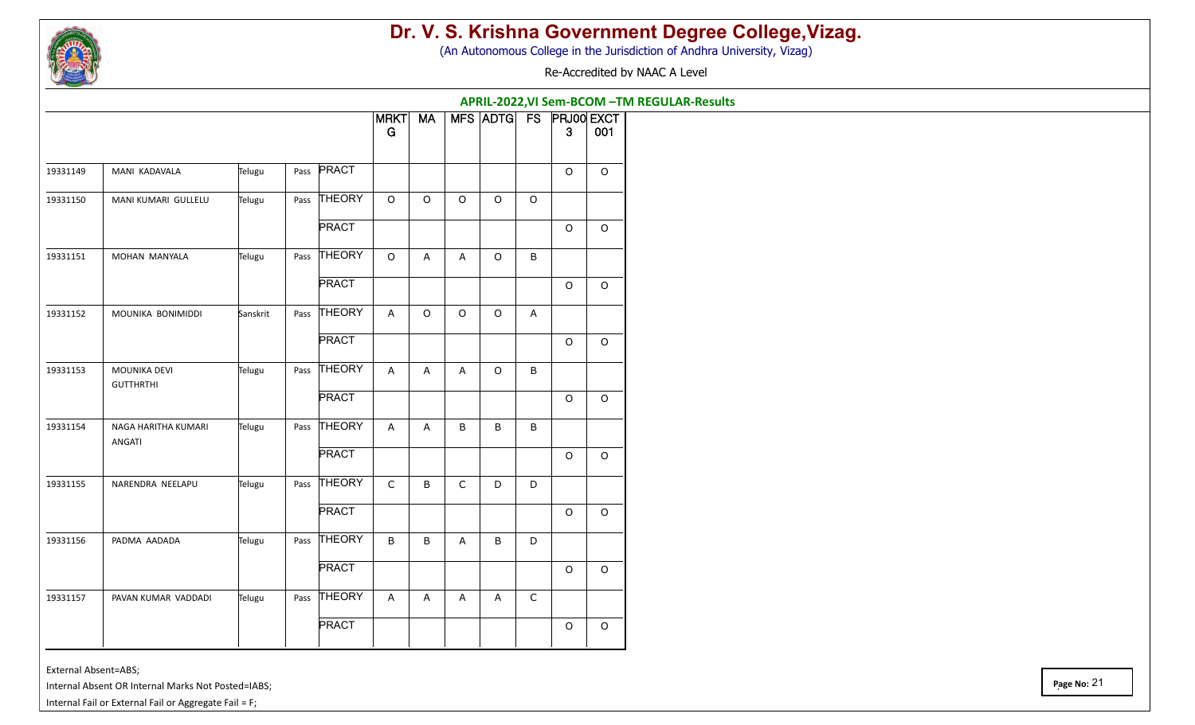# Dr. V. S. Krishna Government Degree College,Vizag.

(An Autonomous College in the Jurisdiction of Andhra University, Vizag)

Re-Accredited by NAAC A Level

## APRIL-2022,VI Sem-BCOM –TM REGULAR-Results

| | | | | | MRKTG | MA | MFS | ADTG | FS | PRJ003 | EXCT001 |
|---|---|---|---|---|---|---|---|---|---|---|---|
| 19331149 | MANI KADAVALA | Telugu | Pass | PRACT | | | | | | O | O |
| 19331150 | MANI KUMARI GULLELU | Telugu | Pass | THEORY | O | O | O | O | O | | |
| | | | | PRACT | | | | | | O | O |
| 19331151 | MOHAN MANYALA | Telugu | Pass | THEORY | O | A | A | O | B | | |
| | | | | PRACT | | | | | | O | O |
| 19331152 | MOUNIKA BONIMIDDI | Sanskrit | Pass | THEORY | A | O | O | O | A | | |
| | | | | PRACT | | | | | | O | O |
| 19331153 | MOUNIKA DEVI GUTTHRTHI | Telugu | Pass | THEORY | A | A | A | O | B | | |
| | | | | PRACT | | | | | | O | O |
| 19331154 | NAGA HARITHA KUMARI ANGATI | Telugu | Pass | THEORY | A | A | B | B | B | | |
| | | | | PRACT | | | | | | O | O |
| 19331155 | NARENDRA NEELAPU | Telugu | Pass | THEORY | C | B | C | D | D | | |
| | | | | PRACT | | | | | | O | O |
| 19331156 | PADMA AADADA | Telugu | Pass | THEORY | B | B | A | B | D | | |
| | | | | PRACT | | | | | | O | O |
| 19331157 | PAVAN KUMAR VADDADI | Telugu | Pass | THEORY | A | A | A | A | C | | |
| | | | | PRACT | | | | | | O | O |

External Absent=ABS;

Internal Absent OR Internal Marks Not Posted=IABS;

Internal Fail or External Fail or Aggregate Fail = F;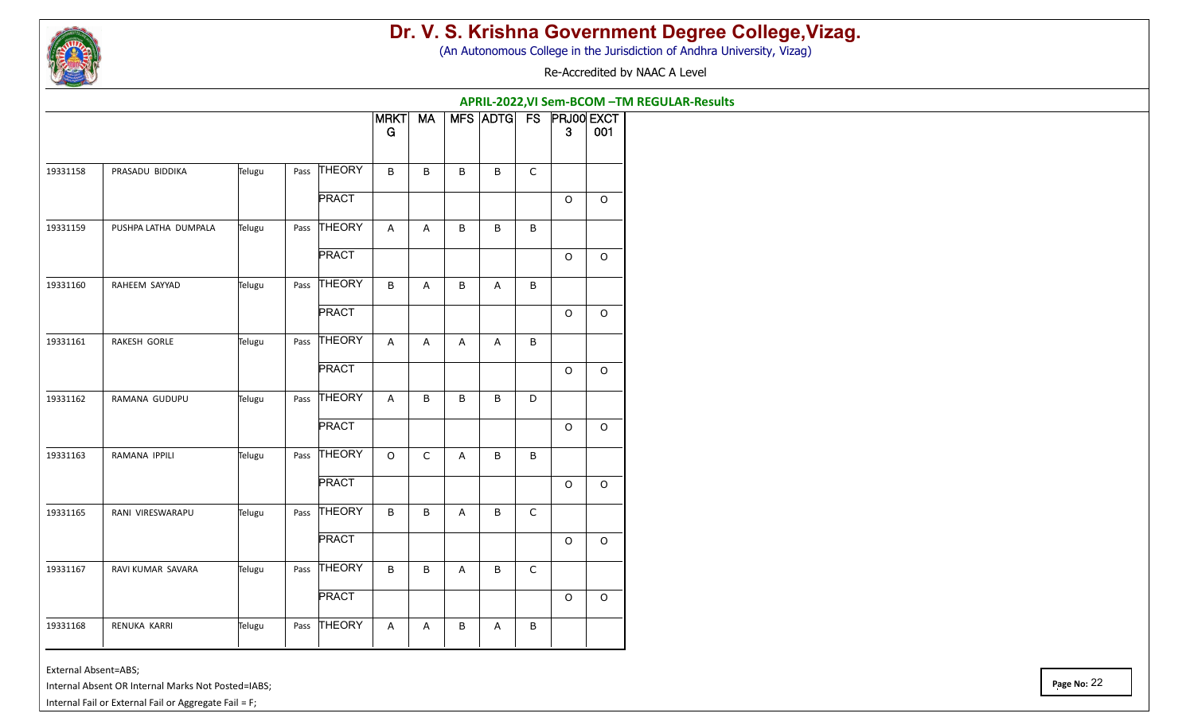# Dr. V. S. Krishna Government Degree College,Vizag.

(An Autonomous College in the Jurisdiction of Andhra University, Vizag)

Re-Accredited by NAAC A Level

## APRIL-2022,VI Sem-BCOM –TM REGULAR-Results

| | | | | | MRKTG | MA | MFS | ADTG | FS | PRJ003 | EXCT001 |
|---|---|---|---|---|---|---|---|---|---|---|---|
| 19331158 | PRASADU BIDDIKA | Telugu | Pass | THEORY | B | B | B | B | C | | |
| | | | | PRACT | | | | | | O | O |
| 19331159 | PUSHPA LATHA DUMPALA | Telugu | Pass | THEORY | A | A | B | B | B | | |
| | | | | PRACT | | | | | | O | O |
| 19331160 | RAHEEM SAYYAD | Telugu | Pass | THEORY | B | A | B | A | B | | |
| | | | | PRACT | | | | | | O | O |
| 19331161 | RAKESH GORLE | Telugu | Pass | THEORY | A | A | A | A | B | | |
| | | | | PRACT | | | | | | O | O |
| 19331162 | RAMANA GUDUPU | Telugu | Pass | THEORY | A | B | B | B | D | | |
| | | | | PRACT | | | | | | O | O |
| 19331163 | RAMANA IPPILI | Telugu | Pass | THEORY | O | C | A | B | B | | |
| | | | | PRACT | | | | | | O | O |
| 19331165 | RANI VIRESWARAPU | Telugu | Pass | THEORY | B | B | A | B | C | | |
| | | | | PRACT | | | | | | O | O |
| 19331167 | RAVI KUMAR SAVARA | Telugu | Pass | THEORY | B | B | A | B | C | | |
| | | | | PRACT | | | | | | O | O |
| 19331168 | RENUKA KARRI | Telugu | Pass | THEORY | A | A | B | A | B | | |

External Absent=ABS;

Internal Absent OR Internal Marks Not Posted=IABS;

Internal Fail or External Fail or Aggregate Fail = F;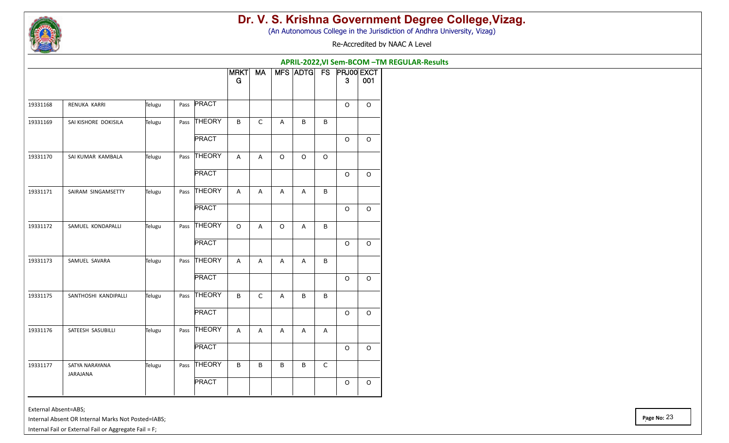# Dr. V. S. Krishna Government Degree College,Vizag.

(An Autonomous College in the Jurisdiction of Andhra University, Vizag)

Re-Accredited by NAAC A Level

## APRIL-2022,VI Sem-BCOM –TM REGULAR-Results

| | | | | | MRKTG | MA | MFS | ADTG | FS | PRJ003 | EXCT001 |
|---|---|---|---|---|---|---|---|---|---|---|---|
| 19331168 | RENUKA KARRI | Telugu | Pass | PRACT | | | | | | O | O |
| 19331169 | SAI KISHORE DOKISILA | Telugu | Pass | THEORY | B | C | A | B | B | | |
| | | | | PRACT | | | | | | O | O |
| 19331170 | SAI KUMAR KAMBALA | Telugu | Pass | THEORY | A | A | O | O | O | | |
| | | | | PRACT | | | | | | O | O |
| 19331171 | SAIRAM SINGAMSETTY | Telugu | Pass | THEORY | A | A | A | A | B | | |
| | | | | PRACT | | | | | | O | O |
| 19331172 | SAMUEL KONDAPALLI | Telugu | Pass | THEORY | O | A | O | A | B | | |
| | | | | PRACT | | | | | | O | O |
| 19331173 | SAMUEL SAVARA | Telugu | Pass | THEORY | A | A | A | A | B | | |
| | | | | PRACT | | | | | | O | O |
| 19331175 | SANTHOSHI KANDIPALLI | Telugu | Pass | THEORY | B | C | A | B | B | | |
| | | | | PRACT | | | | | | O | O |
| 19331176 | SATEESH SASUBILLI | Telugu | Pass | THEORY | A | A | A | A | A | | |
| | | | | PRACT | | | | | | O | O |
| 19331177 | SATYA NARAYANA JARAJANA | Telugu | Pass | THEORY | B | B | B | B | C | | |
| | | | | PRACT | | | | | | O | O |

External Absent=ABS;

Internal Absent OR Internal Marks Not Posted=IABS;

Internal Fail or External Fail or Aggregate Fail = F;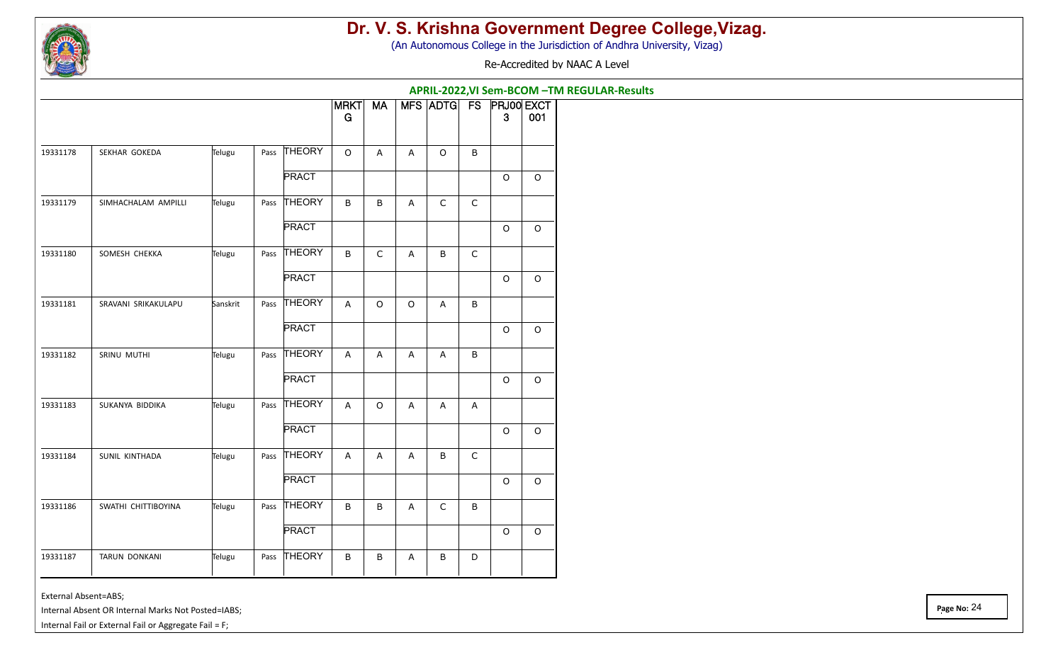# Dr. V. S. Krishna Government Degree College,Vizag.

(An Autonomous College in the Jurisdiction of Andhra University, Vizag)

Re-Accredited by NAAC A Level

## APRIL-2022,VI Sem-BCOM –TM REGULAR-Results

| | | | | | MRKTG | MA | MFS | ADTG | FS | PRJ003 | EXCT001 |
|---|---|---|---|---|---|---|---|---|---|---|---|
| 19331178 | SEKHAR GOKEDA | Telugu | Pass | THEORY | O | A | A | O | B | | |
| | | | | PRACT | | | | | | O | O |
| 19331179 | SIMHACHALAM AMPILLI | Telugu | Pass | THEORY | B | B | A | C | C | | |
| | | | | PRACT | | | | | | O | O |
| 19331180 | SOMESH CHEKKA | Telugu | Pass | THEORY | B | C | A | B | C | | |
| | | | | PRACT | | | | | | O | O |
| 19331181 | SRAVANI SRIKAKULAPU | Sanskrit | Pass | THEORY | A | O | O | A | B | | |
| | | | | PRACT | | | | | | O | O |
| 19331182 | SRINU MUTHI | Telugu | Pass | THEORY | A | A | A | A | B | | |
| | | | | PRACT | | | | | | O | O |
| 19331183 | SUKANYA BIDDIKA | Telugu | Pass | THEORY | A | O | A | A | A | | |
| | | | | PRACT | | | | | | O | O |
| 19331184 | SUNIL KINTHADA | Telugu | Pass | THEORY | A | A | A | B | C | | |
| | | | | PRACT | | | | | | O | O |
| 19331186 | SWATHI CHITTIBOYINA | Telugu | Pass | THEORY | B | B | A | C | B | | |
| | | | | PRACT | | | | | | O | O |
| 19331187 | TARUN DONKANI | Telugu | Pass | THEORY | B | B | A | B | D | | |

External Absent=ABS;

Internal Absent OR Internal Marks Not Posted=IABS;

Internal Fail or External Fail or Aggregate Fail = F;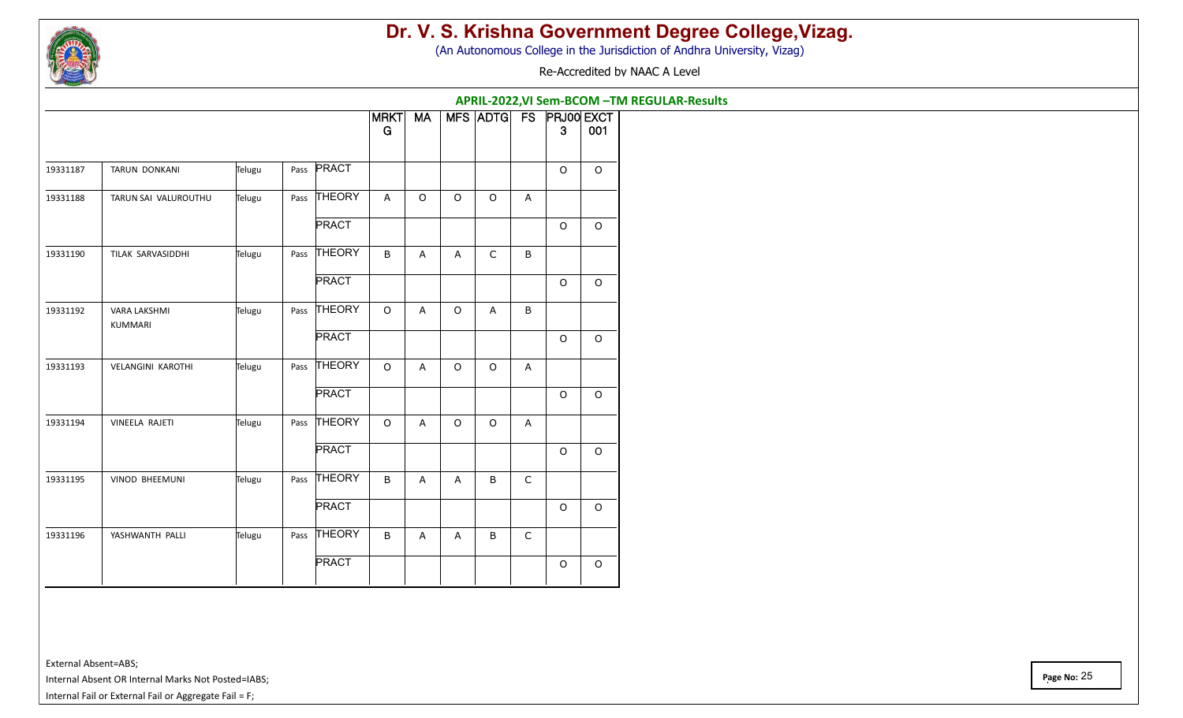# Dr. V. S. Krishna Government Degree College,Vizag.

(An Autonomous College in the Jurisdiction of Andhra University, Vizag)

Re-Accredited by NAAC A Level

**APRIL-2022,VI Sem-BCOM –TM REGULAR-Results**

| | | | | | MRKTG | MA | MFS | ADTG | FS | PRJ003 | EXCT001 |
|---|---|---|---|---|---|---|---|---|---|---|---|
| 19331187 | TARUN DONKANI | Telugu | Pass | PRACT | | | | | | O | O |
| 19331188 | TARUN SAI VALUROUTHU | Telugu | Pass | THEORY | A | O | O | O | A | | |
| | | | | PRACT | | | | | | O | O |
| 19331190 | TILAK SARVASIDDHI | Telugu | Pass | THEORY | B | A | A | C | B | | |
| | | | | PRACT | | | | | | O | O |
| 19331192 | VARA LAKSHMI KUMMARI | Telugu | Pass | THEORY | O | A | O | A | B | | |
| | | | | PRACT | | | | | | O | O |
| 19331193 | VELANGINI KAROTHI | Telugu | Pass | THEORY | O | A | O | O | A | | |
| | | | | PRACT | | | | | | O | O |
| 19331194 | VINEELA RAJETI | Telugu | Pass | THEORY | O | A | O | O | A | | |
| | | | | PRACT | | | | | | O | O |
| 19331195 | VINOD BHEEMUNI | Telugu | Pass | THEORY | B | A | A | B | C | | |
| | | | | PRACT | | | | | | O | O |
| 19331196 | YASHWANTH PALLI | Telugu | Pass | THEORY | B | A | A | B | C | | |
| | | | | PRACT | | | | | | O | O |

External Absent=ABS;

Internal Absent OR Internal Marks Not Posted=IABS;

Internal Fail or External Fail or Aggregate Fail = F;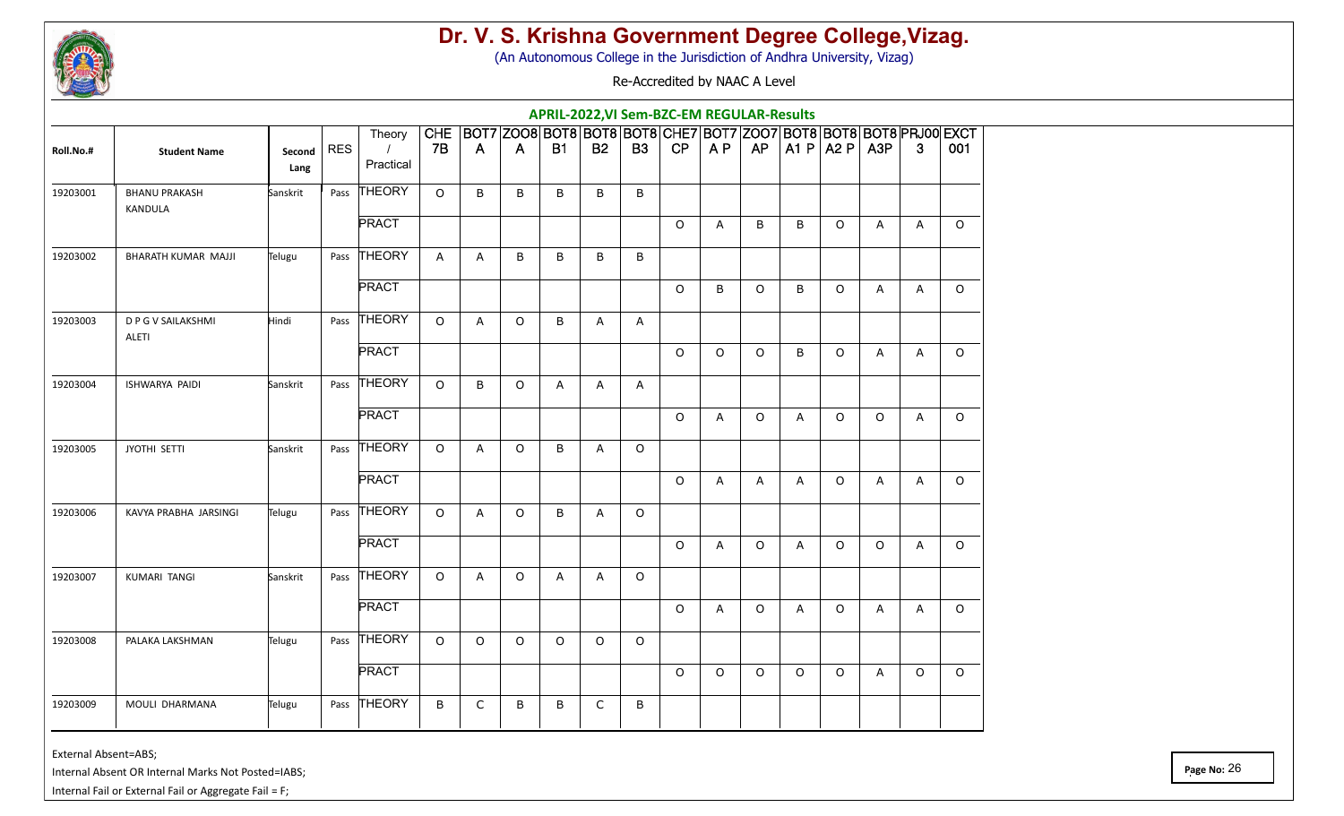# Dr. V. S. Krishna Government Degree College,Vizag.

(An Autonomous College in the Jurisdiction of Andhra University, Vizag)

Re-Accredited by NAAC A Level

## APRIL-2022,VI Sem-BZC-EM REGULAR-Results

| Roll.No.# | Student Name | Second Lang | RES | Theory / Practical | CHE 7B | BOT7 A | ZOO8 A | BOT8 B1 | BOT8 B2 | BOT8 B3 | CHE7 CP | BOT7 A P | ZOO7 AP | BOT8 A1 P | BOT8 A2 P | BOT8 A3P | PRJ00 3 | EXCT 001 |
|---|---|---|---|---|---|---|---|---|---|---|---|---|---|---|---|---|---|---|
| 19203001 | BHANU PRAKASH KANDULA | Sanskrit | Pass | THEORY | O | B | B | B | B | B | | | | | | | | |
| | | | | PRACT | | | | | | | O | A | B | B | O | A | A | O |
| 19203002 | BHARATH KUMAR MAJJI | Telugu | Pass | THEORY | A | A | B | B | B | B | | | | | | | | |
| | | | | PRACT | | | | | | | O | B | O | B | O | A | A | O |
| 19203003 | D P G V SAILAKSHMI ALETI | Hindi | Pass | THEORY | O | A | O | B | A | A | | | | | | | | |
| | | | | PRACT | | | | | | | O | O | O | B | O | A | A | O |
| 19203004 | ISHWARYA PAIDI | Sanskrit | Pass | THEORY | O | B | O | A | A | A | | | | | | | | |
| | | | | PRACT | | | | | | | O | A | O | A | O | O | A | O |
| 19203005 | JYOTHI SETTI | Sanskrit | Pass | THEORY | O | A | O | B | A | O | | | | | | | | |
| | | | | PRACT | | | | | | | O | A | A | A | O | A | A | O |
| 19203006 | KAVYA PRABHA JARSINGI | Telugu | Pass | THEORY | O | A | O | B | A | O | | | | | | | | |
| | | | | PRACT | | | | | | | O | A | O | A | O | O | A | O |
| 19203007 | KUMARI TANGI | Sanskrit | Pass | THEORY | O | A | O | A | A | O | | | | | | | | |
| | | | | PRACT | | | | | | | O | A | O | A | O | A | A | O |
| 19203008 | PALAKA LAKSHMAN | Telugu | Pass | THEORY | O | O | O | O | O | O | | | | | | | | |
| | | | | PRACT | | | | | | | O | O | O | O | O | A | O | O |
| 19203009 | MOULI DHARMANA | Telugu | Pass | THEORY | B | C | B | B | C | B | | | | | | | | |

External Absent=ABS;

Internal Absent OR Internal Marks Not Posted=IABS;

Internal Fail or External Fail or Aggregate Fail = F;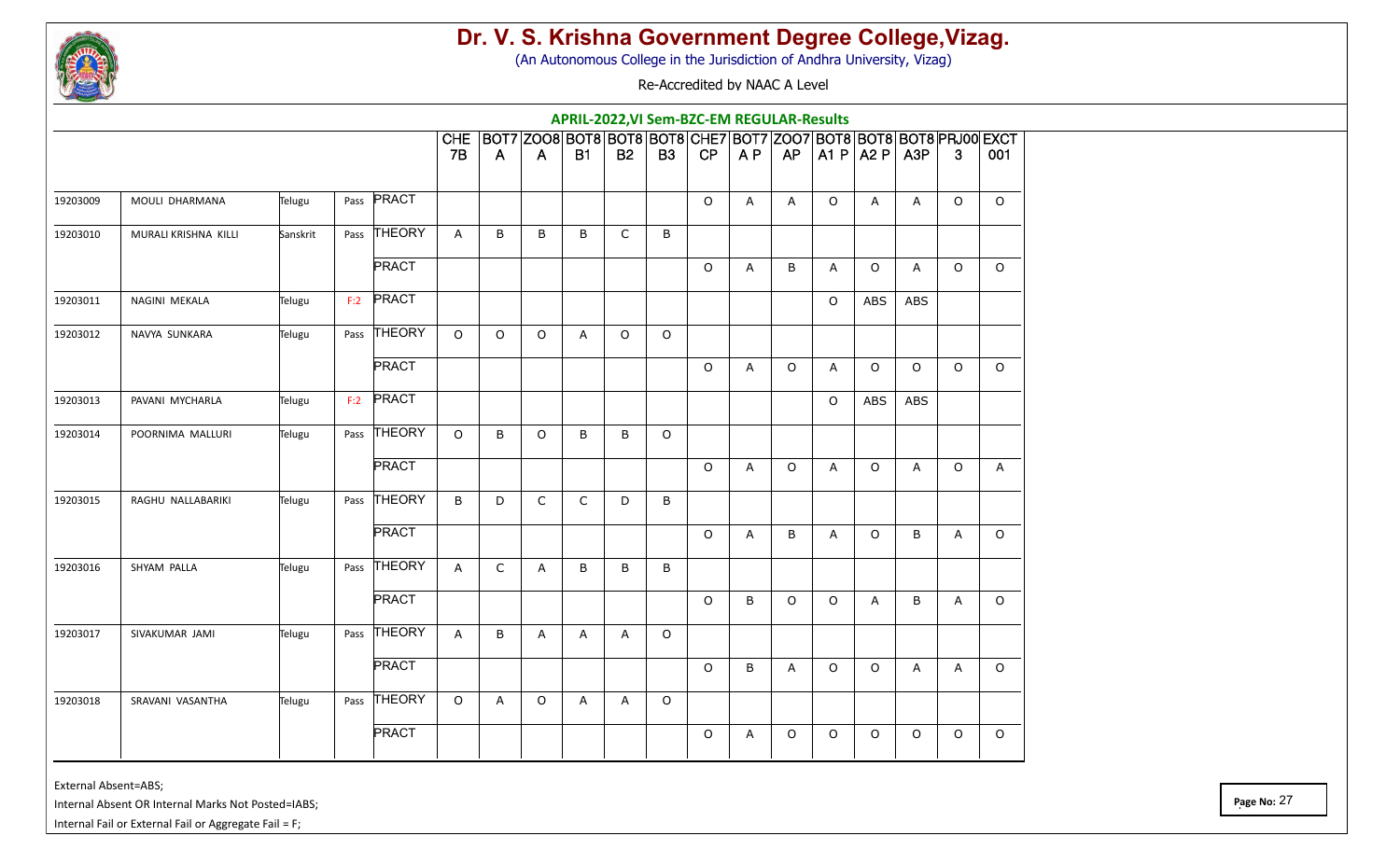# Dr. V. S. Krishna Government Degree College,Vizag.

(An Autonomous College in the Jurisdiction of Andhra University, Vizag)

Re-Accredited by NAAC A Level

## APRIL-2022,VI Sem-BZC-EM REGULAR-Results

| | | | | | CHE 7B | BOT7 A | ZOO8 A | BOT8 B1 | BOT8 B2 | BOT8 B3 | CHE7 CP | BOT7 A P | ZOO7 AP | BOT8 A1 P | BOT8 A2 P | BOT8 A3P | PRJ00 3 | EXCT 001 |
|---|---|---|---|---|---|---|---|---|---|---|---|---|---|---|---|---|---|---|
| 19203009 | MOULI DHARMANA | Telugu | Pass | PRACT | | | | | | | O | A | A | O | A | A | O | O |
| 19203010 | MURALI KRISHNA KILLI | Sanskrit | Pass | THEORY | A | B | B | B | C | B | | | | | | | | |
| | | | | PRACT | | | | | | | O | A | B | A | O | A | O | O |
| 19203011 | NAGINI MEKALA | Telugu | F:2 | PRACT | | | | | | | | | | O | ABS | ABS | | |
| 19203012 | NAVYA SUNKARA | Telugu | Pass | THEORY | O | O | O | A | O | O | | | | | | | | |
| | | | | PRACT | | | | | | | O | A | O | A | O | O | O | O |
| 19203013 | PAVANI MYCHARLA | Telugu | F:2 | PRACT | | | | | | | | | | O | ABS | ABS | | |
| 19203014 | POORNIMA MALLURI | Telugu | Pass | THEORY | O | B | O | B | B | O | | | | | | | | |
| | | | | PRACT | | | | | | | O | A | O | A | O | A | O | A |
| 19203015 | RAGHU NALLABARIKI | Telugu | Pass | THEORY | B | D | C | C | D | B | | | | | | | | |
| | | | | PRACT | | | | | | | O | A | B | A | O | B | A | O |
| 19203016 | SHYAM PALLA | Telugu | Pass | THEORY | A | C | A | B | B | B | | | | | | | | |
| | | | | PRACT | | | | | | | O | B | O | O | A | B | A | O |
| 19203017 | SIVAKUMAR JAMI | Telugu | Pass | THEORY | A | B | A | A | A | O | | | | | | | | |
| | | | | PRACT | | | | | | | O | B | A | O | O | A | A | O |
| 19203018 | SRAVANI VASANTHA | Telugu | Pass | THEORY | O | A | O | A | A | O | | | | | | | | |
| | | | | PRACT | | | | | | | O | A | O | O | O | O | O | O |

External Absent=ABS;

Internal Absent OR Internal Marks Not Posted=IABS;

Internal Fail or External Fail or Aggregate Fail = F;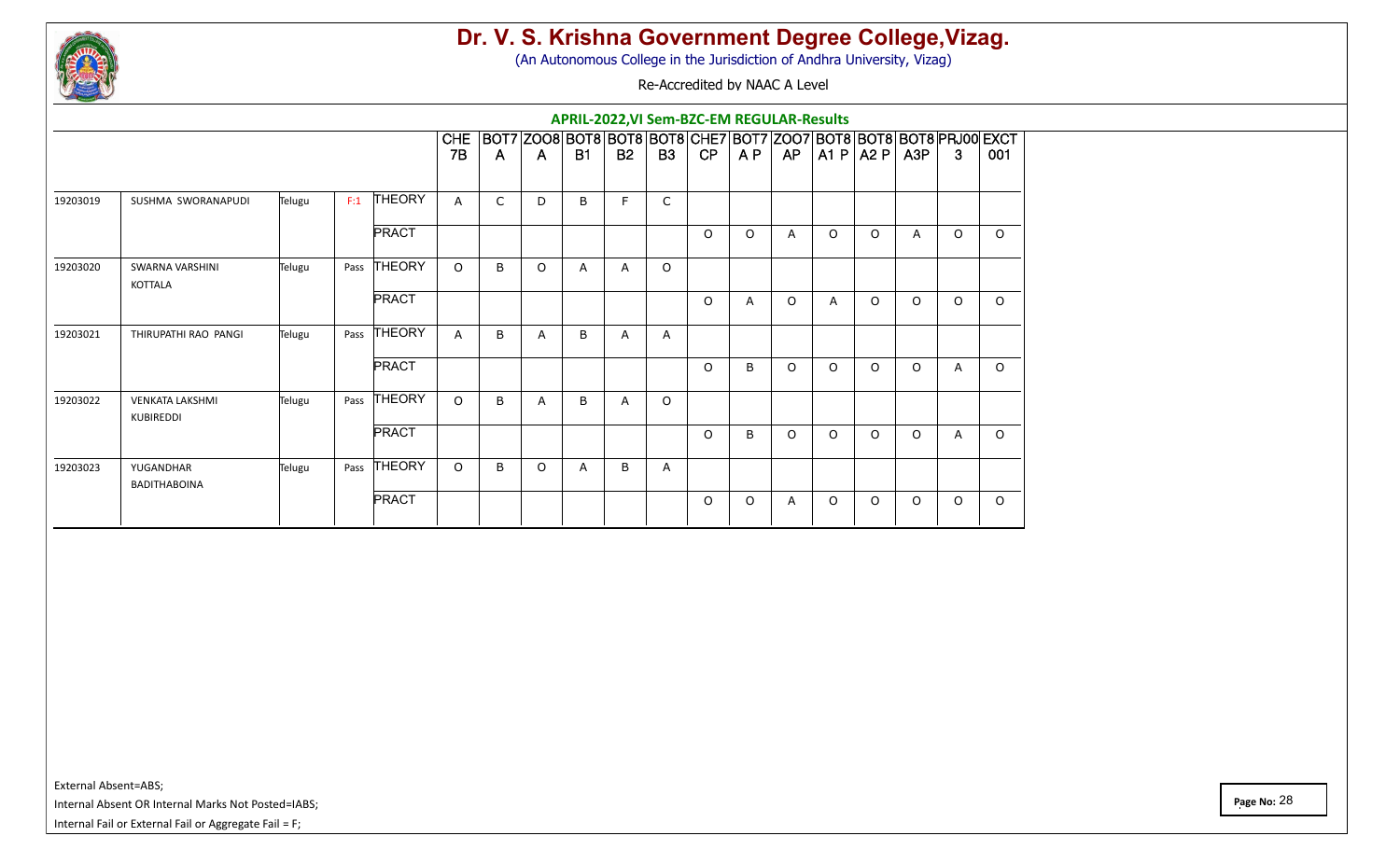# Dr. V. S. Krishna Government Degree College,Vizag.

(An Autonomous College in the Jurisdiction of Andhra University, Vizag)

Re-Accredited by NAAC A Level

## APRIL-2022,VI Sem-BZC-EM REGULAR-Results

| | | | | | CHE 7B | BOT7 A | ZOO8 A | BOT8 B1 | BOT8 B2 | BOT8 B3 | CHE7 CP | BOT7 A P | ZOO7 AP | BOT8 A1 P | BOT8 A2 P | BOT8 A3P | PRJ00 3 | EXCT 001 |
|---|---|---|---|---|---|---|---|---|---|---|---|---|---|---|---|---|---|---|
| 19203019 | SUSHMA SWORANAPUDI | Telugu | F:1 | THEORY | A | C | D | B | F | C | | | | | | | | |
| | | | | PRACT | | | | | | | O | O | A | O | O | A | O | O |
| 19203020 | SWARNA VARSHINI KOTTALA | Telugu | Pass | THEORY | O | B | O | A | A | O | | | | | | | | |
| | | | | PRACT | | | | | | | O | A | O | A | O | O | O | O |
| 19203021 | THIRUPATHI RAO PANGI | Telugu | Pass | THEORY | A | B | A | B | A | A | | | | | | | | |
| | | | | PRACT | | | | | | | O | B | O | O | O | O | A | O |
| 19203022 | VENKATA LAKSHMI KUBIREDDI | Telugu | Pass | THEORY | O | B | A | B | A | O | | | | | | | | |
| | | | | PRACT | | | | | | | O | B | O | O | O | O | A | O |
| 19203023 | YUGANDHAR BADITHABOINA | Telugu | Pass | THEORY | O | B | O | A | B | A | | | | | | | | |
| | | | | PRACT | | | | | | | O | O | A | O | O | O | O | O |

External Absent=ABS;

Internal Absent OR Internal Marks Not Posted=IABS;

Internal Fail or External Fail or Aggregate Fail = F;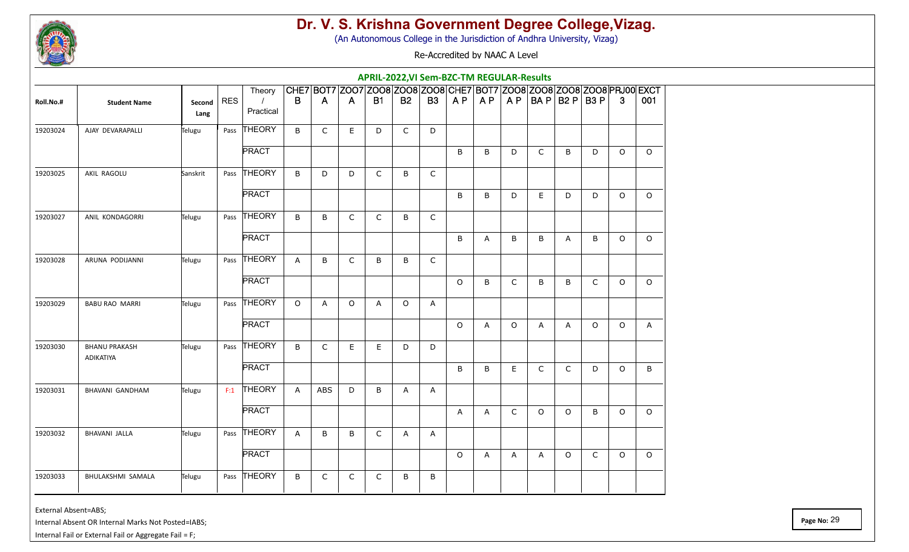# Dr. V. S. Krishna Government Degree College,Vizag.

(An Autonomous College in the Jurisdiction of Andhra University, Vizag)

Re-Accredited by NAAC A Level

## APRIL-2022,VI Sem-BZC-TM REGULAR-Results

| Roll.No.# | Student Name | Second Lang | RES | Theory / Practical | CHE7 B | BOT7 A | ZOO7 A | ZOO8 B1 | ZOO8 B2 | ZOO8 B3 | CHE7 A P | BOT7 A P | ZOO8 A P | ZOO8 BA P | ZOO8 B2 P | ZOO8 B3 P | PRJ00 3 | EXCT 001 |
|---|---|---|---|---|---|---|---|---|---|---|---|---|---|---|---|---|---|---|
| 19203024 | AJAY DEVARAPALLI | Telugu | Pass | THEORY | B | C | E | D | C | D | | | | | | | | |
| | | | | PRACT | | | | | | | B | B | D | C | B | D | O | O |
| 19203025 | AKIL RAGOLU | Sanskrit | Pass | THEORY | B | D | D | C | B | C | | | | | | | | |
| | | | | PRACT | | | | | | | B | B | D | E | D | D | O | O |
| 19203027 | ANIL KONDAGORRI | Telugu | Pass | THEORY | B | B | C | C | B | C | | | | | | | | |
| | | | | PRACT | | | | | | | B | A | B | B | A | B | O | O |
| 19203028 | ARUNA PODIJANNI | Telugu | Pass | THEORY | A | B | C | B | B | C | | | | | | | | |
| | | | | PRACT | | | | | | | O | B | C | B | B | C | O | O |
| 19203029 | BABU RAO MARRI | Telugu | Pass | THEORY | O | A | O | A | O | A | | | | | | | | |
| | | | | PRACT | | | | | | | O | A | O | A | A | O | O | A |
| 19203030 | BHANU PRAKASH ADIKATIYA | Telugu | Pass | THEORY | B | C | E | E | D | D | | | | | | | | |
| | | | | PRACT | | | | | | | B | B | E | C | C | D | O | B |
| 19203031 | BHAVANI GANDHAM | Telugu | F:1 | THEORY | A | ABS | D | B | A | A | | | | | | | | |
| | | | | PRACT | | | | | | | A | A | C | O | O | B | O | O |
| 19203032 | BHAVANI JALLA | Telugu | Pass | THEORY | A | B | B | C | A | A | | | | | | | | |
| | | | | PRACT | | | | | | | O | A | A | A | O | C | O | O |
| 19203033 | BHULAKSHMI SAMALA | Telugu | Pass | THEORY | B | C | C | C | B | B | | | | | | | | |

External Absent=ABS;

Internal Absent OR Internal Marks Not Posted=IABS;

Internal Fail or External Fail or Aggregate Fail = F;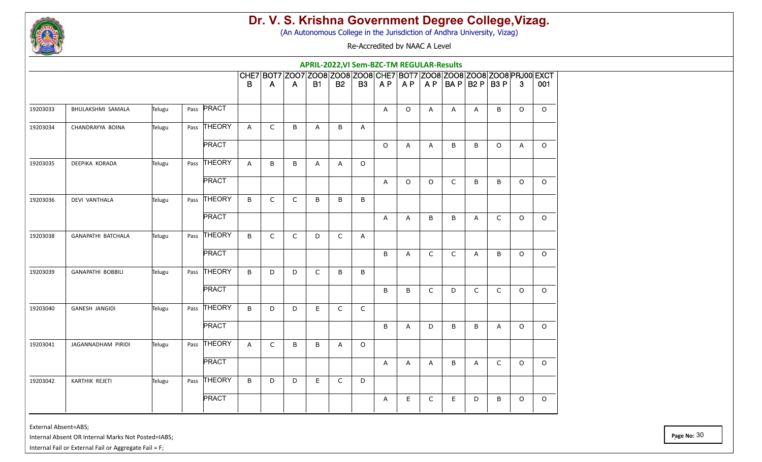# Dr. V. S. Krishna Government Degree College,Vizag.

(An Autonomous College in the Jurisdiction of Andhra University, Vizag)

Re-Accredited by NAAC A Level

## APRIL-2022,VI Sem-BZC-TM REGULAR-Results

| | | | | | CHE7 B | BOT7 A | ZOO7 A | ZOO8 B1 | ZOO8 B2 | ZOO8 B3 | CHE7 A P | BOT7 A P | ZOO8 A P | ZOO8 BA P | ZOO8 B2 P | ZOO8 B3 P | PRJ00 3 | EXCT 001 |
|---|---|---|---|---|---|---|---|---|---|---|---|---|---|---|---|---|---|---|
| 19203033 | BHULAKSHMI SAMALA | Telugu | Pass | PRACT | | | | | | | A | O | A | A | A | B | O | O |
| 19203034 | CHANDRAYYA BOINA | Telugu | Pass | THEORY | A | C | B | A | B | A | | | | | | | | |
| | | | | PRACT | | | | | | | O | A | A | B | B | O | A | O |
| 19203035 | DEEPIKA KORADA | Telugu | Pass | THEORY | A | B | B | A | A | O | | | | | | | | |
| | | | | PRACT | | | | | | | A | O | O | C | B | B | O | O |
| 19203036 | DEVI VANTHALA | Telugu | Pass | THEORY | B | C | C | B | B | B | | | | | | | | |
| | | | | PRACT | | | | | | | A | A | B | B | A | C | O | O |
| 19203038 | GANAPATHI BATCHALA | Telugu | Pass | THEORY | B | C | C | D | C | A | | | | | | | | |
| | | | | PRACT | | | | | | | B | A | C | C | A | B | O | O |
| 19203039 | GANAPATHI BOBBILI | Telugu | Pass | THEORY | B | D | D | C | B | B | | | | | | | | |
| | | | | PRACT | | | | | | | B | B | C | D | C | C | O | O |
| 19203040 | GANESH JANGIDI | Telugu | Pass | THEORY | B | D | D | E | C | C | | | | | | | | |
| | | | | PRACT | | | | | | | B | A | D | B | B | A | O | O |
| 19203041 | JAGANNADHAM PIRIDI | Telugu | Pass | THEORY | A | C | B | B | A | O | | | | | | | | |
| | | | | PRACT | | | | | | | A | A | A | B | A | C | O | O |
| 19203042 | KARTHIK REJETI | Telugu | Pass | THEORY | B | D | D | E | C | D | | | | | | | | |
| | | | | PRACT | | | | | | | A | E | C | E | D | B | O | O |

External Absent=ABS;

Internal Absent OR Internal Marks Not Posted=IABS;

Internal Fail or External Fail or Aggregate Fail = F;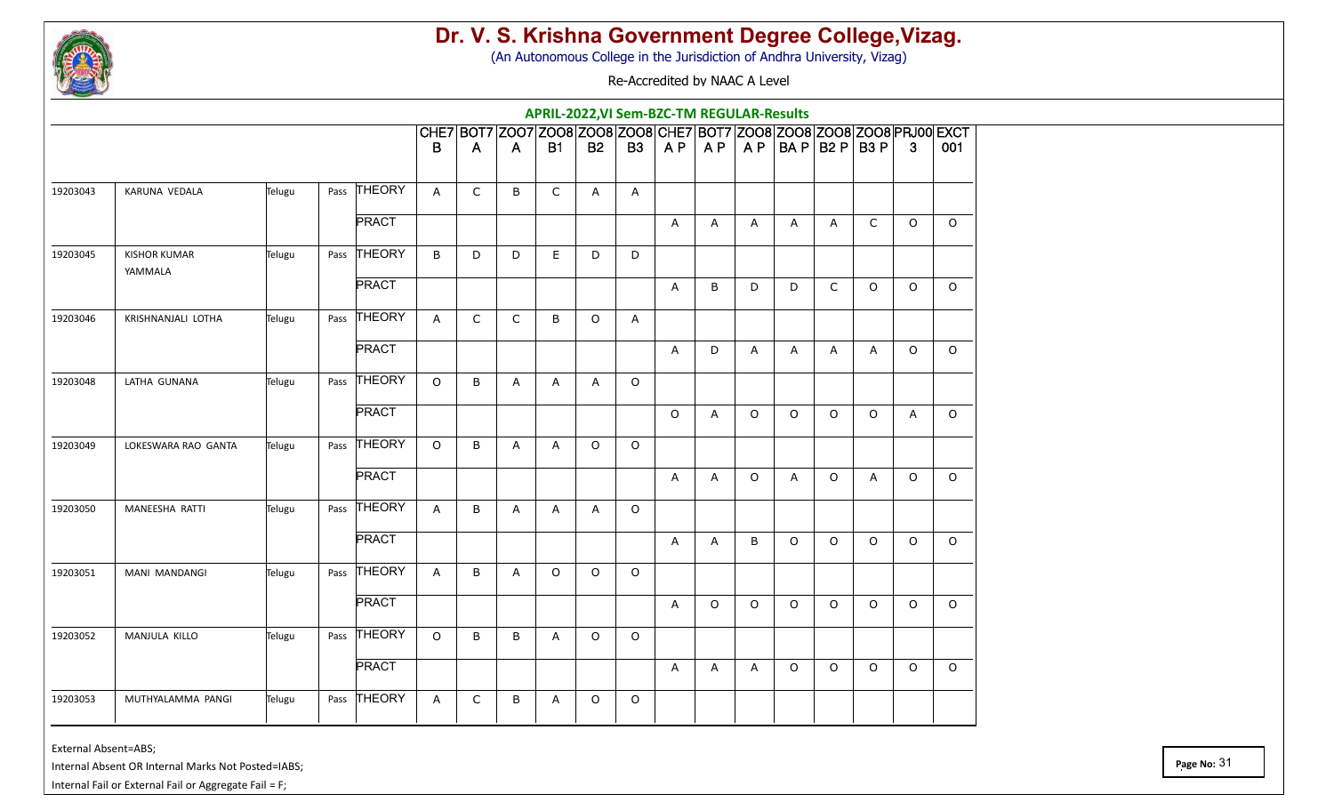# Dr. V. S. Krishna Government Degree College,Vizag.

(An Autonomous College in the Jurisdiction of Andhra University, Vizag)

Re-Accredited by NAAC A Level

## APRIL-2022,VI Sem-BZC-TM REGULAR-Results

| | | | | | CHE7 B | BOT7 A | ZOO7 A | ZOO8 B1 | ZOO8 B2 | ZOO8 B3 | CHE7 A P | BOT7 A P | ZOO7 A P | ZOO8 BA P | ZOO8 B2 P | ZOO8 B3 P | PRJ00 3 | EXCT 001 |
|---|---|---|---|---|---|---|---|---|---|---|---|---|---|---|---|---|---|---|
| 19203043 | KARUNA VEDALA | Telugu | Pass | THEORY | A | C | B | C | A | A | | | | | | | | |
| | | | | PRACT | | | | | | | A | A | A | A | A | C | O | O |
| 19203045 | KISHOR KUMAR YAMMALA | Telugu | Pass | THEORY | B | D | D | E | D | D | | | | | | | | |
| | | | | PRACT | | | | | | | A | B | D | D | C | O | O | O |
| 19203046 | KRISHNANJALI LOTHA | Telugu | Pass | THEORY | A | C | C | B | O | A | | | | | | | | |
| | | | | PRACT | | | | | | | A | D | A | A | A | A | O | O |
| 19203048 | LATHA GUNANA | Telugu | Pass | THEORY | O | B | A | A | A | O | | | | | | | | |
| | | | | PRACT | | | | | | | O | A | O | O | O | O | A | O |
| 19203049 | LOKESWARA RAO GANTA | Telugu | Pass | THEORY | O | B | A | A | O | O | | | | | | | | |
| | | | | PRACT | | | | | | | A | A | O | A | O | A | O | O |
| 19203050 | MANEESHA RATTI | Telugu | Pass | THEORY | A | B | A | A | A | O | | | | | | | | |
| | | | | PRACT | | | | | | | A | A | B | O | O | O | O | O |
| 19203051 | MANI MANDANGI | Telugu | Pass | THEORY | A | B | A | O | O | O | | | | | | | | |
| | | | | PRACT | | | | | | | A | O | O | O | O | O | O | O |
| 19203052 | MANJULA KILLO | Telugu | Pass | THEORY | O | B | B | A | O | O | | | | | | | | |
| | | | | PRACT | | | | | | | A | A | A | O | O | O | O | O |
| 19203053 | MUTHYALAMMA PANGI | Telugu | Pass | THEORY | A | C | B | A | O | O | | | | | | | | |

External Absent=ABS;

Internal Absent OR Internal Marks Not Posted=IABS;

Internal Fail or External Fail or Aggregate Fail = F;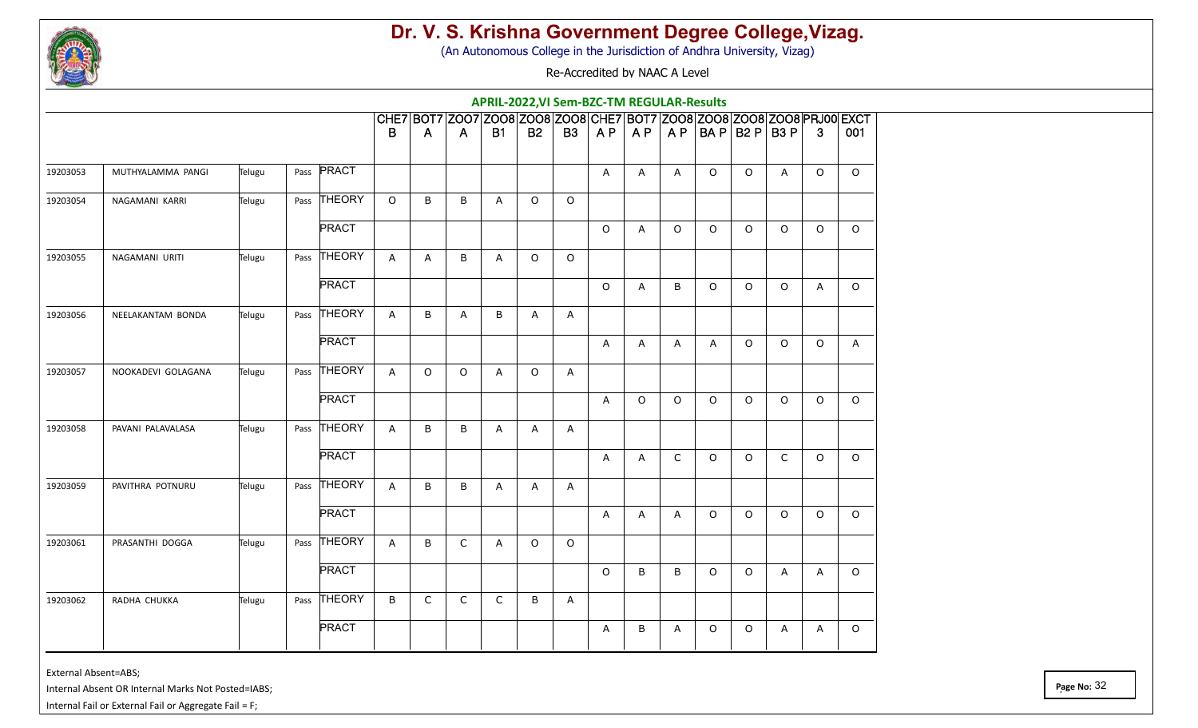# Dr. V. S. Krishna Government Degree College,Vizag.

(An Autonomous College in the Jurisdiction of Andhra University, Vizag)

Re-Accredited by NAAC A Level

## APRIL-2022,VI Sem-BZC-TM REGULAR-Results

| | | | | | CHE7B | BOT7A | ZOO7A | ZOO8B1 | ZOO8B2 | ZOO8B3 | CHE7AP | BOT7AP | ZOO8AP | ZOO8BAP | ZOO8B2P | ZOO8B3P | PRJ003 | EXCT001 |
|---|---|---|---|---|---|---|---|---|---|---|---|---|---|---|---|---|---|---|
| 19203053 | MUTHYALAMMA PANGI | Telugu | Pass | PRACT | | | | | | | A | A | A | O | O | A | O | O |
| 19203054 | NAGAMANI KARRI | Telugu | Pass | THEORY | O | B | B | A | O | O | | | | | | | | |
| | | | | PRACT | | | | | | | O | A | O | O | O | O | O | O |
| 19203055 | NAGAMANI URITI | Telugu | Pass | THEORY | A | A | B | A | O | O | | | | | | | | |
| | | | | PRACT | | | | | | | O | A | B | O | O | O | A | O |
| 19203056 | NEELAKANTAM BONDA | Telugu | Pass | THEORY | A | B | A | B | A | A | | | | | | | | |
| | | | | PRACT | | | | | | | A | A | A | A | O | O | O | A |
| 19203057 | NOOKADEVI GOLAGANA | Telugu | Pass | THEORY | A | O | O | A | O | A | | | | | | | | |
| | | | | PRACT | | | | | | | A | O | O | O | O | O | O | O |
| 19203058 | PAVANI PALAVALASA | Telugu | Pass | THEORY | A | B | B | A | A | A | | | | | | | | |
| | | | | PRACT | | | | | | | A | A | C | O | O | C | O | O |
| 19203059 | PAVITHRA POTNURU | Telugu | Pass | THEORY | A | B | B | A | A | A | | | | | | | | |
| | | | | PRACT | | | | | | | A | A | A | O | O | O | O | O |
| 19203061 | PRASANTHI DOGGA | Telugu | Pass | THEORY | A | B | C | A | O | O | | | | | | | | |
| | | | | PRACT | | | | | | | O | B | B | O | O | A | A | O |
| 19203062 | RADHA CHUKKA | Telugu | Pass | THEORY | B | C | C | C | B | A | | | | | | | | |
| | | | | PRACT | | | | | | | A | B | A | O | O | A | A | O |

External Absent=ABS;

Internal Absent OR Internal Marks Not Posted=IABS;

Internal Fail or External Fail or Aggregate Fail = F;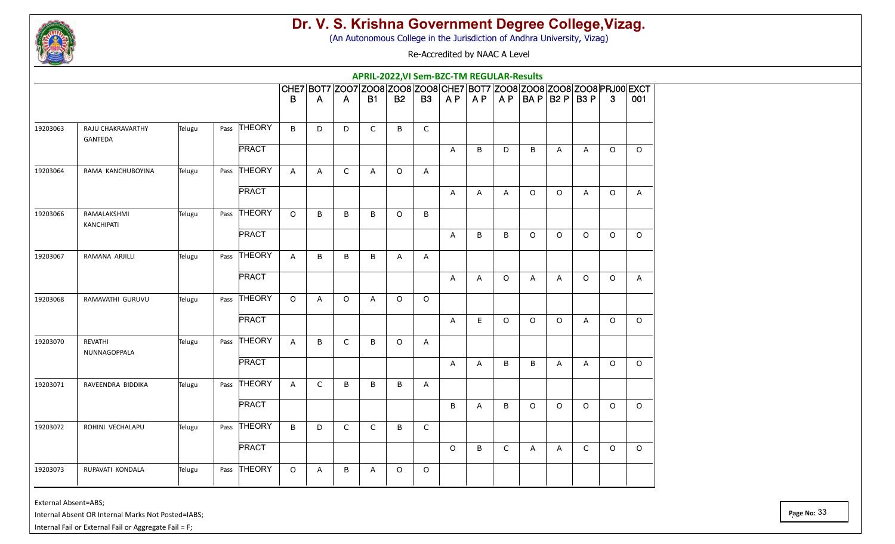# Dr. V. S. Krishna Government Degree College,Vizag.

(An Autonomous College in the Jurisdiction of Andhra University, Vizag)

Re-Accredited by NAAC A Level

## APRIL-2022,VI Sem-BZC-TM REGULAR-Results

| | | | | | CHE7 B | BOT7 A | ZOO7 A | ZOO8 B1 | ZOO8 B2 | ZOO8 B3 | CHE7 A P | BOT7 A P | ZOO8 A P | ZOO8 BA P | ZOO8 B2 P | ZOO8 B3 P | PRJ00 3 | EXCT 001 |
|---|---|---|---|---|---|---|---|---|---|---|---|---|---|---|---|---|---|---|
| 19203063 | RAJU CHAKRAVARTHY GANTEDA | Telugu | Pass | THEORY | B | D | D | C | B | C | | | | | | | | |
| | | | | PRACT | | | | | | | A | B | D | B | A | A | O | O |
| 19203064 | RAMA KANCHUBOYINA | Telugu | Pass | THEORY | A | A | C | A | O | A | | | | | | | | |
| | | | | PRACT | | | | | | | A | A | A | O | O | A | O | A |
| 19203066 | RAMALAKSHMI KANCHIPATI | Telugu | Pass | THEORY | O | B | B | B | O | B | | | | | | | | |
| | | | | PRACT | | | | | | | A | B | B | O | O | O | O | O |
| 19203067 | RAMANA ARJILLI | Telugu | Pass | THEORY | A | B | B | B | A | A | | | | | | | | |
| | | | | PRACT | | | | | | | A | A | O | A | A | O | O | A |
| 19203068 | RAMAVATHI GURUVU | Telugu | Pass | THEORY | O | A | O | A | O | O | | | | | | | | |
| | | | | PRACT | | | | | | | A | E | O | O | O | A | O | O |
| 19203070 | REVATHI NUNNAGOPPALA | Telugu | Pass | THEORY | A | B | C | B | O | A | | | | | | | | |
| | | | | PRACT | | | | | | | A | A | B | B | A | A | O | O |
| 19203071 | RAVEENDRA BIDDIKA | Telugu | Pass | THEORY | A | C | B | B | B | A | | | | | | | | |
| | | | | PRACT | | | | | | | B | A | B | O | O | O | O | O |
| 19203072 | ROHINI VECHALAPU | Telugu | Pass | THEORY | B | D | C | C | B | C | | | | | | | | |
| | | | | PRACT | | | | | | | O | B | C | A | A | C | O | O |
| 19203073 | RUPAVATI KONDALA | Telugu | Pass | THEORY | O | A | B | A | O | O | | | | | | | | |

External Absent=ABS;

Internal Absent OR Internal Marks Not Posted=IABS;

Internal Fail or External Fail or Aggregate Fail = F;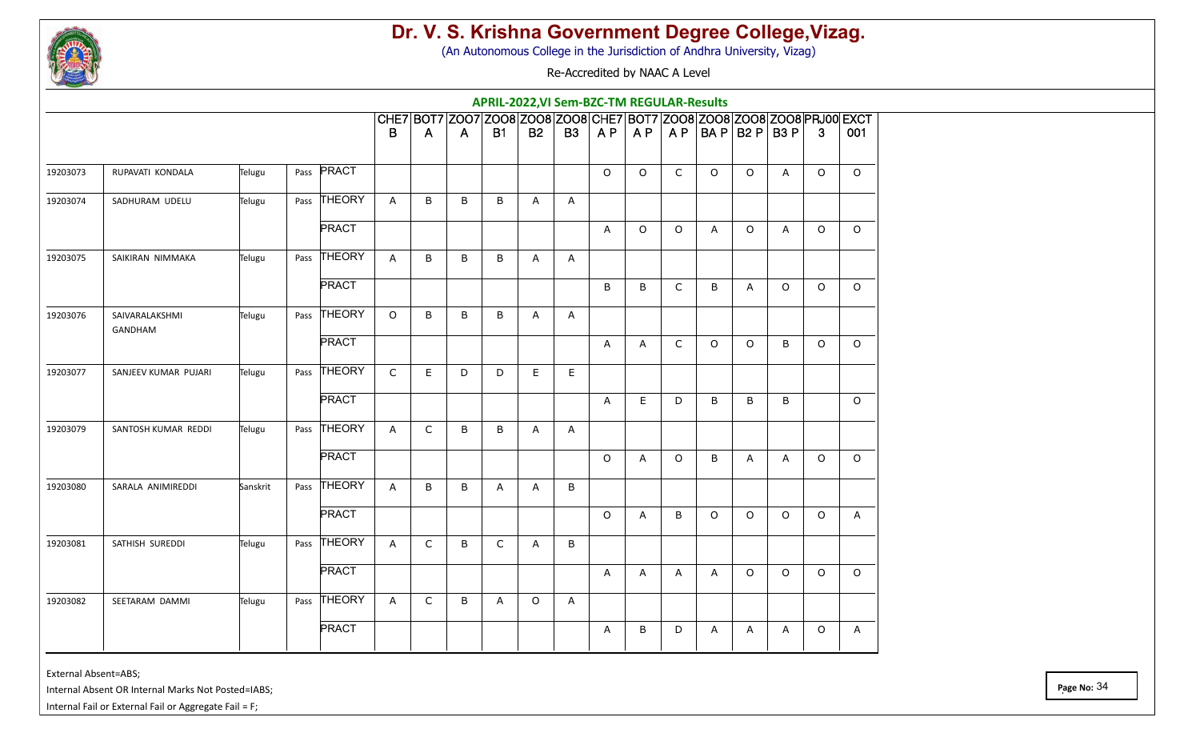# Dr. V. S. Krishna Government Degree College,Vizag.

(An Autonomous College in the Jurisdiction of Andhra University, Vizag)

Re-Accredited by NAAC A Level

## APRIL-2022,VI Sem-BZC-TM REGULAR-Results

| | | | | | CHE7 B | BOT7 A | ZOO7 A | ZOO8 B1 | ZOO8 B2 | ZOO8 B3 | CHE7 A P | BOT7 A P | ZOO8 A P | ZOO8 BA P | ZOO8 B2 P | ZOO8 B3 P | PRJ00 3 | EXCT 001 |
|---|---|---|---|---|---|---|---|---|---|---|---|---|---|---|---|---|---|---|
| 19203073 | RUPAVATI KONDALA | Telugu | Pass | PRACT | | | | | | | O | O | C | O | O | A | O | O |
| 19203074 | SADHURAM UDELU | Telugu | Pass | THEORY | A | B | B | B | A | A | | | | | | | | |
| | | | | PRACT | | | | | | | A | O | O | A | O | A | O | O |
| 19203075 | SAIKIRAN NIMMAKA | Telugu | Pass | THEORY | A | B | B | B | A | A | | | | | | | | |
| | | | | PRACT | | | | | | | B | B | C | B | A | O | O | O |
| 19203076 | SAIVARALAKSHMI GANDHAM | Telugu | Pass | THEORY | O | B | B | B | A | A | | | | | | | | |
| | | | | PRACT | | | | | | | A | A | C | O | O | B | O | O |
| 19203077 | SANJEEV KUMAR PUJARI | Telugu | Pass | THEORY | C | E | D | D | E | E | | | | | | | | |
| | | | | PRACT | | | | | | | A | E | D | B | B | B | | O |
| 19203079 | SANTOSH KUMAR REDDI | Telugu | Pass | THEORY | A | C | B | B | A | A | | | | | | | | |
| | | | | PRACT | | | | | | | O | A | O | B | A | A | O | O |
| 19203080 | SARALA ANIMIREDDI | Sanskrit | Pass | THEORY | A | B | B | A | A | B | | | | | | | | |
| | | | | PRACT | | | | | | | O | A | B | O | O | O | O | A |
| 19203081 | SATHISH SUREDDI | Telugu | Pass | THEORY | A | C | B | C | A | B | | | | | | | | |
| | | | | PRACT | | | | | | | A | A | A | A | O | O | O | O |
| 19203082 | SEETARAM DAMMI | Telugu | Pass | THEORY | A | C | B | A | O | A | | | | | | | | |
| | | | | PRACT | | | | | | | A | B | D | A | A | A | O | A |

External Absent=ABS;

Internal Absent OR Internal Marks Not Posted=IABS;

Internal Fail or External Fail or Aggregate Fail = F;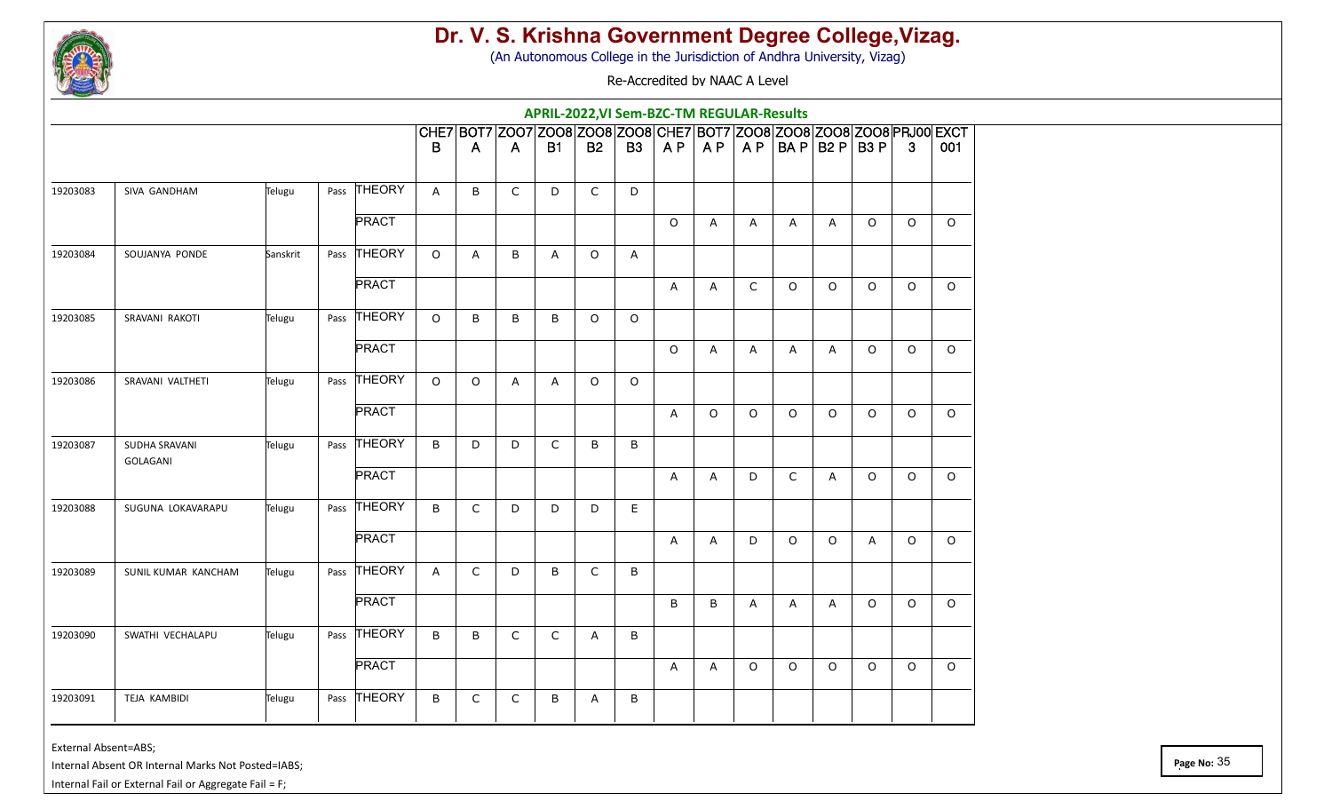# Dr. V. S. Krishna Government Degree College,Vizag.

(An Autonomous College in the Jurisdiction of Andhra University, Vizag)

Re-Accredited by NAAC A Level

## APRIL-2022,VI Sem-BZC-TM REGULAR-Results

| | | | | | CHE7 B | BOT7 A | ZOO7 A | ZOO8 B1 | ZOO8 B2 | ZOO8 B3 | CHE7 A P | BOT7 A P | ZOO7 A P | ZOO8 BA P | ZOO8 B2 P | ZOO8 B3 P | PRJ00 3 | EXCT 001 |
|---|---|---|---|---|---|---|---|---|---|---|---|---|---|---|---|---|---|---|
| 19203083 | SIVA GANDHAM | Telugu | Pass | THEORY | A | B | C | D | C | D | | | | | | | | |
| | | | | PRACT | | | | | | | O | A | A | A | A | O | O | O |
| 19203084 | SOUJANYA PONDE | Sanskrit | Pass | THEORY | O | A | B | A | O | A | | | | | | | | |
| | | | | PRACT | | | | | | | A | A | C | O | O | O | O | O |
| 19203085 | SRAVANI RAKOTI | Telugu | Pass | THEORY | O | B | B | B | O | O | | | | | | | | |
| | | | | PRACT | | | | | | | O | A | A | A | A | O | O | O |
| 19203086 | SRAVANI VALTHETI | Telugu | Pass | THEORY | O | O | A | A | O | O | | | | | | | | |
| | | | | PRACT | | | | | | | A | O | O | O | O | O | O | O |
| 19203087 | SUDHA SRAVANI GOLAGANI | Telugu | Pass | THEORY | B | D | D | C | B | B | | | | | | | | |
| | | | | PRACT | | | | | | | A | A | D | C | A | O | O | O |
| 19203088 | SUGUNA LOKAVARAPU | Telugu | Pass | THEORY | B | C | D | D | D | E | | | | | | | | |
| | | | | PRACT | | | | | | | A | A | D | O | O | A | O | O |
| 19203089 | SUNIL KUMAR KANCHAM | Telugu | Pass | THEORY | A | C | D | B | C | B | | | | | | | | |
| | | | | PRACT | | | | | | | B | B | A | A | A | O | O | O |
| 19203090 | SWATHI VECHALAPU | Telugu | Pass | THEORY | B | B | C | C | A | B | | | | | | | | |
| | | | | PRACT | | | | | | | A | A | O | O | O | O | O | O |
| 19203091 | TEJA KAMBIDI | Telugu | Pass | THEORY | B | C | C | B | A | B | | | | | | | | |

External Absent=ABS;

Internal Absent OR Internal Marks Not Posted=IABS;

Internal Fail or External Fail or Aggregate Fail = F;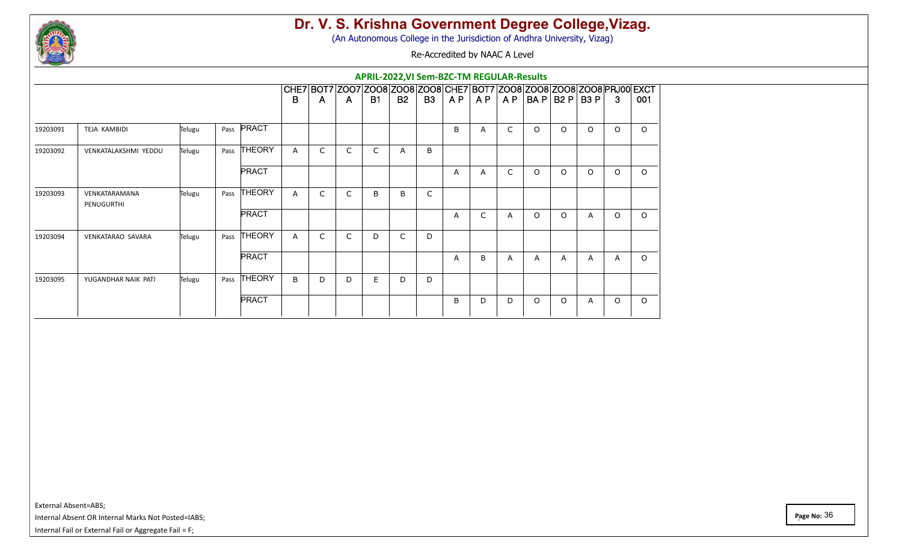# Dr. V. S. Krishna Government Degree College,Vizag.

(An Autonomous College in the Jurisdiction of Andhra University, Vizag)

Re-Accredited by NAAC A Level

## APRIL-2022,VI Sem-BZC-TM REGULAR-Results

| | | | | | CHE7 B | BOT7 A | ZOO7 A | ZOO8 B1 | ZOO8 B2 | ZOO8 B3 | CHE7 A P | BOT7 A P | ZOO8 A P | ZOO8 BA P | ZOO8 B2 P | ZOO8 B3 P | PRJ00 3 | EXCT 001 |
|---|---|---|---|---|---|---|---|---|---|---|---|---|---|---|---|---|---|---|
| 19203091 | TEJA KAMBIDI | Telugu | Pass | PRACT | | | | | | | B | A | C | O | O | O | O | O |
| 19203092 | VENKATALAKSHMI YEDDU | Telugu | Pass | THEORY | A | C | C | C | A | B | | | | | | | | |
| | | | | PRACT | | | | | | | A | A | C | O | O | O | O | O |
| 19203093 | VENKATARAMANA PENUGURTHI | Telugu | Pass | THEORY | A | C | C | B | B | C | | | | | | | | |
| | | | | PRACT | | | | | | | A | C | A | O | O | A | O | O |
| 19203094 | VENKATARAO SAVARA | Telugu | Pass | THEORY | A | C | C | D | C | D | | | | | | | | |
| | | | | PRACT | | | | | | | A | B | A | A | A | A | A | O |
| 19203095 | YUGANDHAR NAIK PATI | Telugu | Pass | THEORY | B | D | D | E | D | D | | | | | | | | |
| | | | | PRACT | | | | | | | B | D | D | O | O | A | O | O |

External Absent=ABS;

Internal Absent OR Internal Marks Not Posted=IABS;

Internal Fail or External Fail or Aggregate Fail = F;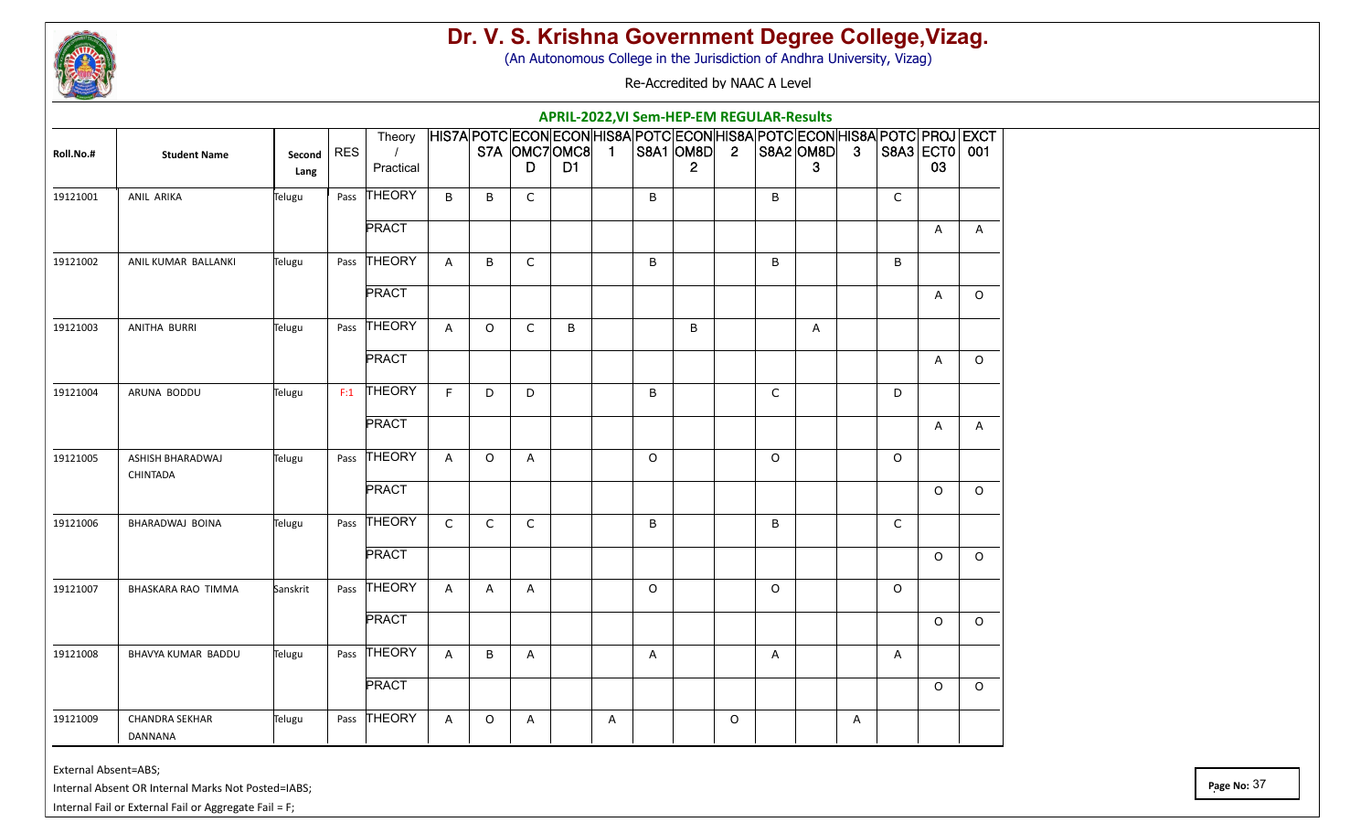# Dr. V. S. Krishna Government Degree College,Vizag.

(An Autonomous College in the Jurisdiction of Andhra University, Vizag)

Re-Accredited by NAAC A Level

## APRIL-2022,VI Sem-HEP-EM REGULAR-Results

| Roll.No.# | Student Name | Second Lang | RES | Theory / Practical | HIS7A | POTCS7A | ECONOMC7D | ECONOMC8D1 | HIS8A1 | POTCS8A1 | ECONOM8D2 | HIS8A2 | POTCS8A2 | ECONOM8D3 | HIS8A3 | POTCS8A3 | PROJECT03 | EXCT001 |
|---|---|---|---|---|---|---|---|---|---|---|---|---|---|---|---|---|---|---|
| 19121001 | ANIL ARIKA | Telugu | Pass | THEORY | B | B | C | | | B | | | B | | | C | | |
| | | | | PRACT | | | | | | | | | | | | | A | A |
| 19121002 | ANIL KUMAR BALLANKI | Telugu | Pass | THEORY | A | B | C | | | B | | | B | | | B | | |
| | | | | PRACT | | | | | | | | | | | | | A | O |
| 19121003 | ANITHA BURRI | Telugu | Pass | THEORY | A | O | C | B | | | B | | | A | | | | |
| | | | | PRACT | | | | | | | | | | | | | A | O |
| 19121004 | ARUNA BODDU | Telugu | F:1 | THEORY | F | D | D | | | B | | | C | | | D | | |
| | | | | PRACT | | | | | | | | | | | | | A | A |
| 19121005 | ASHISH BHARADWAJ CHINTADA | Telugu | Pass | THEORY | A | O | A | | | O | | | O | | | O | | |
| | | | | PRACT | | | | | | | | | | | | | O | O |
| 19121006 | BHARADWAJ BOINA | Telugu | Pass | THEORY | C | C | C | | | B | | | B | | | C | | |
| | | | | PRACT | | | | | | | | | | | | | O | O |
| 19121007 | BHASKARA RAO TIMMA | Sanskrit | Pass | THEORY | A | A | A | | | O | | | O | | | O | | |
| | | | | PRACT | | | | | | | | | | | | | O | O |
| 19121008 | BHAVYA KUMAR BADDU | Telugu | Pass | THEORY | A | B | A | | | A | | | A | | | A | | |
| | | | | PRACT | | | | | | | | | | | | | O | O |
| 19121009 | CHANDRA SEKHAR DANNANA | Telugu | Pass | THEORY | A | O | A | | A | | | O | | | A | | | |

External Absent=ABS;

Internal Absent OR Internal Marks Not Posted=IABS;

Internal Fail or External Fail or Aggregate Fail = F;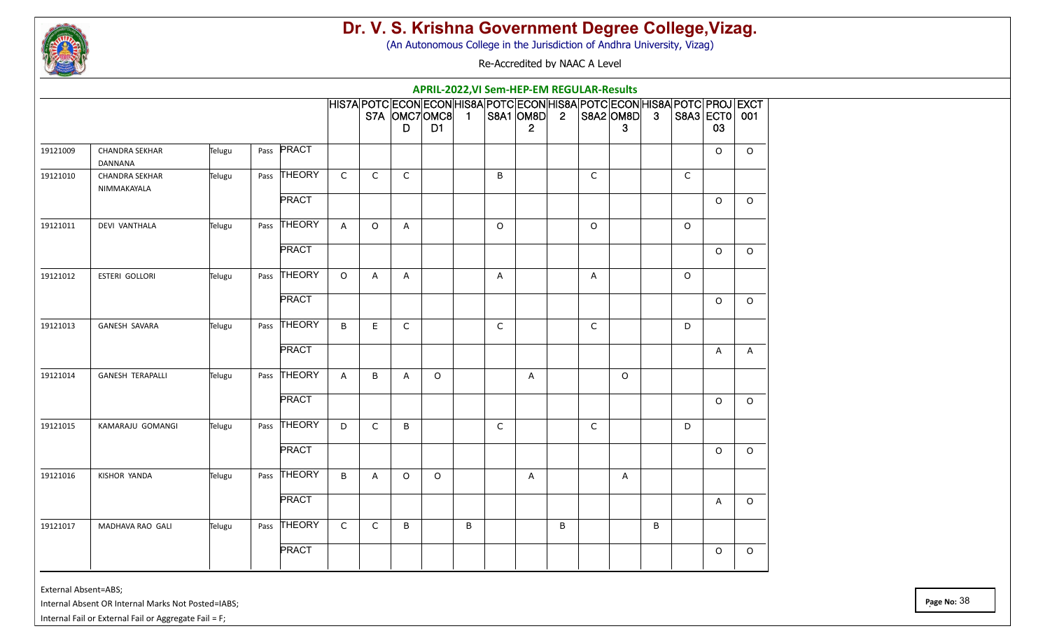# Dr. V. S. Krishna Government Degree College,Vizag.

(An Autonomous College in the Jurisdiction of Andhra University, Vizag)

Re-Accredited by NAAC A Level

## APRIL-2022,VI Sem-HEP-EM REGULAR-Results

| | | | | | HIS7A | POTCS7A | ECONOMC7D | ECONOMC8D1 | HIS8A1 | POTCS8A1 | ECONOM8D2 | HIS8A2 | POTCS8A2 | ECONOM8D3 | HIS8A3 | POTCS8A3 | PROJECT003 | EXCT001 |
|---|---|---|---|---|---|---|---|---|---|---|---|---|---|---|---|---|---|---|
| 19121009 | CHANDRA SEKHAR DANNANA | Telugu | Pass | PRACT | | | | | | | | | | | | | O | O |
| 19121010 | CHANDRA SEKHAR NIMMAKAYALA | Telugu | Pass | THEORY | C | C | C | | | B | | | C | | | C | | |
| | | | | PRACT | | | | | | | | | | | | | O | O |
| 19121011 | DEVI VANTHALA | Telugu | Pass | THEORY | A | O | A | | | O | | | O | | | O | | |
| | | | | PRACT | | | | | | | | | | | | | O | O |
| 19121012 | ESTERI GOLLORI | Telugu | Pass | THEORY | O | A | A | | | A | | | A | | | O | | |
| | | | | PRACT | | | | | | | | | | | | | O | O |
| 19121013 | GANESH SAVARA | Telugu | Pass | THEORY | B | E | C | | | C | | | C | | | D | | |
| | | | | PRACT | | | | | | | | | | | | | A | A |
| 19121014 | GANESH TERAPALLI | Telugu | Pass | THEORY | A | B | A | O | | | A | | | O | | | | |
| | | | | PRACT | | | | | | | | | | | | | O | O |
| 19121015 | KAMARAJU GOMANGI | Telugu | Pass | THEORY | D | C | B | | | C | | | C | | | D | | |
| | | | | PRACT | | | | | | | | | | | | | O | O |
| 19121016 | KISHOR YANDA | Telugu | Pass | THEORY | B | A | O | O | | | A | | | A | | | | |
| | | | | PRACT | | | | | | | | | | | | | A | O |
| 19121017 | MADHAVA RAO GALI | Telugu | Pass | THEORY | C | C | B | | B | | | B | | | B | | | |
| | | | | PRACT | | | | | | | | | | | | | O | O |

External Absent=ABS;

Internal Absent OR Internal Marks Not Posted=IABS;

Internal Fail or External Fail or Aggregate Fail = F;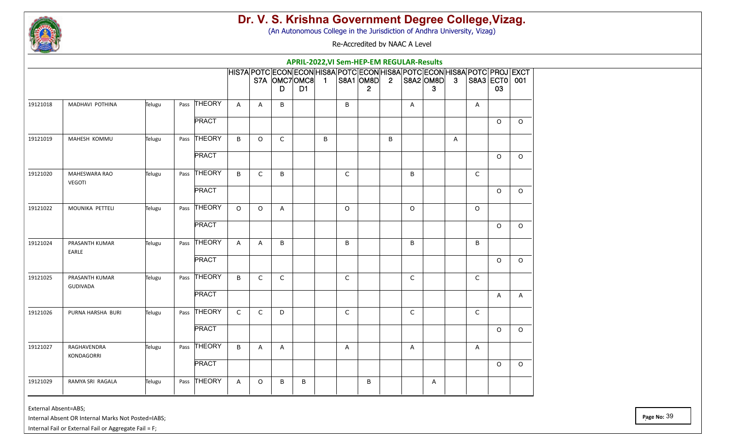# Dr. V. S. Krishna Government Degree College,Vizag.

(An Autonomous College in the Jurisdiction of Andhra University, Vizag)

Re-Accredited by NAAC A Level

## APRIL-2022,VI Sem-HEP-EM REGULAR-Results

| | | | | | HIS7A | POTCS7A | ECONOMC7D | ECONOMC8D1 | HIS8A1 | POTCS8A1 | ECONOM8D2 | HIS8A2 | POTCS8A2 | ECONOM8D3 | HIS8A3 | POTCS8A3 | PROJECT003 | EXCT001 |
|---|---|---|---|---|---|---|---|---|---|---|---|---|---|---|---|---|---|---|
| 19121018 | MADHAVI POTHINA | Telugu | Pass | THEORY | A | A | B | | | B | | | A | | | A | | |
| | | | | PRACT | | | | | | | | | | | | | O | O |
| 19121019 | MAHESH KOMMU | Telugu | Pass | THEORY | B | O | C | | B | | | B | | | A | | | |
| | | | | PRACT | | | | | | | | | | | | | O | O |
| 19121020 | MAHESWARA RAO VEGOTI | Telugu | Pass | THEORY | B | C | B | | | C | | | B | | | C | | |
| | | | | PRACT | | | | | | | | | | | | | O | O |
| 19121022 | MOUNIKA PETTELI | Telugu | Pass | THEORY | O | O | A | | | O | | | O | | | O | | |
| | | | | PRACT | | | | | | | | | | | | | O | O |
| 19121024 | PRASANTH KUMAR EARLE | Telugu | Pass | THEORY | A | A | B | | | B | | | B | | | B | | |
| | | | | PRACT | | | | | | | | | | | | | O | O |
| 19121025 | PRASANTH KUMAR GUDIVADA | Telugu | Pass | THEORY | B | C | C | | | C | | | C | | | C | | |
| | | | | PRACT | | | | | | | | | | | | | A | A |
| 19121026 | PURNA HARSHA BURI | Telugu | Pass | THEORY | C | C | D | | | C | | | C | | | C | | |
| | | | | PRACT | | | | | | | | | | | | | O | O |
| 19121027 | RAGHAVENDRA KONDAGORRI | Telugu | Pass | THEORY | B | A | A | | | A | | | A | | | A | | |
| | | | | PRACT | | | | | | | | | | | | | O | O |
| 19121029 | RAMYA SRI RAGALA | Telugu | Pass | THEORY | A | O | B | B | | | B | | | A | | | | |

External Absent=ABS;

Internal Absent OR Internal Marks Not Posted=IABS;

Internal Fail or External Fail or Aggregate Fail = F;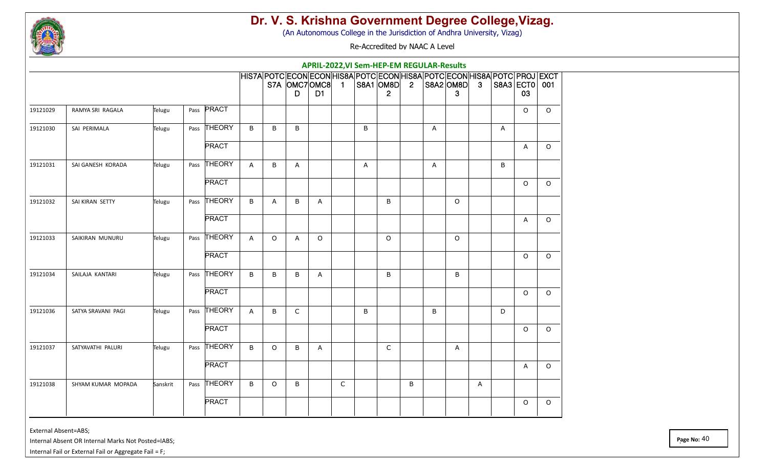# Dr. V. S. Krishna Government Degree College,Vizag.

(An Autonomous College in the Jurisdiction of Andhra University, Vizag)

Re-Accredited by NAAC A Level

## APRIL-2022,VI Sem-HEP-EM REGULAR-Results

| | | | | | HIS7A | POTCS7A | ECONOMC7D | ECONOMC8D1 | HIS8A1 | POTCS8A1 | ECONOM8D2 | HIS8A2 | POTCS8A2 | ECONOM8D3 | HIS8A3 | POTCS8A3 | PROJECT003 | EXCT001 |
|---|---|---|---|---|---|---|---|---|---|---|---|---|---|---|---|---|---|---|
| 19121029 | RAMYA SRI RAGALA | Telugu | Pass | PRACT | | | | | | | | | | | | | O | O |
| 19121030 | SAI PERIMALA | Telugu | Pass | THEORY | B | B | B | | | B | | | A | | | A | | |
| | | | | PRACT | | | | | | | | | | | | | A | O |
| 19121031 | SAI GANESH KORADA | Telugu | Pass | THEORY | A | B | A | | | A | | | A | | | B | | |
| | | | | PRACT | | | | | | | | | | | | | O | O |
| 19121032 | SAI KIRAN SETTY | Telugu | Pass | THEORY | B | A | B | A | | | B | | | O | | | | |
| | | | | PRACT | | | | | | | | | | | | | A | O |
| 19121033 | SAIKIRAN MUNURU | Telugu | Pass | THEORY | A | O | A | O | | | O | | | O | | | | |
| | | | | PRACT | | | | | | | | | | | | | O | O |
| 19121034 | SAILAJA KANTARI | Telugu | Pass | THEORY | B | B | B | A | | | B | | | B | | | | |
| | | | | PRACT | | | | | | | | | | | | | O | O |
| 19121036 | SATYA SRAVANI PAGI | Telugu | Pass | THEORY | A | B | C | | | B | | | B | | | D | | |
| | | | | PRACT | | | | | | | | | | | | | O | O |
| 19121037 | SATYAVATHI PALURI | Telugu | Pass | THEORY | B | O | B | A | | | C | | | A | | | | |
| | | | | PRACT | | | | | | | | | | | | | A | O |
| 19121038 | SHYAM KUMAR MOPADA | Sanskrit | Pass | THEORY | B | O | B | | C | | | B | | | A | | | |
| | | | | PRACT | | | | | | | | | | | | | O | O |

External Absent=ABS;

Internal Absent OR Internal Marks Not Posted=IABS;

Internal Fail or External Fail or Aggregate Fail = F;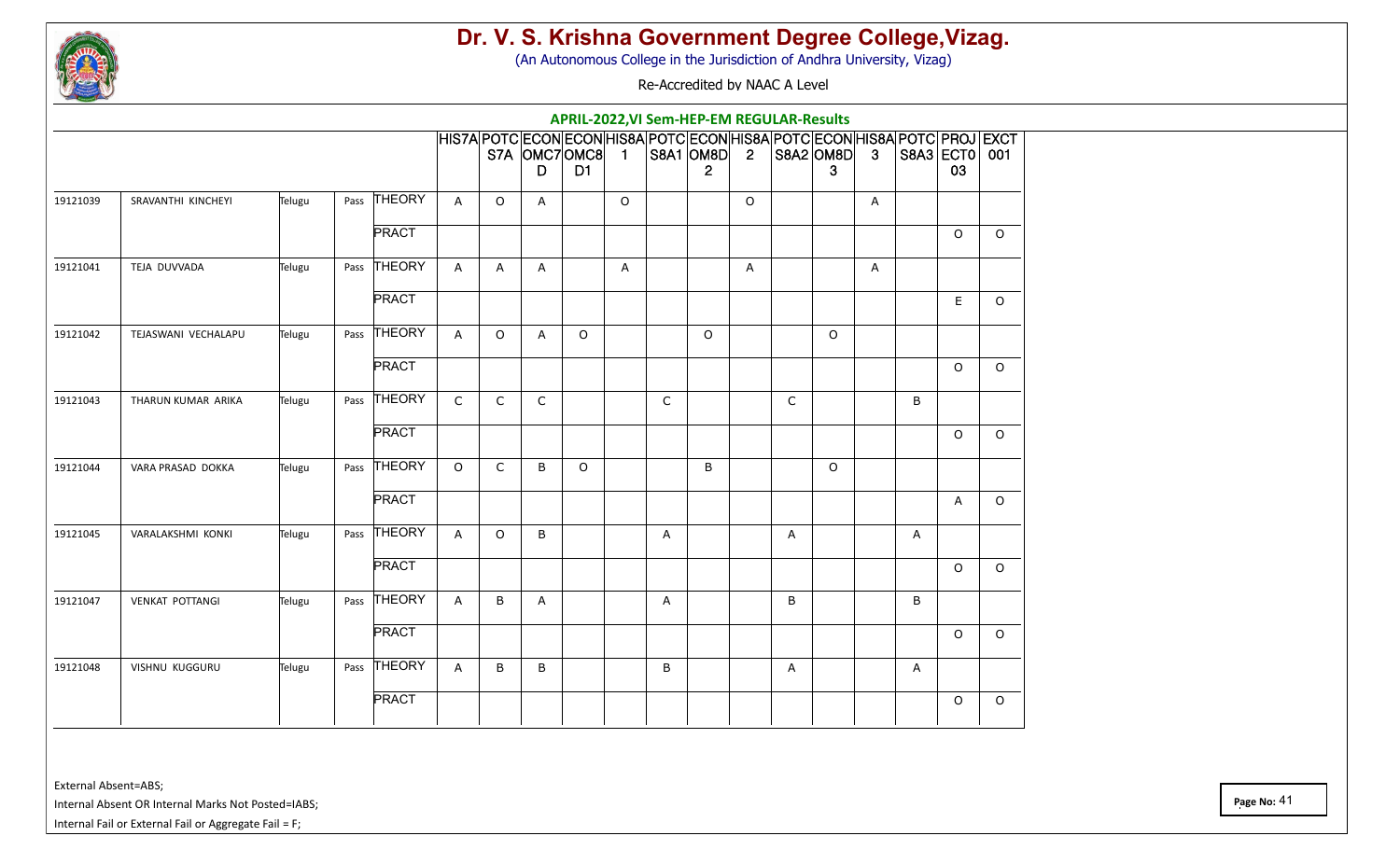# Dr. V. S. Krishna Government Degree College,Vizag.

(An Autonomous College in the Jurisdiction of Andhra University, Vizag)

Re-Accredited by NAAC A Level

## APRIL-2022,VI Sem-HEP-EM REGULAR-Results

| | | | | | HIS7A | POTCS7A | ECONOMC7D | ECONOMC8D1 | HIS8A1 | POTCS8A1 | ECONOM8D2 | HIS8A2 | POTCS8A2 | ECONOM8D3 | HIS8A3 | POTCS8A3 | PROJECT003 | EXCT001 |
|---|---|---|---|---|---|---|---|---|---|---|---|---|---|---|---|---|---|---|
| 19121039 | SRAVANTHI KINCHEYI | Telugu | Pass | THEORY | A | O | A | | O | | | O | | | A | | | |
| | | | | PRACT | | | | | | | | | | | | | O | O |
| 19121041 | TEJA DUVVADA | Telugu | Pass | THEORY | A | A | A | | A | | | A | | | A | | | |
| | | | | PRACT | | | | | | | | | | | | | E | O |
| 19121042 | TEJASWANI VECHALAPU | Telugu | Pass | THEORY | A | O | A | O | | | O | | | O | | | | |
| | | | | PRACT | | | | | | | | | | | | | O | O |
| 19121043 | THARUN KUMAR ARIKA | Telugu | Pass | THEORY | C | C | C | | | C | | | C | | | B | | |
| | | | | PRACT | | | | | | | | | | | | | O | O |
| 19121044 | VARA PRASAD DOKKA | Telugu | Pass | THEORY | O | C | B | O | | | B | | | O | | | | |
| | | | | PRACT | | | | | | | | | | | | | A | O |
| 19121045 | VARALAKSHMI KONKI | Telugu | Pass | THEORY | A | O | B | | | A | | | A | | | A | | |
| | | | | PRACT | | | | | | | | | | | | | O | O |
| 19121047 | VENKAT POTTANGI | Telugu | Pass | THEORY | A | B | A | | | A | | | B | | | B | | |
| | | | | PRACT | | | | | | | | | | | | | O | O |
| 19121048 | VISHNU KUGGURU | Telugu | Pass | THEORY | A | B | B | | | B | | | A | | | A | | |
| | | | | PRACT | | | | | | | | | | | | | O | O |

External Absent=ABS;

Internal Absent OR Internal Marks Not Posted=IABS;

Internal Fail or External Fail or Aggregate Fail = F;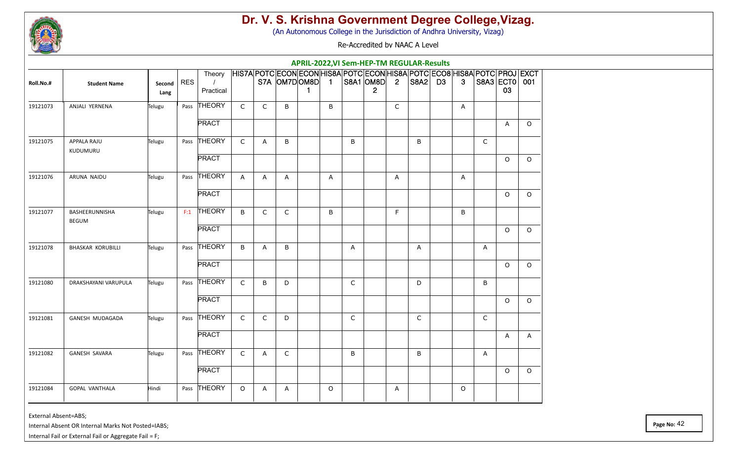# Dr. V. S. Krishna Government Degree College,Vizag.

(An Autonomous College in the Jurisdiction of Andhra University, Vizag)

Re-Accredited by NAAC A Level

## APRIL-2022,VI Sem-HEP-TM REGULAR-Results

| Roll.No.# | Student Name | Second Lang | RES | Theory / Practical | HIS7A | POTCS7A | ECONOM7D | ECONOM8D1 | HIS8A1 | POTCS8A1 | ECONOM8D2 | HIS8A2 | POTCS8A2 | ECO8D3 | HIS8A3 | POTCS8A3 | PROJECT003 | EXCT001 |
|---|---|---|---|---|---|---|---|---|---|---|---|---|---|---|---|---|---|---|
| 19121073 | ANJALI YERNENA | Telugu | Pass | THEORY | C | C | B | | B | | | C | | | A | | | |
| | | | | PRACT | | | | | | | | | | | | | A | O |
| 19121075 | APPALA RAJU KUDUMURU | Telugu | Pass | THEORY | C | A | B | | | B | | | B | | | C | | |
| | | | | PRACT | | | | | | | | | | | | | O | O |
| 19121076 | ARUNA NAIDU | Telugu | Pass | THEORY | A | A | A | | A | | | A | | | A | | | |
| | | | | PRACT | | | | | | | | | | | | | O | O |
| 19121077 | BASHEERUNNISHA BEGUM | Telugu | F:1 | THEORY | B | C | C | | B | | | F | | | B | | | |
| | | | | PRACT | | | | | | | | | | | | | O | O |
| 19121078 | BHASKAR KORUBILLI | Telugu | Pass | THEORY | B | A | B | | | A | | | A | | | A | | |
| | | | | PRACT | | | | | | | | | | | | | O | O |
| 19121080 | DRAKSHAYANI VARUPULA | Telugu | Pass | THEORY | C | B | D | | | C | | | D | | | B | | |
| | | | | PRACT | | | | | | | | | | | | | O | O |
| 19121081 | GANESH MUDAGADA | Telugu | Pass | THEORY | C | C | D | | | C | | | C | | | C | | |
| | | | | PRACT | | | | | | | | | | | | | A | A |
| 19121082 | GANESH SAVARA | Telugu | Pass | THEORY | C | A | C | | | B | | | B | | | A | | |
| | | | | PRACT | | | | | | | | | | | | | O | O |
| 19121084 | GOPAL VANTHALA | Hindi | Pass | THEORY | O | A | A | | O | | | A | | | O | | | |

External Absent=ABS;

Internal Absent OR Internal Marks Not Posted=IABS;

Internal Fail or External Fail or Aggregate Fail = F;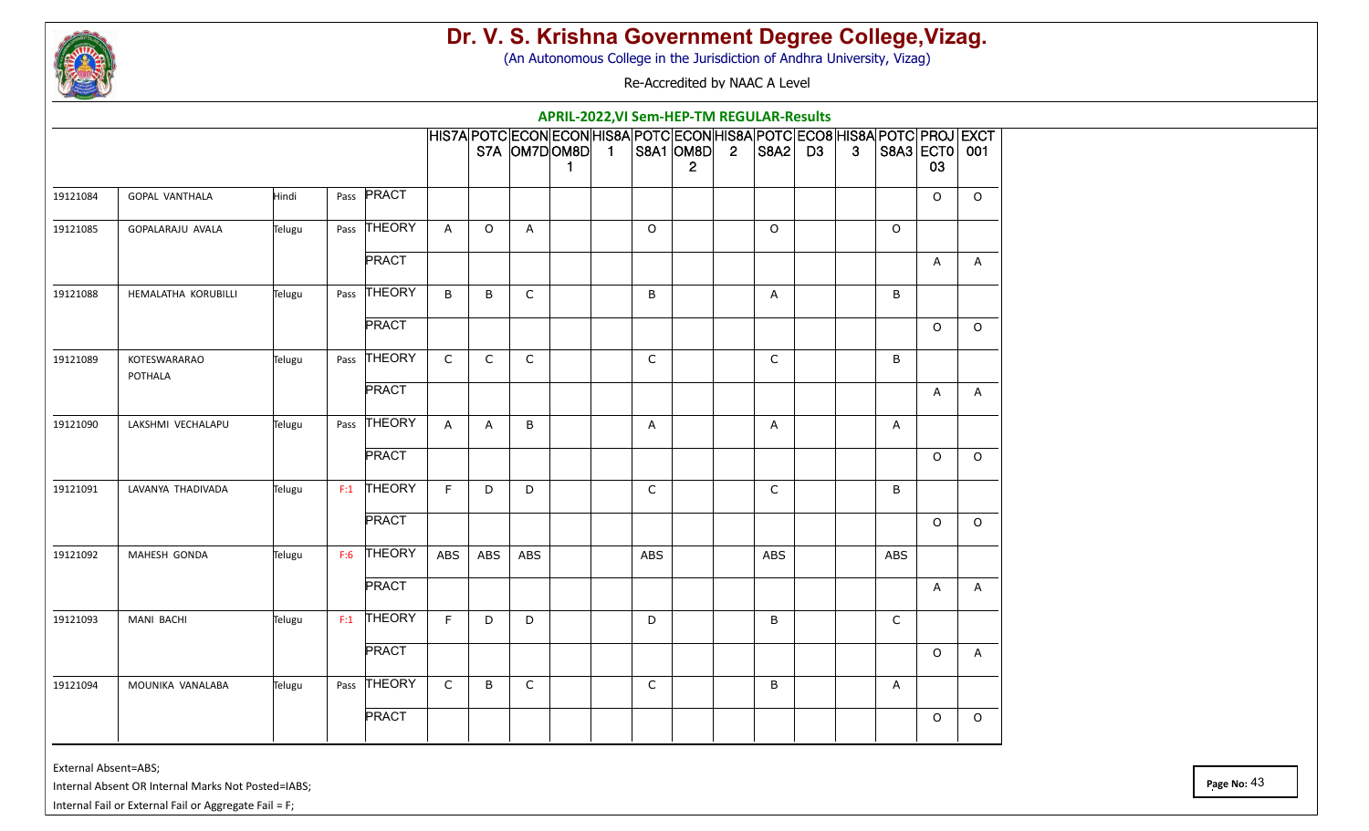# Dr. V. S. Krishna Government Degree College,Vizag.

(An Autonomous College in the Jurisdiction of Andhra University, Vizag)

Re-Accredited by NAAC A Level

## APRIL-2022,VI Sem-HEP-TM REGULAR-Results

| | | | | | HIS7A | POTCS7A | ECONOM7D | ECONOM8D1 | HIS8A1 | POTCS8A1 | ECONOM8D2 | HIS8A2 | POTCS8A2 | ECO8D3 | HIS8A3 | POTCS8A3 | PROJECT003 | EXCT001 |
|---|---|---|---|---|---|---|---|---|---|---|---|---|---|---|---|---|---|---|
| 19121084 | GOPAL VANTHALA | Hindi | Pass | PRACT | | | | | | | | | | | | | O | O |
| 19121085 | GOPALARAJU AVALA | Telugu | Pass | THEORY | A | O | A | | | O | | | O | | | O | | |
| | | | | PRACT | | | | | | | | | | | | | A | A |
| 19121088 | HEMALATHA KORUBILLI | Telugu | Pass | THEORY | B | B | C | | | B | | | A | | | B | | |
| | | | | PRACT | | | | | | | | | | | | | O | O |
| 19121089 | KOTESWARARAO POTHALA | Telugu | Pass | THEORY | C | C | C | | | C | | | C | | | B | | |
| | | | | PRACT | | | | | | | | | | | | | A | A |
| 19121090 | LAKSHMI VECHALAPU | Telugu | Pass | THEORY | A | A | B | | | A | | | A | | | A | | |
| | | | | PRACT | | | | | | | | | | | | | O | O |
| 19121091 | LAVANYA THADIVADA | Telugu | F:1 | THEORY | F | D | D | | | C | | | C | | | B | | |
| | | | | PRACT | | | | | | | | | | | | | O | O |
| 19121092 | MAHESH GONDA | Telugu | F:6 | THEORY | ABS | ABS | ABS | | | ABS | | | ABS | | | ABS | | |
| | | | | PRACT | | | | | | | | | | | | | A | A |
| 19121093 | MANI BACHI | Telugu | F:1 | THEORY | F | D | D | | | D | | | B | | | C | | |
| | | | | PRACT | | | | | | | | | | | | | O | A |
| 19121094 | MOUNIKA VANALABA | Telugu | Pass | THEORY | C | B | C | | | C | | | B | | | A | | |
| | | | | PRACT | | | | | | | | | | | | | O | O |

External Absent=ABS;

Internal Absent OR Internal Marks Not Posted=IABS;

Internal Fail or External Fail or Aggregate Fail = F;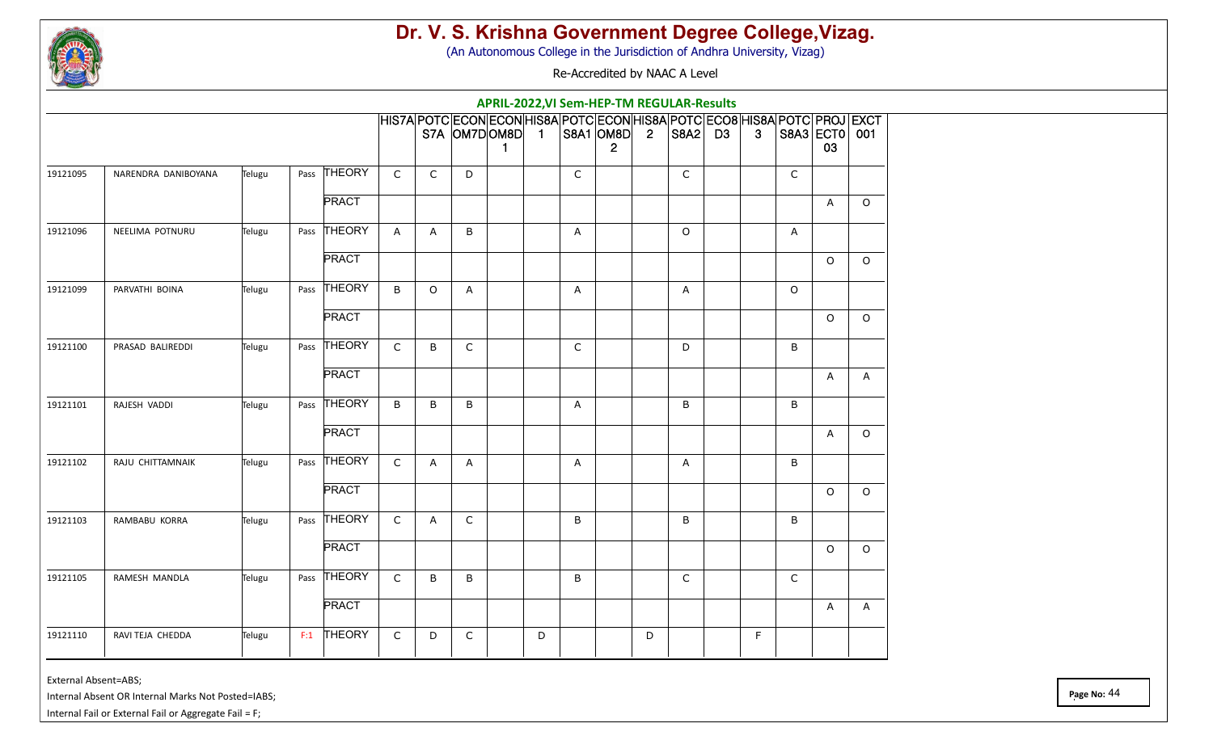# Dr. V. S. Krishna Government Degree College,Vizag.

(An Autonomous College in the Jurisdiction of Andhra University, Vizag)

Re-Accredited by NAAC A Level

## APRIL-2022,VI Sem-HEP-TM REGULAR-Results

| | | | | | HIS7A | POTCS7A | ECONOM7D | ECONOM8D1 | HIS8A1 | POTCS8A1 | ECONOM8D2 | HIS8A2 | POTCS8A2 | ECO8D3 | HIS8A3 | POTCS8A3 | PROJECT03 | EXCT001 |
|---|---|---|---|---|---|---|---|---|---|---|---|---|---|---|---|---|---|---|
| 19121095 | NARENDRA DANIBOYANA | Telugu | Pass | THEORY | C | C | D | | | C | | | C | | | C | | |
| | | | | PRACT | | | | | | | | | | | | | A | O |
| 19121096 | NEELIMA POTNURU | Telugu | Pass | THEORY | A | A | B | | | A | | | O | | | A | | |
| | | | | PRACT | | | | | | | | | | | | | O | O |
| 19121099 | PARVATHI BOINA | Telugu | Pass | THEORY | B | O | A | | | A | | | A | | | O | | |
| | | | | PRACT | | | | | | | | | | | | | O | O |
| 19121100 | PRASAD BALIREDDI | Telugu | Pass | THEORY | C | B | C | | | C | | | D | | | B | | |
| | | | | PRACT | | | | | | | | | | | | | A | A |
| 19121101 | RAJESH VADDI | Telugu | Pass | THEORY | B | B | B | | | A | | | B | | | B | | |
| | | | | PRACT | | | | | | | | | | | | | A | O |
| 19121102 | RAJU CHITTAMNAIK | Telugu | Pass | THEORY | C | A | A | | | A | | | A | | | B | | |
| | | | | PRACT | | | | | | | | | | | | | O | O |
| 19121103 | RAMBABU KORRA | Telugu | Pass | THEORY | C | A | C | | | B | | | B | | | B | | |
| | | | | PRACT | | | | | | | | | | | | | O | O |
| 19121105 | RAMESH MANDLA | Telugu | Pass | THEORY | C | B | B | | | B | | | C | | | C | | |
| | | | | PRACT | | | | | | | | | | | | | A | A |
| 19121110 | RAVI TEJA CHEDDA | Telugu | F:1 | THEORY | C | D | C | | D | | | D | | | F | | | |

External Absent=ABS;

Internal Absent OR Internal Marks Not Posted=IABS;

Internal Fail or External Fail or Aggregate Fail = F;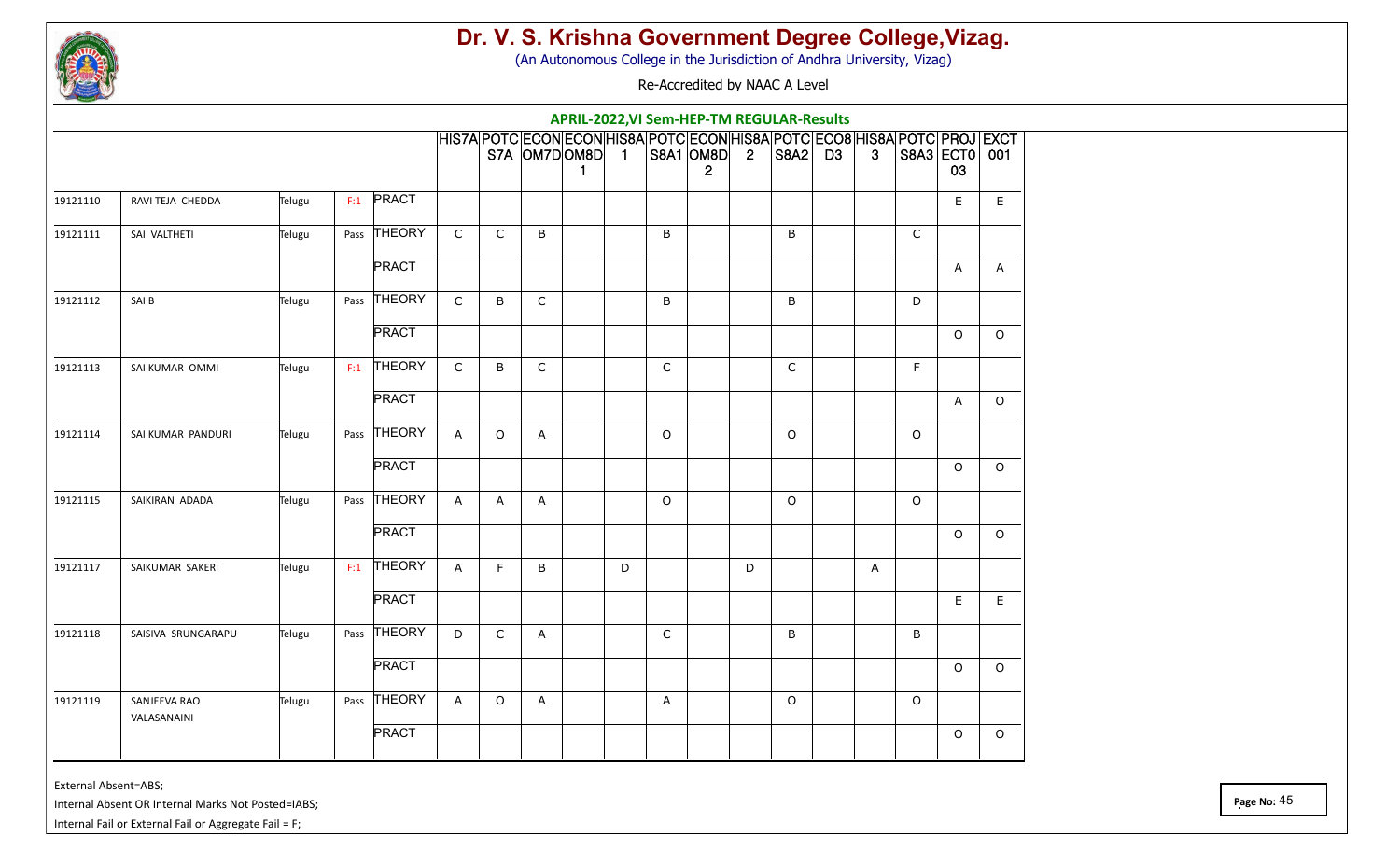# Dr. V. S. Krishna Government Degree College,Vizag.

(An Autonomous College in the Jurisdiction of Andhra University, Vizag)

Re-Accredited by NAAC A Level

## APRIL-2022,VI Sem-HEP-TM REGULAR-Results

| | | | | | HIS7A | POTCS7A | ECONOM7D | ECONOM8D1 | HIS8A1 | POTCS8A1 | ECONOM8D2 | HIS8A2 | POTCS8A2 | ECO8D3 | HIS8A3 | POTCS8A3 | PROJECT003 | EXCT001 |
|---|---|---|---|---|---|---|---|---|---|---|---|---|---|---|---|---|---|---|
| 19121110 | RAVI TEJA CHEDDA | Telugu | F:1 | PRACT | | | | | | | | | | | | | E | E |
| 19121111 | SAI VALTHETI | Telugu | Pass | THEORY | C | C | B | | | B | | | B | | | C | | |
| | | | | PRACT | | | | | | | | | | | | | A | A |
| 19121112 | SAI B | Telugu | Pass | THEORY | C | B | C | | | B | | | B | | | D | | |
| | | | | PRACT | | | | | | | | | | | | | O | O |
| 19121113 | SAI KUMAR OMMI | Telugu | F:1 | THEORY | C | B | C | | | C | | | C | | | F | | |
| | | | | PRACT | | | | | | | | | | | | | A | O |
| 19121114 | SAI KUMAR PANDURI | Telugu | Pass | THEORY | A | O | A | | | O | | | O | | | O | | |
| | | | | PRACT | | | | | | | | | | | | | O | O |
| 19121115 | SAIKIRAN ADADA | Telugu | Pass | THEORY | A | A | A | | | O | | | O | | | O | | |
| | | | | PRACT | | | | | | | | | | | | | O | O |
| 19121117 | SAIKUMAR SAKERI | Telugu | F:1 | THEORY | A | F | B | | D | | | D | | | A | | | |
| | | | | PRACT | | | | | | | | | | | | | E | E |
| 19121118 | SAISIVA SRUNGARAPU | Telugu | Pass | THEORY | D | C | A | | | C | | | B | | | B | | |
| | | | | PRACT | | | | | | | | | | | | | O | O |
| 19121119 | SANJEEVA RAO VALASANAINI | Telugu | Pass | THEORY | A | O | A | | | A | | | O | | | O | | |
| | | | | PRACT | | | | | | | | | | | | | O | O |

External Absent=ABS;

Internal Absent OR Internal Marks Not Posted=IABS;

Internal Fail or External Fail or Aggregate Fail = F;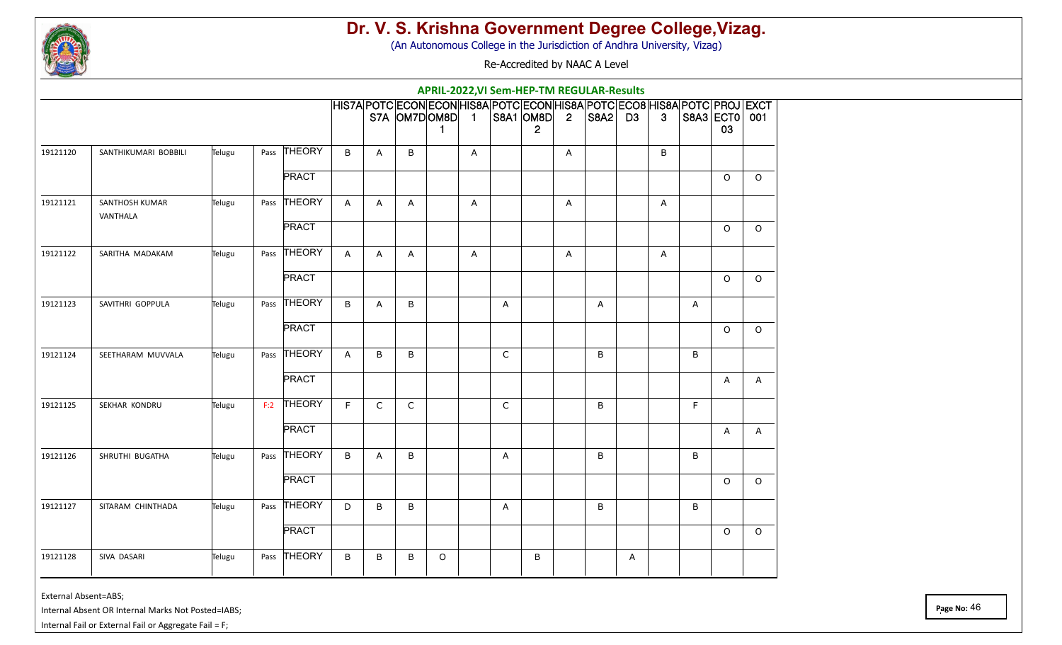# Dr. V. S. Krishna Government Degree College,Vizag.

(An Autonomous College in the Jurisdiction of Andhra University, Vizag)

Re-Accredited by NAAC A Level

## APRIL-2022,VI Sem-HEP-TM REGULAR-Results

| | | | | | HIS7A | POTCS7A | ECONOM7D | ECONOM8D1 | HIS8A1 | POTCS8A1 | ECONOM8D2 | HIS8A2 | POTCS8A2 | ECO8D3 | HIS8A3 | POTCS8A3 | PROJECT03 | EXCT001 |
|---|---|---|---|---|---|---|---|---|---|---|---|---|---|---|---|---|---|---|
| 19121120 | SANTHIKUMARI BOBBILI | Telugu | Pass | THEORY | B | A | B | | A | | | A | | | B | | | |
| | | | | PRACT | | | | | | | | | | | | | O | O |
| 19121121 | SANTHOSH KUMAR VANTHALA | Telugu | Pass | THEORY | A | A | A | | A | | | A | | | A | | | |
| | | | | PRACT | | | | | | | | | | | | | O | O |
| 19121122 | SARITHA MADAKAM | Telugu | Pass | THEORY | A | A | A | | A | | | A | | | A | | | |
| | | | | PRACT | | | | | | | | | | | | | O | O |
| 19121123 | SAVITHRI GOPPULA | Telugu | Pass | THEORY | B | A | B | | | A | | | A | | | A | | |
| | | | | PRACT | | | | | | | | | | | | | O | O |
| 19121124 | SEETHARAM MUVVALA | Telugu | Pass | THEORY | A | B | B | | | C | | | B | | | B | | |
| | | | | PRACT | | | | | | | | | | | | | A | A |
| 19121125 | SEKHAR KONDRU | Telugu | F:2 | THEORY | F | C | C | | | C | | | B | | | F | | |
| | | | | PRACT | | | | | | | | | | | | | A | A |
| 19121126 | SHRUTHI BUGATHA | Telugu | Pass | THEORY | B | A | B | | | A | | | B | | | B | | |
| | | | | PRACT | | | | | | | | | | | | | O | O |
| 19121127 | SITARAM CHINTHADA | Telugu | Pass | THEORY | D | B | B | | | A | | | B | | | B | | |
| | | | | PRACT | | | | | | | | | | | | | O | O |
| 19121128 | SIVA DASARI | Telugu | Pass | THEORY | B | B | B | O | | | B | | | A | | | | |

External Absent=ABS;

Internal Absent OR Internal Marks Not Posted=IABS;

Internal Fail or External Fail or Aggregate Fail = F;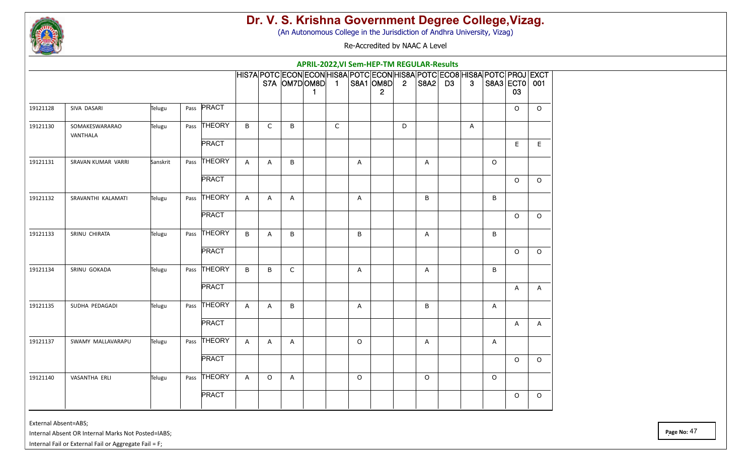# Dr. V. S. Krishna Government Degree College,Vizag.

(An Autonomous College in the Jurisdiction of Andhra University, Vizag)

Re-Accredited by NAAC A Level

## APRIL-2022,VI Sem-HEP-TM REGULAR-Results

| | | | | | HIS7A | POTCS7A | ECONOM7D | ECONOM8D1 | HIS8A1 | POTCS8A1 | ECONOM8D2 | HIS8A2 | POTCS8A2 | ECO8D3 | HIS8A3 | POTCS8A3 | PROJECT003 | EXCT001 |
|---|---|---|---|---|---|---|---|---|---|---|---|---|---|---|---|---|---|---|
| 19121128 | SIVA DASARI | Telugu | Pass | PRACT | | | | | | | | | | | | | O | O |
| 19121130 | SOMAKESWARARAO VANTHALA | Telugu | Pass | THEORY | B | C | B | | C | | | D | | | A | | | |
| | | | | PRACT | | | | | | | | | | | | | E | E |
| 19121131 | SRAVAN KUMAR VARRI | Sanskrit | Pass | THEORY | A | A | B | | | A | | | A | | | O | | |
| | | | | PRACT | | | | | | | | | | | | | O | O |
| 19121132 | SRAVANTHI KALAMATI | Telugu | Pass | THEORY | A | A | A | | | A | | | B | | | B | | |
| | | | | PRACT | | | | | | | | | | | | | O | O |
| 19121133 | SRINU CHIRATA | Telugu | Pass | THEORY | B | A | B | | | B | | | A | | | B | | |
| | | | | PRACT | | | | | | | | | | | | | O | O |
| 19121134 | SRINU GOKADA | Telugu | Pass | THEORY | B | B | C | | | A | | | A | | | B | | |
| | | | | PRACT | | | | | | | | | | | | | A | A |
| 19121135 | SUDHA PEDAGADI | Telugu | Pass | THEORY | A | A | B | | | A | | | B | | | A | | |
| | | | | PRACT | | | | | | | | | | | | | A | A |
| 19121137 | SWAMY MALLAVARAPU | Telugu | Pass | THEORY | A | A | A | | | O | | | A | | | A | | |
| | | | | PRACT | | | | | | | | | | | | | O | O |
| 19121140 | VASANTHA ERLI | Telugu | Pass | THEORY | A | O | A | | | O | | | O | | | O | | |
| | | | | PRACT | | | | | | | | | | | | | O | O |

External Absent=ABS;

Internal Absent OR Internal Marks Not Posted=IABS;

Internal Fail or External Fail or Aggregate Fail = F;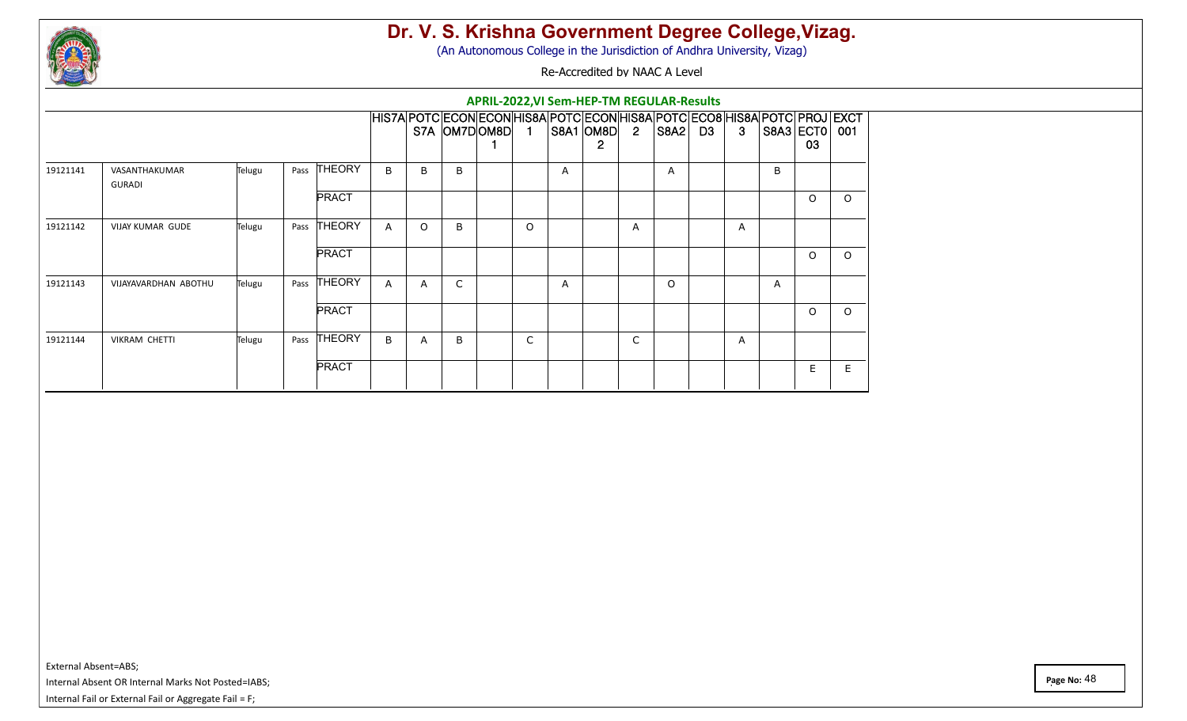# Dr. V. S. Krishna Government Degree College,Vizag.

(An Autonomous College in the Jurisdiction of Andhra University, Vizag)

Re-Accredited by NAAC A Level

## APRIL-2022,VI Sem-HEP-TM REGULAR-Results

| | | | | | HIS7A | POTCS7A | ECONOM7D | ECONOM8D1 | HIS8A1 | POTCS8A1 | ECONOM8D2 | HIS8A2 | POTCS8A2 | ECO8D3 | HIS8A3 | POTCS8A3 | PROJECT03 | EXCT001 |
|---|---|---|---|---|---|---|---|---|---|---|---|---|---|---|---|---|---|---|
| 19121141 | VASANTHAKUMAR GURADI | Telugu | Pass | THEORY | B | B | B | | | A | | | A | | | B | | |
| | | | | PRACT | | | | | | | | | | | | | O | O |
| 19121142 | VIJAY KUMAR GUDE | Telugu | Pass | THEORY | A | O | B | | O | | | A | | | A | | | |
| | | | | PRACT | | | | | | | | | | | | | O | O |
| 19121143 | VIJAYAVARDHAN ABOTHU | Telugu | Pass | THEORY | A | A | C | | | A | | | O | | | A | | |
| | | | | PRACT | | | | | | | | | | | | | O | O |
| 19121144 | VIKRAM CHETTI | Telugu | Pass | THEORY | B | A | B | | C | | | C | | | A | | | |
| | | | | PRACT | | | | | | | | | | | | | E | E |

External Absent=ABS;

Internal Absent OR Internal Marks Not Posted=IABS;

Internal Fail or External Fail or Aggregate Fail = F;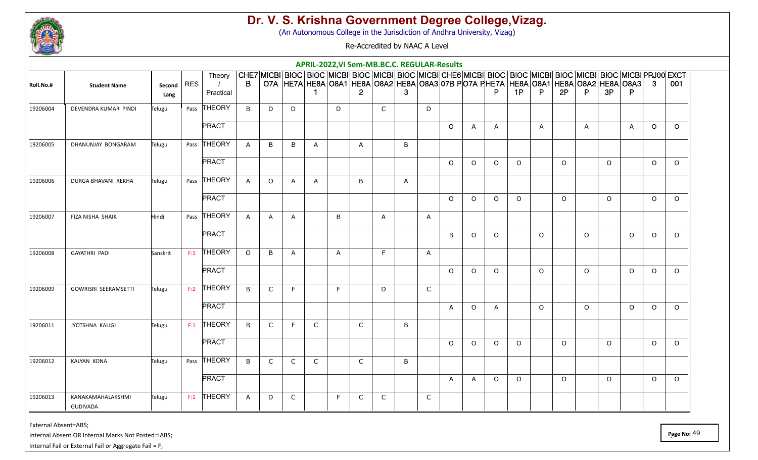# Dr. V. S. Krishna Government Degree College,Vizag.

(An Autonomous College in the Jurisdiction of Andhra University, Vizag)

Re-Accredited by NAAC A Level

## APRIL-2022,VI Sem-MB.BC.C. REGULAR-Results

| Roll.No.# | Student Name | Second Lang | RES | Theory / Practical | CHE7B | MICBIO7A | BIOCHE7A | BIOCHE8A1 | MICBIO8A1 | BIOCHE8A2 | MICBIO8A2 | BIOCHE8A3 | MICBIO8A3 | CHE607BP | MICBIO7AP | BIOCHE7AP | BIOCHE8A1P | MICBIO8A1P | BIOCHE8A2P | MICBIO8A2P | BIOCHE8A3P | MICBIO8A3P | PRJ003 | EXCT001 |
|---|---|---|---|---|---|---|---|---|---|---|---|---|---|---|---|---|---|---|---|---|---|---|---|---|
| 19206004 | DEVENDRA KUMAR PINDI | Telugu | Pass | THEORY | B | D | D | | D | | C | | D | | | | | | | | | | | |
| | | | | PRACT | | | | | | | | | | O | A | A | | A | | A | | A | O | O |
| 19206005 | DHANUNJAY BONGARAM | Telugu | Pass | THEORY | A | B | B | A | | A | | B | | | | | | | | | | | | |
| | | | | PRACT | | | | | | | | | | O | O | O | O | | O | | O | | O | O |
| 19206006 | DURGA BHAVANI REKHA | Telugu | Pass | THEORY | A | O | A | A | | B | | A | | | | | | | | | | | | |
| | | | | PRACT | | | | | | | | | | O | O | O | O | | O | | O | | O | O |
| 19206007 | FIZA NISHA SHAIK | Hindi | Pass | THEORY | A | A | A | | B | | A | | A | | | | | | | | | | | |
| | | | | PRACT | | | | | | | | | | B | O | O | | O | | O | | O | O | O |
| 19206008 | GAYATHRI PADI | Sanskrit | F:1 | THEORY | O | B | A | | A | | F | | A | | | | | | | | | | | |
| | | | | PRACT | | | | | | | | | | O | O | O | | O | | O | | O | O | O |
| 19206009 | GOWRISRI SEERAMSETTI | Telugu | F:2 | THEORY | B | C | F | | F | | D | | C | | | | | | | | | | | |
| | | | | PRACT | | | | | | | | | | A | O | A | | O | | O | | O | O | O |
| 19206011 | JYOTSHNA KALIGI | Telugu | F:1 | THEORY | B | C | F | C | | C | | B | | | | | | | | | | | | |
| | | | | PRACT | | | | | | | | | | O | O | O | O | | O | | O | | O | O |
| 19206012 | KALYAN KONA | Telugu | Pass | THEORY | B | C | C | C | | C | | B | | | | | | | | | | | | |
| | | | | PRACT | | | | | | | | | | A | A | O | O | | O | | O | | O | O |
| 19206013 | KANAKAMAHALAKSHMI GUDIVADA | Telugu | F:1 | THEORY | A | D | C | | F | C | C | | C | | | | | | | | | | | |

External Absent=ABS;

Internal Absent OR Internal Marks Not Posted=IABS;

Internal Fail or External Fail or Aggregate Fail = F;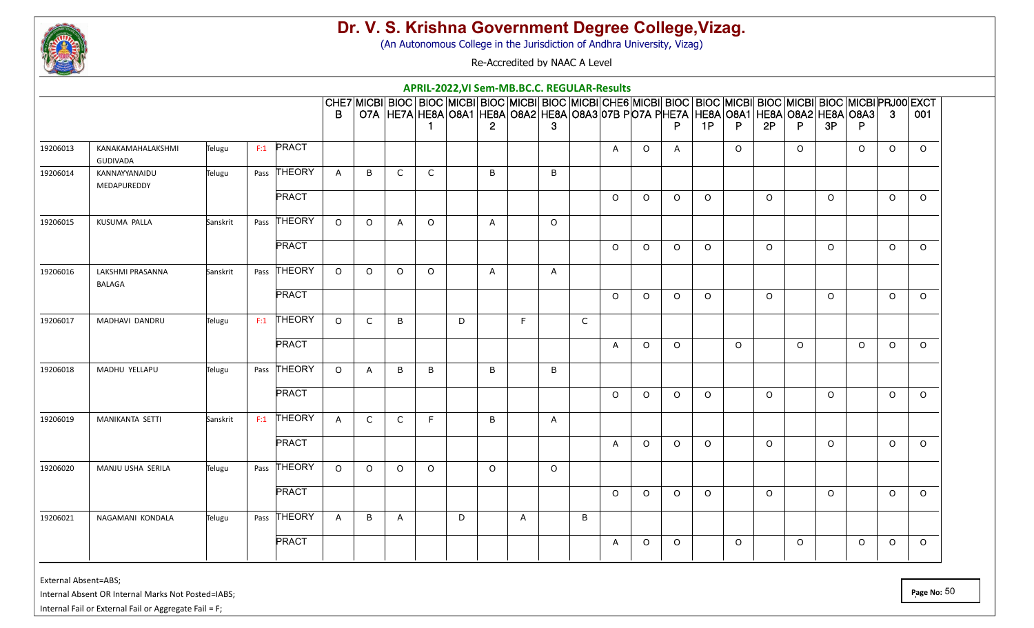# Dr. V. S. Krishna Government Degree College,Vizag.

(An Autonomous College in the Jurisdiction of Andhra University, Vizag)

Re-Accredited by NAAC A Level

## APRIL-2022,VI Sem-MB.BC.C. REGULAR-Results

| | | | | | CHE7 B | MICBI O7A | BIOC HE7A | BIOC HE8A 1 | MICBI O8A1 | BIOC HE8A 2 | MICBI O8A2 | BIOC HE8A 3 | MICBI O8A3 | CHE6 07B P | MICBI O7A P | BIOC HE7A P | BIOC HE8A 1P | MICBI O8A1 P | BIOC HE8A 2P | MICBI O8A2 P | BIOC HE8A 3P | MICBI O8A3 P | PRJ00 3 | EXCT 001 |
|---|---|---|---|---|---|---|---|---|---|---|---|---|---|---|---|---|---|---|---|---|---|---|---|---|
| 19206013 | KANAKAMAHALAKSHMI GUDIVADA | Telugu | F:1 | PRACT | | | | | | | | | | A | O | A | | O | | O | | O | O | O |
| 19206014 | KANNAYYANAIDU MEDAPUREDDY | Telugu | Pass | THEORY | A | B | C | C | | B | | B | | | | | | | | | | | | |
| | | | | PRACT | | | | | | | | | | O | O | O | O | | O | | O | | O | O |
| 19206015 | KUSUMA PALLA | Sanskrit | Pass | THEORY | O | O | A | O | | A | | O | | | | | | | | | | | | |
| | | | | PRACT | | | | | | | | | | O | O | O | O | | O | | O | | O | O |
| 19206016 | LAKSHMI PRASANNA BALAGA | Sanskrit | Pass | THEORY | O | O | O | O | | A | | A | | | | | | | | | | | | |
| | | | | PRACT | | | | | | | | | | O | O | O | O | | O | | O | | O | O |
| 19206017 | MADHAVI DANDRU | Telugu | F:1 | THEORY | O | C | B | | D | | F | | C | | | | | | | | | | | |
| | | | | PRACT | | | | | | | | | | A | O | O | | O | | O | | O | O | O |
| 19206018 | MADHU YELLAPU | Telugu | Pass | THEORY | O | A | B | B | | B | | B | | | | | | | | | | | | |
| | | | | PRACT | | | | | | | | | | O | O | O | O | | O | | O | | O | O |
| 19206019 | MANIKANTA SETTI | Sanskrit | F:1 | THEORY | A | C | C | F | | B | | A | | | | | | | | | | | | |
| | | | | PRACT | | | | | | | | | | A | O | O | O | | O | | O | | O | O |
| 19206020 | MANJU USHA SERILA | Telugu | Pass | THEORY | O | O | O | O | | O | | O | | | | | | | | | | | | |
| | | | | PRACT | | | | | | | | | | O | O | O | O | | O | | O | | O | O |
| 19206021 | NAGAMANI KONDALA | Telugu | Pass | THEORY | A | B | A | | D | | A | | B | | | | | | | | | | | |
| | | | | PRACT | | | | | | | | | | A | O | O | | O | | O | | O | O | O |

External Absent=ABS;

Internal Absent OR Internal Marks Not Posted=IABS;

Internal Fail or External Fail or Aggregate Fail = F;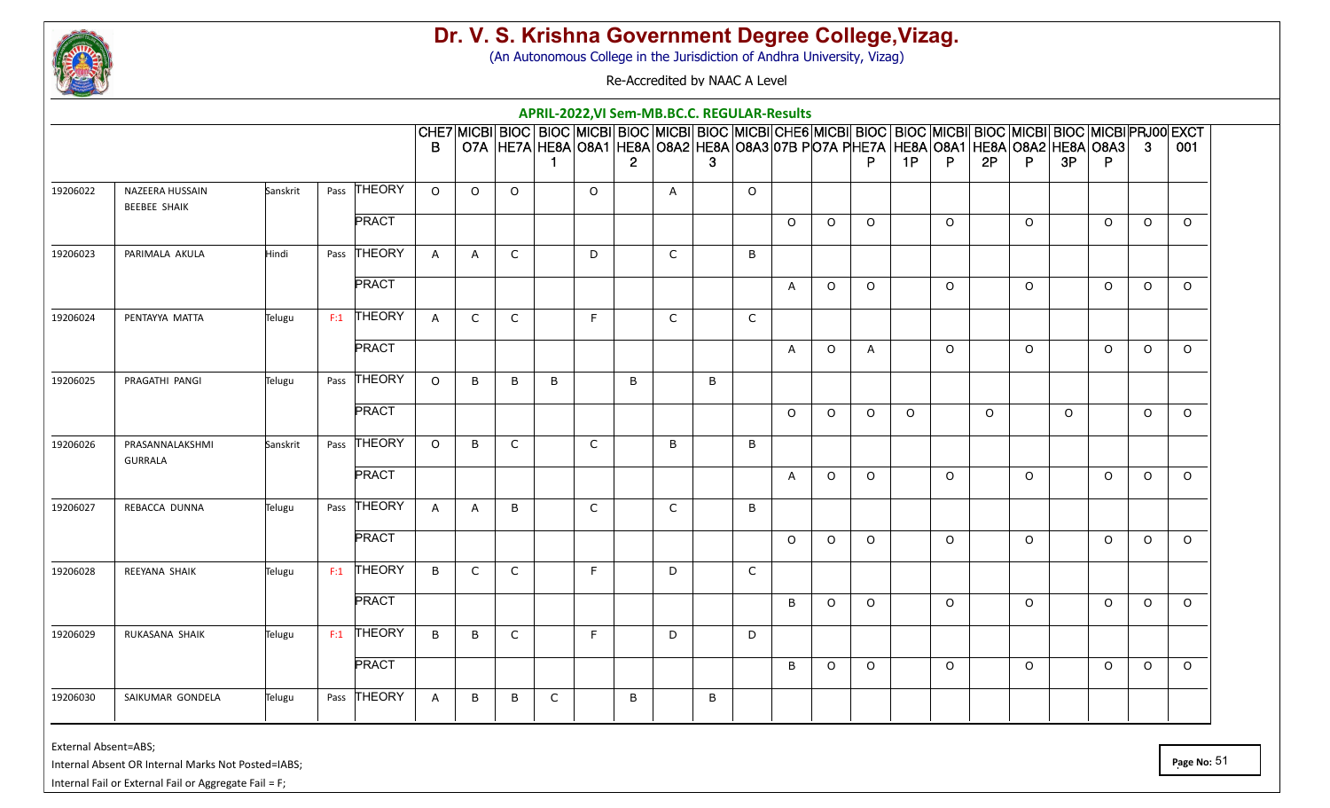# Dr. V. S. Krishna Government Degree College,Vizag.

(An Autonomous College in the Jurisdiction of Andhra University, Vizag)

Re-Accredited by NAAC A Level

## APRIL-2022,VI Sem-MB.BC.C. REGULAR-Results

| | | | | | CHE7B | MICBIO7A | BIOCHE7A | BIOCHE8A1 | MICBIO8A1 | BIOCHE8A2 | MICBIO8A2 | BIOCHE8A3 | MICBIO8A3 | CHE607BP | MICBIO7AP | BIOCHE7AP | BIOCHE8A1P | MICBIO8A1P | BIOCHE8A2P | MICBIO8A2P | BIOCHE8A3P | MICBIO8A3P | PRJ003 | EXCT001 |
|---|---|---|---|---|---|---|---|---|---|---|---|---|---|---|---|---|---|---|---|---|---|---|---|---|
| 19206022 | NAZEERA HUSSAIN BEEBEE SHAIK | Sanskrit | Pass | THEORY | O | O | O | | O | | A | | O | | | | | | | | | | | |
| | | | | PRACT | | | | | | | | | | O | O | O | | O | | O | | O | O | O |
| 19206023 | PARIMALA AKULA | Hindi | Pass | THEORY | A | A | C | | D | | C | | B | | | | | | | | | | | |
| | | | | PRACT | | | | | | | | | | A | O | O | | O | | O | | O | O | O |
| 19206024 | PENTAYYA MATTA | Telugu | F:1 | THEORY | A | C | C | | F | | C | | C | | | | | | | | | | | |
| | | | | PRACT | | | | | | | | | | A | O | A | | O | | O | | O | O | O |
| 19206025 | PRAGATHI PANGI | Telugu | Pass | THEORY | O | B | B | B | | B | | B | | | | | | | | | | | | |
| | | | | PRACT | | | | | | | | | | O | O | O | O | | O | | O | | O | O |
| 19206026 | PRASANNALAKSHMI GURRALA | Sanskrit | Pass | THEORY | O | B | C | | C | | B | | B | | | | | | | | | | | |
| | | | | PRACT | | | | | | | | | | A | O | O | | O | | O | | O | O | O |
| 19206027 | REBACCA DUNNA | Telugu | Pass | THEORY | A | A | B | | C | | C | | B | | | | | | | | | | | |
| | | | | PRACT | | | | | | | | | | O | O | O | | O | | O | | O | O | O |
| 19206028 | REEYANA SHAIK | Telugu | F:1 | THEORY | B | C | C | | F | | D | | C | | | | | | | | | | | |
| | | | | PRACT | | | | | | | | | | B | O | O | | O | | O | | O | O | O |
| 19206029 | RUKASANA SHAIK | Telugu | F:1 | THEORY | B | B | C | | F | | D | | D | | | | | | | | | | | |
| | | | | PRACT | | | | | | | | | | B | O | O | | O | | O | | O | O | O |
| 19206030 | SAIKUMAR GONDELA | Telugu | Pass | THEORY | A | B | B | C | | B | | B | | | | | | | | | | | | |

External Absent=ABS;

Internal Absent OR Internal Marks Not Posted=IABS;

Internal Fail or External Fail or Aggregate Fail = F;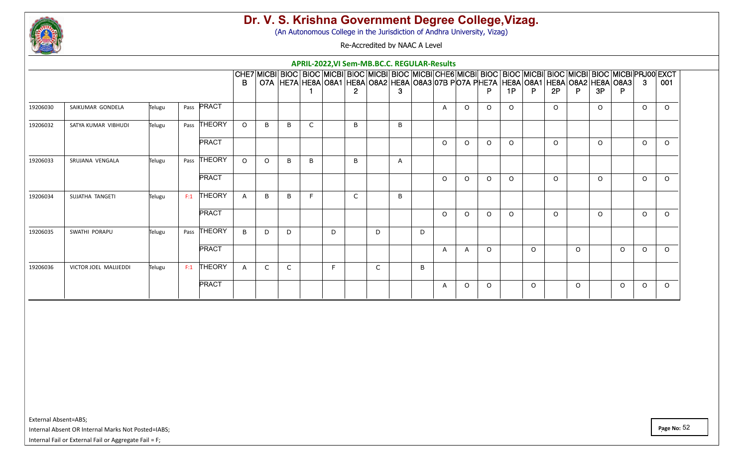# Dr. V. S. Krishna Government Degree College,Vizag.

(An Autonomous College in the Jurisdiction of Andhra University, Vizag)

Re-Accredited by NAAC A Level

## APRIL-2022,VI Sem-MB.BC.C. REGULAR-Results

| | | | | | CHE7B | MICBIO7A | BIOCHE7A | BIOCHE8A1 | MICBIO8A1 | BIOCHE8A2 | MICBIO8A2 | BIOCHE8A3 | MICBIO8A3 | CHE607BP | MICBIO7AP | BIOCHE7AP | BIOCHE8A1P | MICBIO8A1P | BIOCHE8A2P | MICBIO8A2P | BIOCHE8A3P | MICBIO8A3P | PRJ003 | EXCT001 |
|---|---|---|---|---|---|---|---|---|---|---|---|---|---|---|---|---|---|---|---|---|---|---|---|---|
| 19206030 | SAIKUMAR GONDELA | Telugu | Pass | PRACT | | | | | | | | | | A | O | O | O | | O | | O | | O | O |
| 19206032 | SATYA KUMAR VIBHUDI | Telugu | Pass | THEORY | O | B | B | C | | B | | B | | | | | | | | | | | | |
| | | | | PRACT | | | | | | | | | | O | O | O | O | | O | | O | | O | O |
| 19206033 | SRUJANA VENGALA | Telugu | Pass | THEORY | O | O | B | B | | B | | A | | | | | | | | | | | | |
| | | | | PRACT | | | | | | | | | | O | O | O | O | | O | | O | | O | O |
| 19206034 | SUJATHA TANGETI | Telugu | F:1 | THEORY | A | B | B | F | | C | | B | | | | | | | | | | | | |
| | | | | PRACT | | | | | | | | | | O | O | O | O | | O | | O | | O | O |
| 19206035 | SWATHI PORAPU | Telugu | Pass | THEORY | B | D | D | | D | | D | | D | | | | | | | | | | | |
| | | | | PRACT | | | | | | | | | | A | A | O | | O | | O | | O | O | O |
| 19206036 | VICTOR JOEL MALIJEDDI | Telugu | F:1 | THEORY | A | C | C | | F | | C | | B | | | | | | | | | | | |
| | | | | PRACT | | | | | | | | | | A | O | O | | O | | O | | O | O | O |

External Absent=ABS;

Internal Absent OR Internal Marks Not Posted=IABS;

Internal Fail or External Fail or Aggregate Fail = F;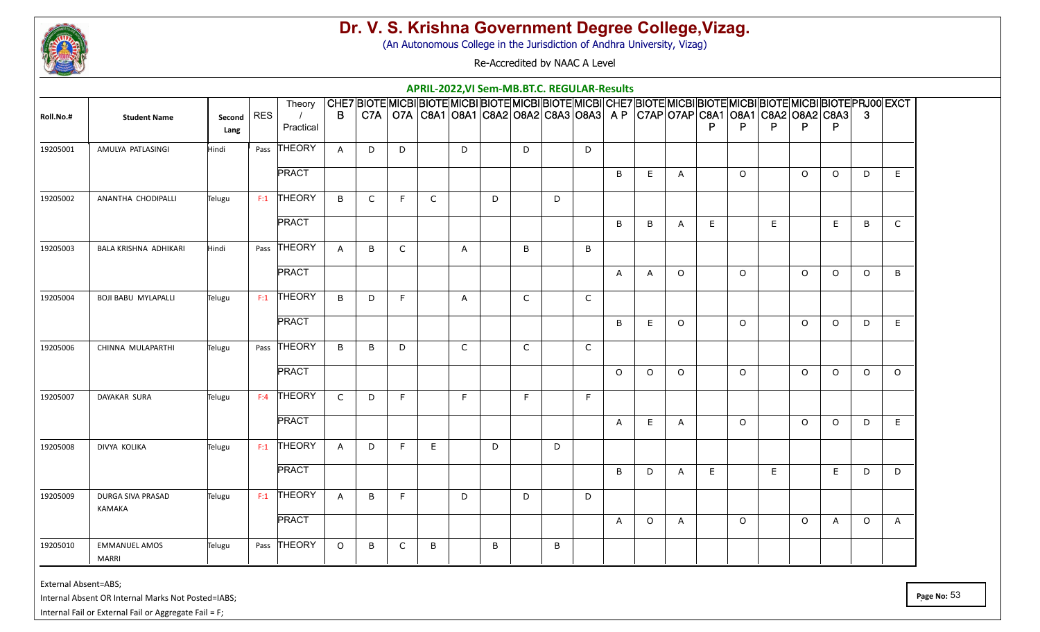# Dr. V. S. Krishna Government Degree College,Vizag.

(An Autonomous College in the Jurisdiction of Andhra University, Vizag)

Re-Accredited by NAAC A Level

## APRIL-2022,VI Sem-MB.BT.C. REGULAR-Results

| Roll.No.# | Student Name | Second Lang | RES | Theory / Practical | CHE7B | BIOTEC7A | MICBIO7A | BIOTEC8A1 | MICBIO8A1 | BIOTEC8A2 | MICBIO8A2 | BIOTEC8A3 | MICBIO8A3 | CHE7AP | BIOTEC7AP | MICBIO7AP | BIOTEC8A1P | MICBIO8A1P | BIOTEC8A2P | MICBIO8A2P | BIOTEC8A3P | PRJ003 | EXCT |
|---|---|---|---|---|---|---|---|---|---|---|---|---|---|---|---|---|---|---|---|---|---|---|---|
| 19205001 | AMULYA PATLASINGI | Hindi | Pass | THEORY | A | D | D | | D | | D | | D | | | | | | | | | | |
| | | | | PRACT | | | | | | | | | | B | E | A | | O | | O | O | D | E |
| 19205002 | ANANTHA CHODIPALLI | Telugu | F:1 | THEORY | B | C | F | C | | D | | D | | | | | | | | | | | |
| | | | | PRACT | | | | | | | | | | B | B | A | E | | E | | E | B | C |
| 19205003 | BALA KRISHNA ADHIKARI | Hindi | Pass | THEORY | A | B | C | | A | | B | | B | | | | | | | | | | |
| | | | | PRACT | | | | | | | | | | A | A | O | | O | | O | O | O | B |
| 19205004 | BOJI BABU MYLAPALLI | Telugu | F:1 | THEORY | B | D | F | | A | | C | | C | | | | | | | | | | |
| | | | | PRACT | | | | | | | | | | B | E | O | | O | | O | O | D | E |
| 19205006 | CHINNA MULAPARTHI | Telugu | Pass | THEORY | B | B | D | | C | | C | | C | | | | | | | | | | |
| | | | | PRACT | | | | | | | | | | O | O | O | | O | | O | O | O | O |
| 19205007 | DAYAKAR SURA | Telugu | F:4 | THEORY | C | D | F | | F | | F | | F | | | | | | | | | | |
| | | | | PRACT | | | | | | | | | | A | E | A | | O | | O | O | D | E |
| 19205008 | DIVYA KOLIKA | Telugu | F:1 | THEORY | A | D | F | E | | D | | D | | | | | | | | | | | |
| | | | | PRACT | | | | | | | | | | B | D | A | E | | E | | E | D | D |
| 19205009 | DURGA SIVA PRASAD KAMAKA | Telugu | F:1 | THEORY | A | B | F | | D | | D | | D | | | | | | | | | | |
| | | | | PRACT | | | | | | | | | | A | O | A | | O | | O | A | O | A |
| 19205010 | EMMANUEL AMOS MARRI | Telugu | Pass | THEORY | O | B | C | B | | B | | B | | | | | | | | | | | |

External Absent=ABS;

Internal Absent OR Internal Marks Not Posted=IABS;

Internal Fail or External Fail or Aggregate Fail = F;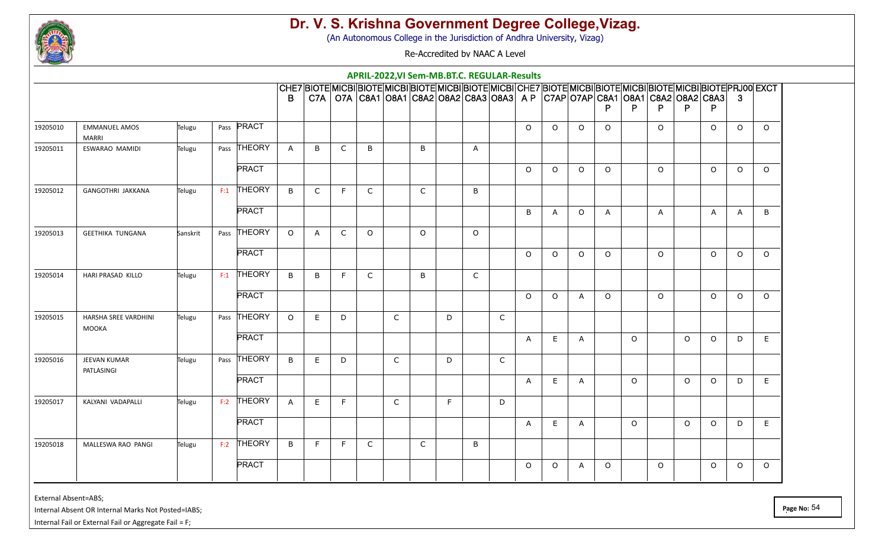# Dr. V. S. Krishna Government Degree College,Vizag.

(An Autonomous College in the Jurisdiction of Andhra University, Vizag)

Re-Accredited by NAAC A Level

## APRIL-2022,VI Sem-MB.BT.C. REGULAR-Results

| | | | | | CHE7B | BIOTEC7A | MICBIO7A | BIOTEC8A1 | MICBIO8A1 | BIOTEC8A2 | MICBIO8A2 | BIOTEC8A3 | MICBIO8A3 | CHE7AP | BIOTEC7AP | MICBIO7AP | BIOTEC8A1P | MICBIO8A1P | BIOTEC8A2P | MICBIO8A2P | BIOTEC8A3P | PRJ003 | EXCT |
|---|---|---|---|---|---|---|---|---|---|---|---|---|---|---|---|---|---|---|---|---|---|---|---|
| 19205010 | EMMANUEL AMOS MARRI | Telugu | Pass | PRACT | | | | | | | | | | O | O | O | O | | O | | O | O | O |
| 19205011 | ESWARAO MAMIDI | Telugu | Pass | THEORY | A | B | C | B | | B | | A | | | | | | | | | | | |
| | | | | PRACT | | | | | | | | | | O | O | O | O | | O | | O | O | O |
| 19205012 | GANGOTHRI JAKKANA | Telugu | F:1 | THEORY | B | C | F | C | | C | | B | | | | | | | | | | | |
| | | | | PRACT | | | | | | | | | | B | A | O | A | | A | | A | A | B |
| 19205013 | GEETHIKA TUNGANA | Sanskrit | Pass | THEORY | O | A | C | O | | O | | O | | | | | | | | | | | |
| | | | | PRACT | | | | | | | | | | O | O | O | O | | O | | O | O | O |
| 19205014 | HARI PRASAD KILLO | Telugu | F:1 | THEORY | B | B | F | C | | B | | C | | | | | | | | | | | |
| | | | | PRACT | | | | | | | | | | O | O | A | O | | O | | O | O | O |
| 19205015 | HARSHA SREE VARDHINI MOOKA | Telugu | Pass | THEORY | O | E | D | | C | | D | | C | | | | | | | | | | |
| | | | | PRACT | | | | | | | | | | A | E | A | | O | | O | O | D | E |
| 19205016 | JEEVAN KUMAR PATLASINGI | Telugu | Pass | THEORY | B | E | D | | C | | D | | C | | | | | | | | | | |
| | | | | PRACT | | | | | | | | | | A | E | A | | O | | O | O | D | E |
| 19205017 | KALYANI VADAPALLI | Telugu | F:2 | THEORY | A | E | F | | C | | F | | D | | | | | | | | | | |
| | | | | PRACT | | | | | | | | | | A | E | A | | O | | O | O | D | E |
| 19205018 | MALLESWA RAO PANGI | Telugu | F:2 | THEORY | B | F | F | C | | C | | B | | | | | | | | | | | |
| | | | | PRACT | | | | | | | | | | O | O | A | O | | O | | O | O | O |

External Absent=ABS;

Internal Absent OR Internal Marks Not Posted=IABS;

Internal Fail or External Fail or Aggregate Fail = F;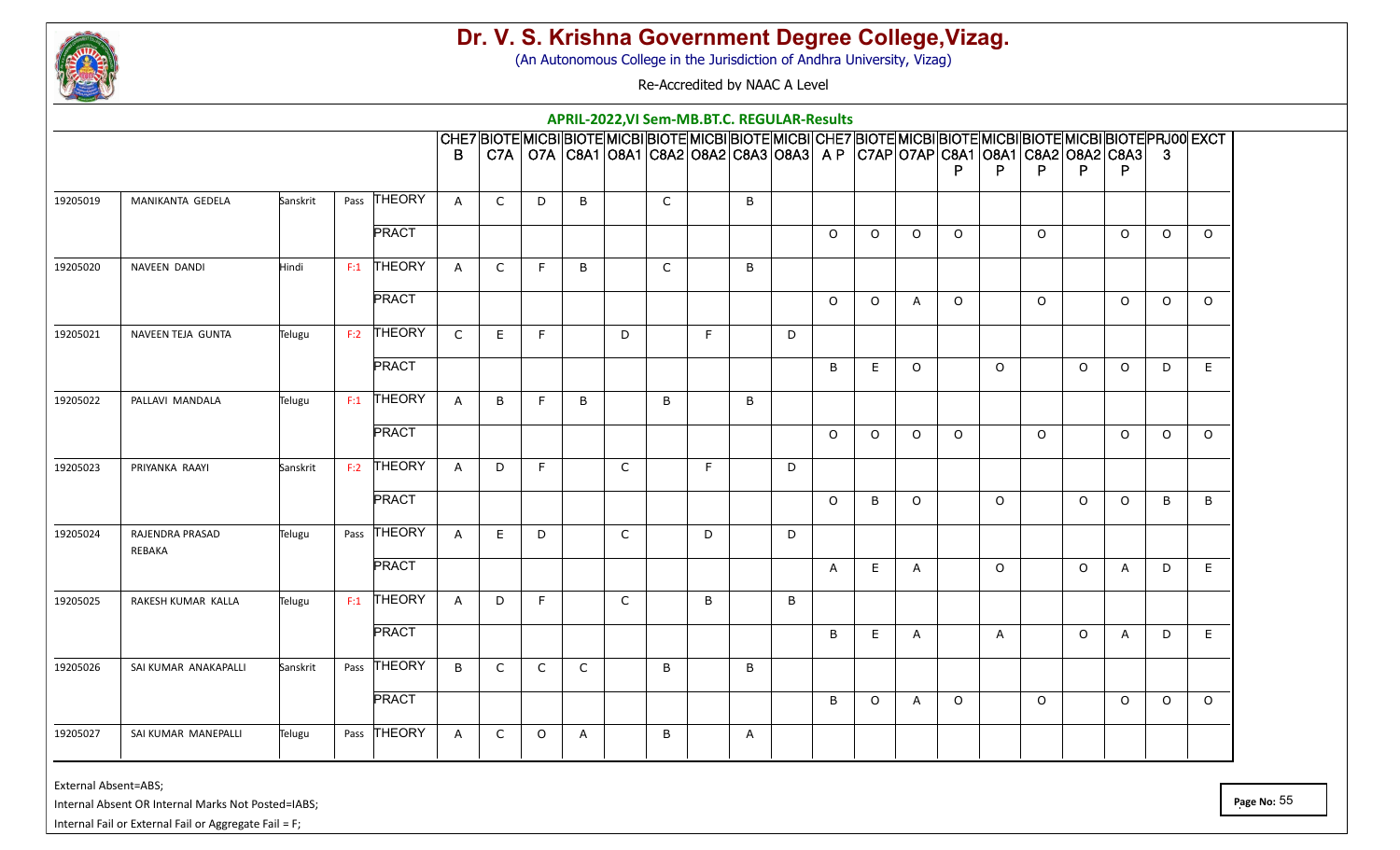# Dr. V. S. Krishna Government Degree College,Vizag.

(An Autonomous College in the Jurisdiction of Andhra University, Vizag)

Re-Accredited by NAAC A Level

## APRIL-2022,VI Sem-MB.BT.C. REGULAR-Results

| | | | | | CHE7B | BIOTEC7A | MICBIO7A | BIOTEC8A1 | MICBIO8A1 | BIOTEC8A2 | MICBIO8A2 | BIOTEC8A3 | MICBIO8A3 | CHE7AP | BIOTEC7AP | MICBIO7AP | BIOTEC8A1P | MICBIO8A1P | BIOTEC8A2P | MICBIO8A2P | BIOTEC8A3P | PRJ003 | EXCT |
|---|---|---|---|---|---|---|---|---|---|---|---|---|---|---|---|---|---|---|---|---|---|---|---|
| 19205019 | MANIKANTA GEDELA | Sanskrit | Pass | THEORY | A | C | D | B | | C | | B | | | | | | | | | | | |
| | | | | PRACT | | | | | | | | | | O | O | O | O | | O | | O | O | O |
| 19205020 | NAVEEN DANDI | Hindi | F:1 | THEORY | A | C | F | B | | C | | B | | | | | | | | | | | |
| | | | | PRACT | | | | | | | | | | O | O | A | O | | O | | O | O | O |
| 19205021 | NAVEEN TEJA GUNTA | Telugu | F:2 | THEORY | C | E | F | | D | | F | | D | | | | | | | | | | |
| | | | | PRACT | | | | | | | | | | B | E | O | | O | | O | O | D | E |
| 19205022 | PALLAVI MANDALA | Telugu | F:1 | THEORY | A | B | F | B | | B | | B | | | | | | | | | | | |
| | | | | PRACT | | | | | | | | | | O | O | O | O | | O | | O | O | O |
| 19205023 | PRIYANKA RAAYI | Sanskrit | F:2 | THEORY | A | D | F | | C | | F | | D | | | | | | | | | | |
| | | | | PRACT | | | | | | | | | | O | B | O | | O | | O | O | B | B |
| 19205024 | RAJENDRA PRASAD REBAKA | Telugu | Pass | THEORY | A | E | D | | C | | D | | D | | | | | | | | | | |
| | | | | PRACT | | | | | | | | | | A | E | A | | O | | O | A | D | E |
| 19205025 | RAKESH KUMAR KALLA | Telugu | F:1 | THEORY | A | D | F | | C | | B | | B | | | | | | | | | | |
| | | | | PRACT | | | | | | | | | | B | E | A | | A | | O | A | D | E |
| 19205026 | SAI KUMAR ANAKAPALLI | Sanskrit | Pass | THEORY | B | C | C | C | | B | | B | | | | | | | | | | | |
| | | | | PRACT | | | | | | | | | | B | O | A | O | | O | | O | O | O |
| 19205027 | SAI KUMAR MANEPALLI | Telugu | Pass | THEORY | A | C | O | A | | B | | A | | | | | | | | | | | |

External Absent=ABS;

Internal Absent OR Internal Marks Not Posted=IABS;

Internal Fail or External Fail or Aggregate Fail = F;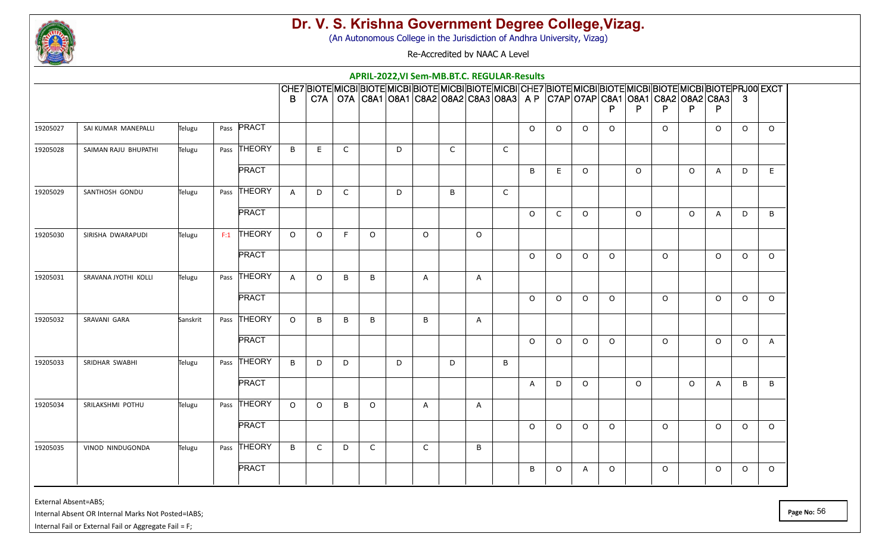# Dr. V. S. Krishna Government Degree College,Vizag.

(An Autonomous College in the Jurisdiction of Andhra University, Vizag)

Re-Accredited by NAAC A Level

## APRIL-2022,VI Sem-MB.BT.C. REGULAR-Results

| | | | | | CHE7B | BIOTEC7A | MICBIO7A | BIOTEC8A1 | MICBIO8A1 | BIOTEC8A2 | MICBIO8A2 | BIOTEC8A3 | MICBIO8A3 | CHE7AP | BIOTEC7AP | MICBIO7AP | BIOTEC8A1P | MICBIO8A1P | BIOTEC8A2P | MICBIO8A2P | BIOTEC8A3P | PRJ003 | EXCT |
|---|---|---|---|---|---|---|---|---|---|---|---|---|---|---|---|---|---|---|---|---|---|---|---|
| 19205027 | SAI KUMAR MANEPALLI | Telugu | Pass | PRACT | | | | | | | | | | O | O | O | O | | O | | O | O | O |
| 19205028 | SAIMAN RAJU BHUPATHI | Telugu | Pass | THEORY | B | E | C | | D | | C | | C | | | | | | | | | | |
| | | | | PRACT | | | | | | | | | | B | E | O | | O | | O | A | D | E |
| 19205029 | SANTHOSH GONDU | Telugu | Pass | THEORY | A | D | C | | D | | B | | C | | | | | | | | | | |
| | | | | PRACT | | | | | | | | | | O | C | O | | O | | O | A | D | B |
| 19205030 | SIRISHA DWARAPUDI | Telugu | F:1 | THEORY | O | O | F | O | | O | | O | | | | | | | | | | | |
| | | | | PRACT | | | | | | | | | | O | O | O | O | | O | | O | O | O |
| 19205031 | SRAVANA JYOTHI KOLLI | Telugu | Pass | THEORY | A | O | B | B | | A | | A | | | | | | | | | | | |
| | | | | PRACT | | | | | | | | | | O | O | O | O | | O | | O | O | O |
| 19205032 | SRAVANI GARA | Sanskrit | Pass | THEORY | O | B | B | B | | B | | A | | | | | | | | | | | |
| | | | | PRACT | | | | | | | | | | O | O | O | O | | O | | O | O | A |
| 19205033 | SRIDHAR SWABHI | Telugu | Pass | THEORY | B | D | D | | D | | D | | B | | | | | | | | | | |
| | | | | PRACT | | | | | | | | | | A | D | O | | O | | O | A | B | B |
| 19205034 | SRILAKSHMI POTHU | Telugu | Pass | THEORY | O | O | B | O | | A | | A | | | | | | | | | | | |
| | | | | PRACT | | | | | | | | | | O | O | O | O | | O | | O | O | O |
| 19205035 | VINOD NINDUGONDA | Telugu | Pass | THEORY | B | C | D | C | | C | | B | | | | | | | | | | | |
| | | | | PRACT | | | | | | | | | | B | O | A | O | | O | | O | O | O |

External Absent=ABS;

Internal Absent OR Internal Marks Not Posted=IABS;

Internal Fail or External Fail or Aggregate Fail = F;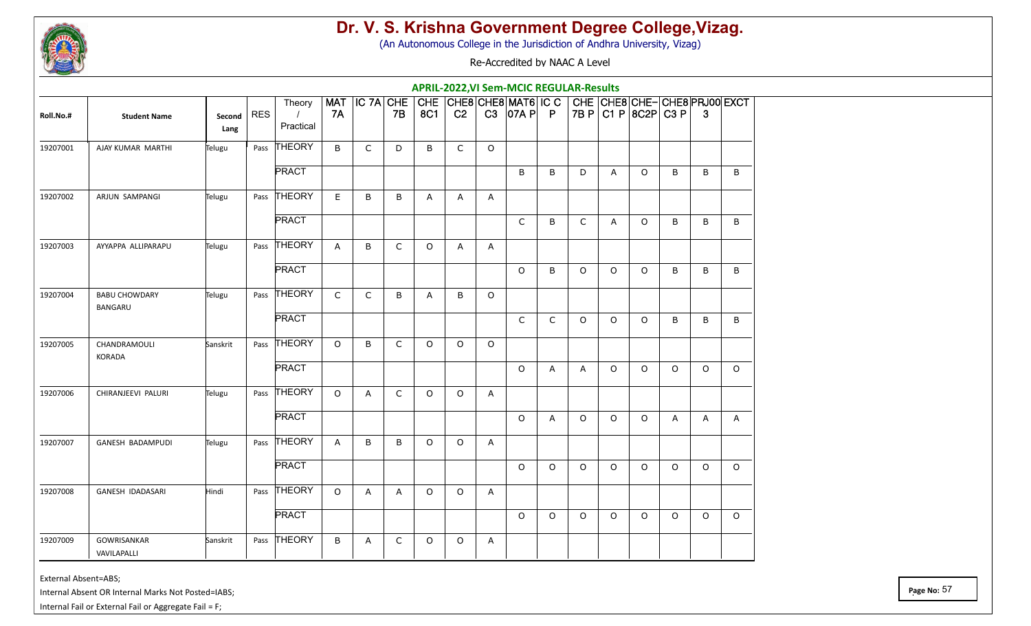# Dr. V. S. Krishna Government Degree College,Vizag.

(An Autonomous College in the Jurisdiction of Andhra University, Vizag)

Re-Accredited by NAAC A Level

## APRIL-2022,VI Sem-MCIC REGULAR-Results

| Roll.No.# | Student Name | Second Lang | RES | Theory / Practical | MAT 7A | IC 7A | CHE 7B | CHE 8C1 | CHE8 C2 | CHE8 C3 | MAT6 07A P | IC C P | CHE 7B P | CHE8 C1 P | CHE- 8C2P | CHE8 C3 P | PRJ00 3 | EXCT |
|---|---|---|---|---|---|---|---|---|---|---|---|---|---|---|---|---|---|---|
| 19207001 | AJAY KUMAR MARTHI | Telugu | Pass | THEORY | B | C | D | B | C | O | | | | | | | | |
| | | | | PRACT | | | | | | | B | B | D | A | O | B | B | B |
| 19207002 | ARJUN SAMPANGI | Telugu | Pass | THEORY | E | B | B | A | A | A | | | | | | | | |
| | | | | PRACT | | | | | | | C | B | C | A | O | B | B | B |
| 19207003 | AYYAPPA ALLIPARAPU | Telugu | Pass | THEORY | A | B | C | O | A | A | | | | | | | | |
| | | | | PRACT | | | | | | | O | B | O | O | O | B | B | B |
| 19207004 | BABU CHOWDARY BANGARU | Telugu | Pass | THEORY | C | C | B | A | B | O | | | | | | | | |
| | | | | PRACT | | | | | | | C | C | O | O | O | B | B | B |
| 19207005 | CHANDRAMOULI KORADA | Sanskrit | Pass | THEORY | O | B | C | O | O | O | | | | | | | | |
| | | | | PRACT | | | | | | | O | A | A | O | O | O | O | O |
| 19207006 | CHIRANJEEVI PALURI | Telugu | Pass | THEORY | O | A | C | O | O | A | | | | | | | | |
| | | | | PRACT | | | | | | | O | A | O | O | O | A | A | A |
| 19207007 | GANESH BADAMPUDI | Telugu | Pass | THEORY | A | B | B | O | O | A | | | | | | | | |
| | | | | PRACT | | | | | | | O | O | O | O | O | O | O | O |
| 19207008 | GANESH IDADASARI | Hindi | Pass | THEORY | O | A | A | O | O | A | | | | | | | | |
| | | | | PRACT | | | | | | | O | O | O | O | O | O | O | O |
| 19207009 | GOWRISANKAR VAVILAPALLI | Sanskrit | Pass | THEORY | B | A | C | O | O | A | | | | | | | | |

External Absent=ABS;

Internal Absent OR Internal Marks Not Posted=IABS;

Internal Fail or External Fail or Aggregate Fail = F;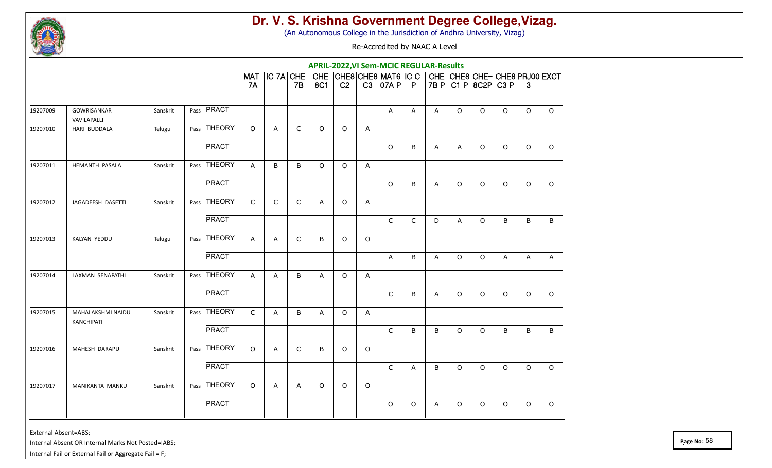# Dr. V. S. Krishna Government Degree College,Vizag.

(An Autonomous College in the Jurisdiction of Andhra University, Vizag)

Re-Accredited by NAAC A Level

## APRIL-2022,VI Sem-MCIC REGULAR-Results

| | | | | | MAT 7A | IC 7A | CHE 7B | CHE 8C1 | CHE8 C2 | CHE8 C3 | MAT6 07A P | IC C P | CHE 7B P | CHE8 C1 P | CHE- 8C2P | CHE8 C3 P | PRJ00 3 | EXCT |
|---|---|---|---|---|---|---|---|---|---|---|---|---|---|---|---|---|---|---|
| 19207009 | GOWRISANKAR VAVILAPALLI | Sanskrit | Pass | PRACT | | | | | | | A | A | A | O | O | O | O | O |
| 19207010 | HARI BUDDALA | Telugu | Pass | THEORY | O | A | C | O | O | A | | | | | | | | |
| | | | | PRACT | | | | | | | O | B | A | A | O | O | O | O |
| 19207011 | HEMANTH PASALA | Sanskrit | Pass | THEORY | A | B | B | O | O | A | | | | | | | | |
| | | | | PRACT | | | | | | | O | B | A | O | O | O | O | O |
| 19207012 | JAGADEESH DASETTI | Sanskrit | Pass | THEORY | C | C | C | A | O | A | | | | | | | | |
| | | | | PRACT | | | | | | | C | C | D | A | O | B | B | B |
| 19207013 | KALYAN YEDDU | Telugu | Pass | THEORY | A | A | C | B | O | O | | | | | | | | |
| | | | | PRACT | | | | | | | A | B | A | O | O | A | A | A |
| 19207014 | LAXMAN SENAPATHI | Sanskrit | Pass | THEORY | A | A | B | A | O | A | | | | | | | | |
| | | | | PRACT | | | | | | | C | B | A | O | O | O | O | O |
| 19207015 | MAHALAKSHMI NAIDU KANCHIPATI | Sanskrit | Pass | THEORY | C | A | B | A | O | A | | | | | | | | |
| | | | | PRACT | | | | | | | C | B | B | O | O | B | B | B |
| 19207016 | MAHESH DARAPU | Sanskrit | Pass | THEORY | O | A | C | B | O | O | | | | | | | | |
| | | | | PRACT | | | | | | | C | A | B | O | O | O | O | O |
| 19207017 | MANIKANTA MANKU | Sanskrit | Pass | THEORY | O | A | A | O | O | O | | | | | | | | |
| | | | | PRACT | | | | | | | O | O | A | O | O | O | O | O |

External Absent=ABS;

Internal Absent OR Internal Marks Not Posted=IABS;

Internal Fail or External Fail or Aggregate Fail = F;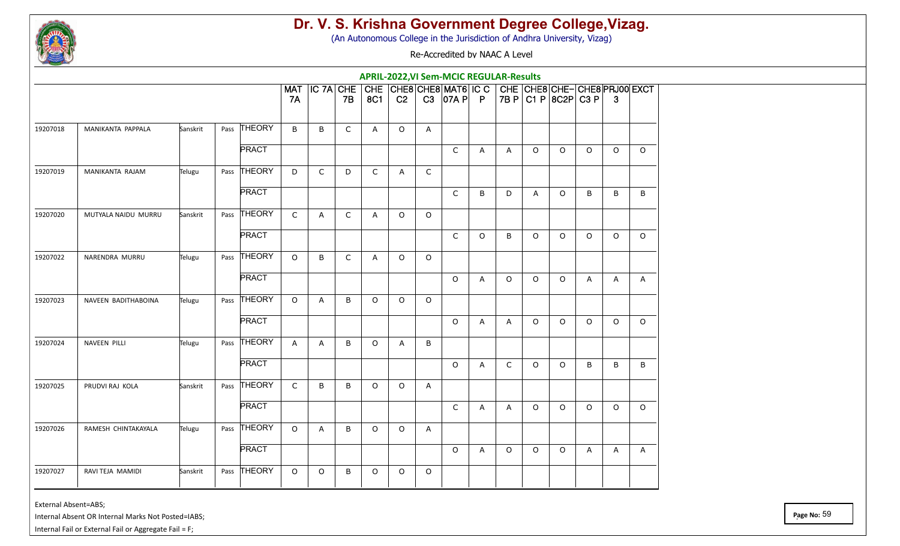# Dr. V. S. Krishna Government Degree College,Vizag.

(An Autonomous College in the Jurisdiction of Andhra University, Vizag)

Re-Accredited by NAAC A Level

## APRIL-2022,VI Sem-MCIC REGULAR-Results

| | | | | | MAT 7A | IC 7A | CHE 7B | CHE 8C1 | CHE8 C2 | CHE8 C3 | MAT6 07A P | IC C P | CHE 7B P | CHE8 C1 P | CHE- 8C2P | CHE8 C3 P | PRJ00 3 | EXCT |
|---|---|---|---|---|---|---|---|---|---|---|---|---|---|---|---|---|---|---|
| 19207018 | MANIKANTA PAPPALA | Sanskrit | Pass | THEORY | B | B | C | A | O | A | | | | | | | | |
| | | | | PRACT | | | | | | | C | A | A | O | O | O | O | O |
| 19207019 | MANIKANTA RAJAM | Telugu | Pass | THEORY | D | C | D | C | A | C | | | | | | | | |
| | | | | PRACT | | | | | | | C | B | D | A | O | B | B | B |
| 19207020 | MUTYALA NAIDU MURRU | Sanskrit | Pass | THEORY | C | A | C | A | O | O | | | | | | | | |
| | | | | PRACT | | | | | | | C | O | B | O | O | O | O | O |
| 19207022 | NARENDRA MURRU | Telugu | Pass | THEORY | O | B | C | A | O | O | | | | | | | | |
| | | | | PRACT | | | | | | | O | A | O | O | O | A | A | A |
| 19207023 | NAVEEN BADITHABOINA | Telugu | Pass | THEORY | O | A | B | O | O | O | | | | | | | | |
| | | | | PRACT | | | | | | | O | A | A | O | O | O | O | O |
| 19207024 | NAVEEN PILLI | Telugu | Pass | THEORY | A | A | B | O | A | B | | | | | | | | |
| | | | | PRACT | | | | | | | O | A | C | O | O | B | B | B |
| 19207025 | PRUDVI RAJ KOLA | Sanskrit | Pass | THEORY | C | B | B | O | O | A | | | | | | | | |
| | | | | PRACT | | | | | | | C | A | A | O | O | O | O | O |
| 19207026 | RAMESH CHINTAKAYALA | Telugu | Pass | THEORY | O | A | B | O | O | A | | | | | | | | |
| | | | | PRACT | | | | | | | O | A | O | O | O | A | A | A |
| 19207027 | RAVI TEJA MAMIDI | Sanskrit | Pass | THEORY | O | O | B | O | O | O | | | | | | | | |

External Absent=ABS;

Internal Absent OR Internal Marks Not Posted=IABS;

Internal Fail or External Fail or Aggregate Fail = F;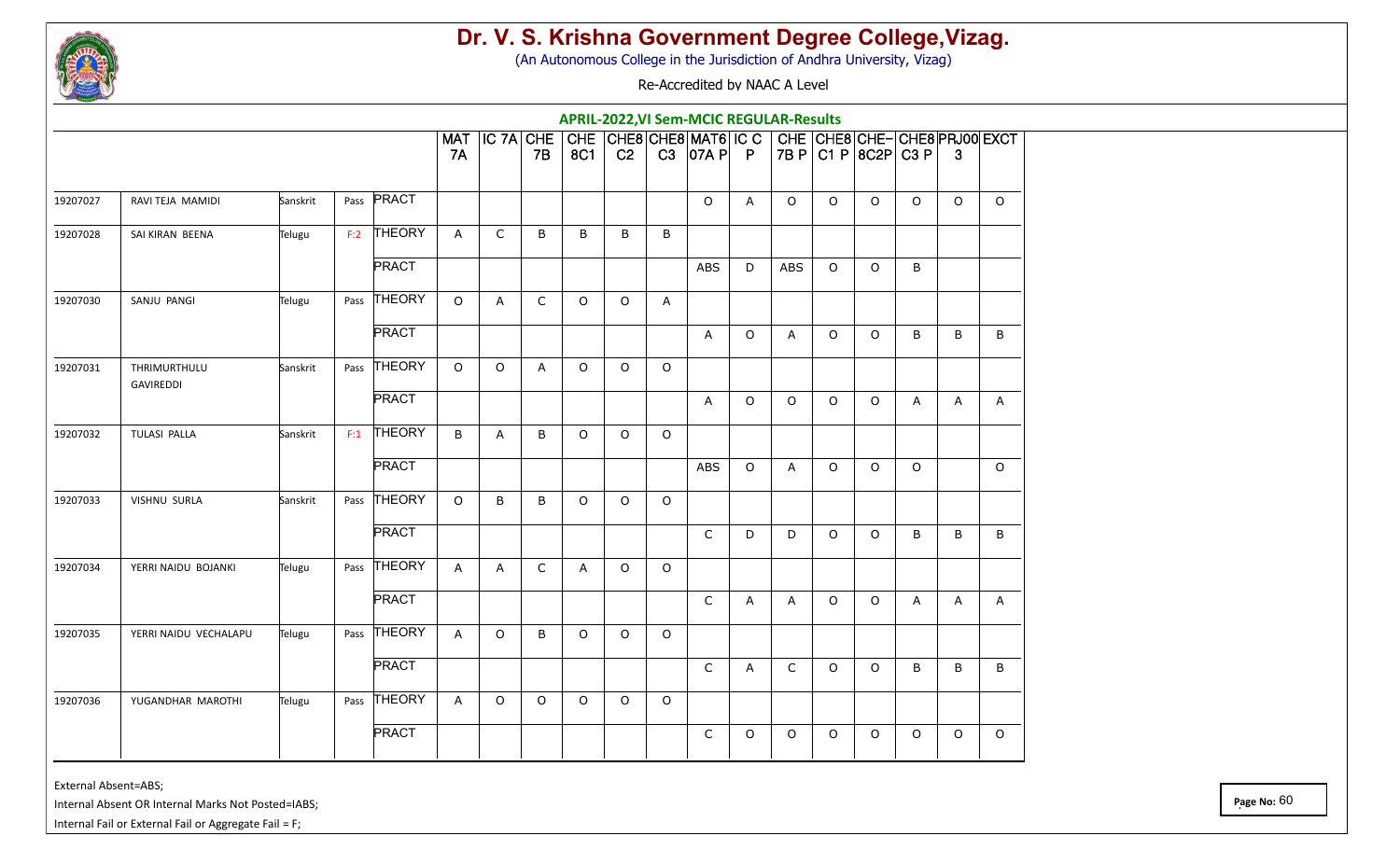# Dr. V. S. Krishna Government Degree College,Vizag.

(An Autonomous College in the Jurisdiction of Andhra University, Vizag)

Re-Accredited by NAAC A Level

**APRIL-2022,VI Sem-MCIC REGULAR-Results**

| | | | | | MAT 7A | IC 7A | CHE 7B | CHE 8C1 | CHE8 C2 | CHE8 C3 | MAT6 07A P | IC C P | CHE 7B P | CHE8 C1 P | CHE- 8C2P | CHE8 C3 P | PRJ00 3 | EXCT |
|---|---|---|---|---|---|---|---|---|---|---|---|---|---|---|---|---|---|---|
| 19207027 | RAVI TEJA MAMIDI | Sanskrit | Pass | PRACT | | | | | | | O | A | O | O | O | O | O | O |
| 19207028 | SAI KIRAN BEENA | Telugu | F:2 | THEORY | A | C | B | B | B | B | | | | | | | | |
| | | | | PRACT | | | | | | | ABS | D | ABS | O | O | B | | |
| 19207030 | SANJU PANGI | Telugu | Pass | THEORY | O | A | C | O | O | A | | | | | | | | |
| | | | | PRACT | | | | | | | A | O | A | O | O | B | B | B |
| 19207031 | THRIMURTHULU GAVIREDDI | Sanskrit | Pass | THEORY | O | O | A | O | O | O | | | | | | | | |
| | | | | PRACT | | | | | | | A | O | O | O | O | A | A | A |
| 19207032 | TULASI PALLA | Sanskrit | F:1 | THEORY | B | A | B | O | O | O | | | | | | | | |
| | | | | PRACT | | | | | | | ABS | O | A | O | O | O | | O |
| 19207033 | VISHNU SURLA | Sanskrit | Pass | THEORY | O | B | B | O | O | O | | | | | | | | |
| | | | | PRACT | | | | | | | C | D | D | O | O | B | B | B |
| 19207034 | YERRI NAIDU BOJANKI | Telugu | Pass | THEORY | A | A | C | A | O | O | | | | | | | | |
| | | | | PRACT | | | | | | | C | A | A | O | O | A | A | A |
| 19207035 | YERRI NAIDU VECHALAPU | Telugu | Pass | THEORY | A | O | B | O | O | O | | | | | | | | |
| | | | | PRACT | | | | | | | C | A | C | O | O | B | B | B |
| 19207036 | YUGANDHAR MAROTHI | Telugu | Pass | THEORY | A | O | O | O | O | O | | | | | | | | |
| | | | | PRACT | | | | | | | C | O | O | O | O | O | O | O |

External Absent=ABS;

Internal Absent OR Internal Marks Not Posted=IABS;

Internal Fail or External Fail or Aggregate Fail = F;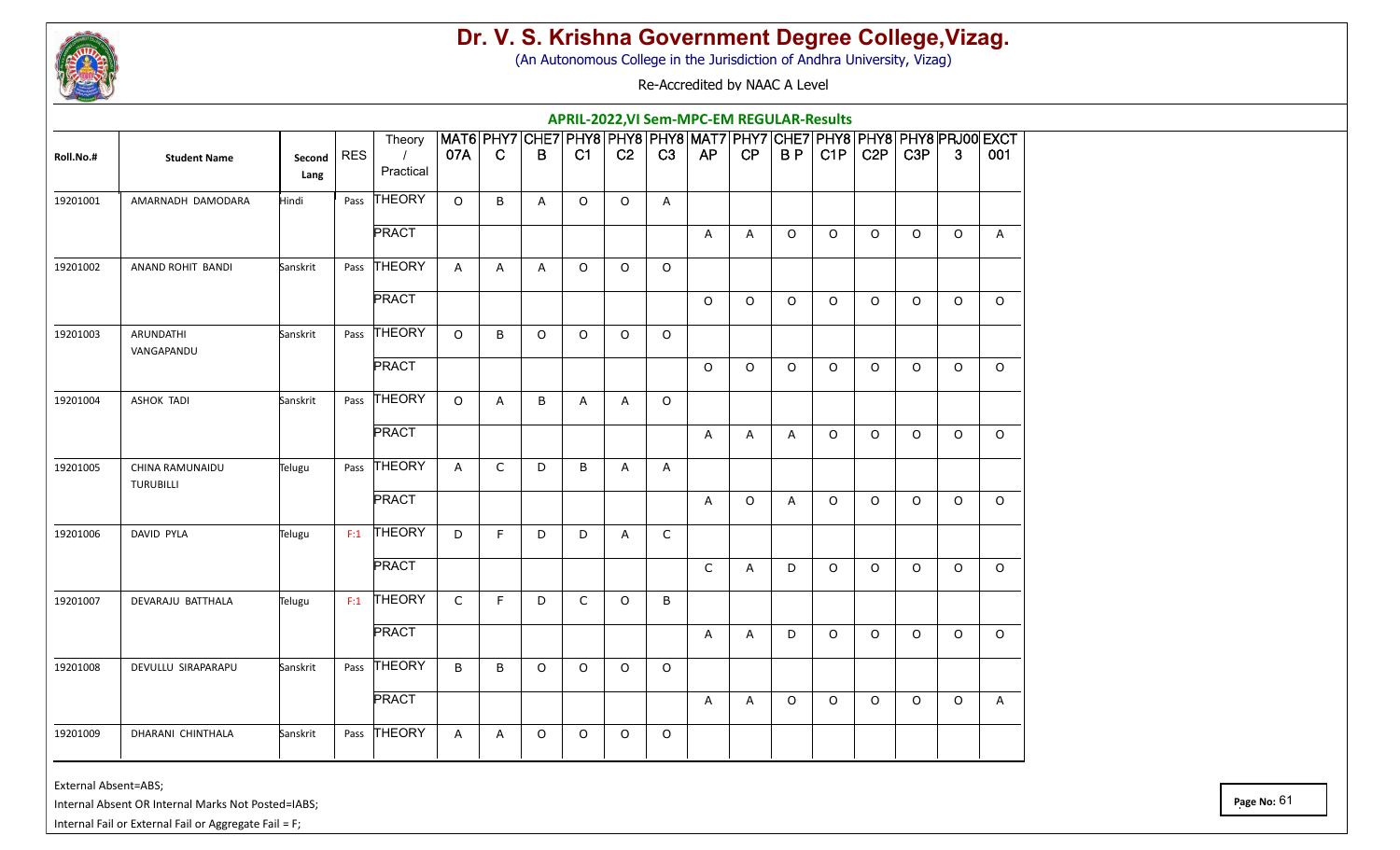# Dr. V. S. Krishna Government Degree College,Vizag.

(An Autonomous College in the Jurisdiction of Andhra University, Vizag)

Re-Accredited by NAAC A Level

## APRIL-2022,VI Sem-MPC-EM REGULAR-Results

| Roll.No.# | Student Name | Second Lang | RES | Theory / Practical | MAT607A | PHY7C | CHE7B | PHY8C1 | PHY8C2 | PHY8C3 | MAT7AP | PHY7CP | CHE7BP | PHY8C1P | PHY8C2P | PHY8C3P | PRJ003 | EXCT001 |
|---|---|---|---|---|---|---|---|---|---|---|---|---|---|---|---|---|---|---|
| 19201001 | AMARNADH DAMODARA | Hindi | Pass | THEORY | O | B | A | O | O | A | | | | | | | | |
| | | | | PRACT | | | | | | | A | A | O | O | O | O | O | A |
| 19201002 | ANAND ROHIT BANDI | Sanskrit | Pass | THEORY | A | A | A | O | O | O | | | | | | | | |
| | | | | PRACT | | | | | | | O | O | O | O | O | O | O | O |
| 19201003 | ARUNDATHI VANGAPANDU | Sanskrit | Pass | THEORY | O | B | O | O | O | O | | | | | | | | |
| | | | | PRACT | | | | | | | O | O | O | O | O | O | O | O |
| 19201004 | ASHOK TADI | Sanskrit | Pass | THEORY | O | A | B | A | A | O | | | | | | | | |
| | | | | PRACT | | | | | | | A | A | A | O | O | O | O | O |
| 19201005 | CHINA RAMUNAIDU TURUBILLI | Telugu | Pass | THEORY | A | C | D | B | A | A | | | | | | | | |
| | | | | PRACT | | | | | | | A | O | A | O | O | O | O | O |
| 19201006 | DAVID PYLA | Telugu | F:1 | THEORY | D | F | D | D | A | C | | | | | | | | |
| | | | | PRACT | | | | | | | C | A | D | O | O | O | O | O |
| 19201007 | DEVARAJU BATTHALA | Telugu | F:1 | THEORY | C | F | D | C | O | B | | | | | | | | |
| | | | | PRACT | | | | | | | A | A | D | O | O | O | O | O |
| 19201008 | DEVULLU SIRAPARAPU | Sanskrit | Pass | THEORY | B | B | O | O | O | O | | | | | | | | |
| | | | | PRACT | | | | | | | A | A | O | O | O | O | O | A |
| 19201009 | DHARANI CHINTHALA | Sanskrit | Pass | THEORY | A | A | O | O | O | O | | | | | | | | |

External Absent=ABS;

Internal Absent OR Internal Marks Not Posted=IABS;

Internal Fail or External Fail or Aggregate Fail = F;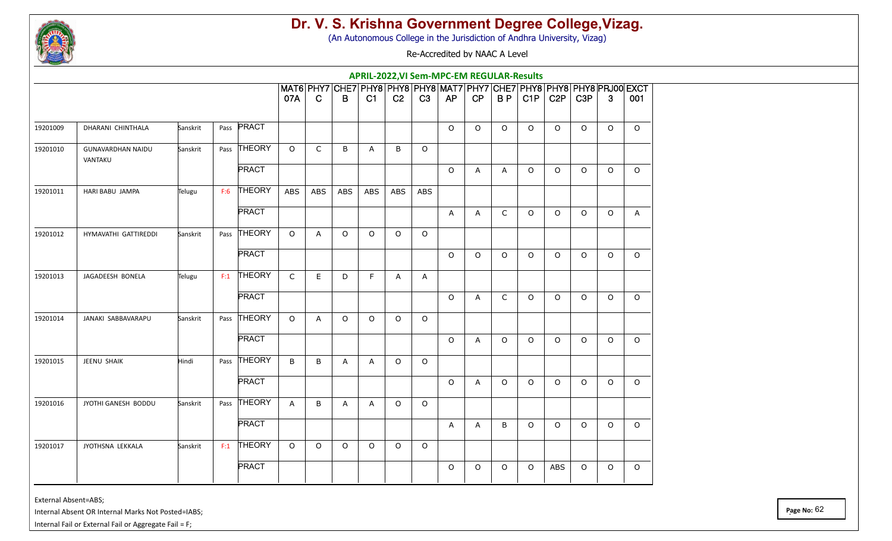# Dr. V. S. Krishna Government Degree College,Vizag.

(An Autonomous College in the Jurisdiction of Andhra University, Vizag)

Re-Accredited by NAAC A Level

## APRIL-2022,VI Sem-MPC-EM REGULAR-Results

| | | | | | MAT607A | PHY7C | CHE7B | PHY8C1 | PHY8C2 | PHY8C3 | MAT7AP | PHY7CP | CHE7BP | PHY8C1P | PHY8C2P | PHY8C3P | PRJ003 | EXCT001 |
|---|---|---|---|---|---|---|---|---|---|---|---|---|---|---|---|---|---|---|
| 19201009 | DHARANI CHINTHALA | Sanskrit | Pass | PRACT | | | | | | | O | O | O | O | O | O | O | O |
| 19201010 | GUNAVARDHAN NAIDU VANTAKU | Sanskrit | Pass | THEORY | O | C | B | A | B | O | | | | | | | | |
| | | | | PRACT | | | | | | | O | A | A | O | O | O | O | O |
| 19201011 | HARI BABU JAMPA | Telugu | F:6 | THEORY | ABS | ABS | ABS | ABS | ABS | ABS | | | | | | | | |
| | | | | PRACT | | | | | | | A | A | C | O | O | O | O | A |
| 19201012 | HYMAVATHI GATTIREDDI | Sanskrit | Pass | THEORY | O | A | O | O | O | O | | | | | | | | |
| | | | | PRACT | | | | | | | O | O | O | O | O | O | O | O |
| 19201013 | JAGADEESH BONELA | Telugu | F:1 | THEORY | C | E | D | F | A | A | | | | | | | | |
| | | | | PRACT | | | | | | | O | A | C | O | O | O | O | O |
| 19201014 | JANAKI SABBAVARAPU | Sanskrit | Pass | THEORY | O | A | O | O | O | O | | | | | | | | |
| | | | | PRACT | | | | | | | O | A | O | O | O | O | O | O |
| 19201015 | JEENU SHAIK | Hindi | Pass | THEORY | B | B | A | A | O | O | | | | | | | | |
| | | | | PRACT | | | | | | | O | A | O | O | O | O | O | O |
| 19201016 | JYOTHI GANESH BODDU | Sanskrit | Pass | THEORY | A | B | A | A | O | O | | | | | | | | |
| | | | | PRACT | | | | | | | A | A | B | O | O | O | O | O |
| 19201017 | JYOTHSNA LEKKALA | Sanskrit | F:1 | THEORY | O | O | O | O | O | O | | | | | | | | |
| | | | | PRACT | | | | | | | O | O | O | O | ABS | O | O | O |

External Absent=ABS;

Internal Absent OR Internal Marks Not Posted=IABS;

Internal Fail or External Fail or Aggregate Fail = F;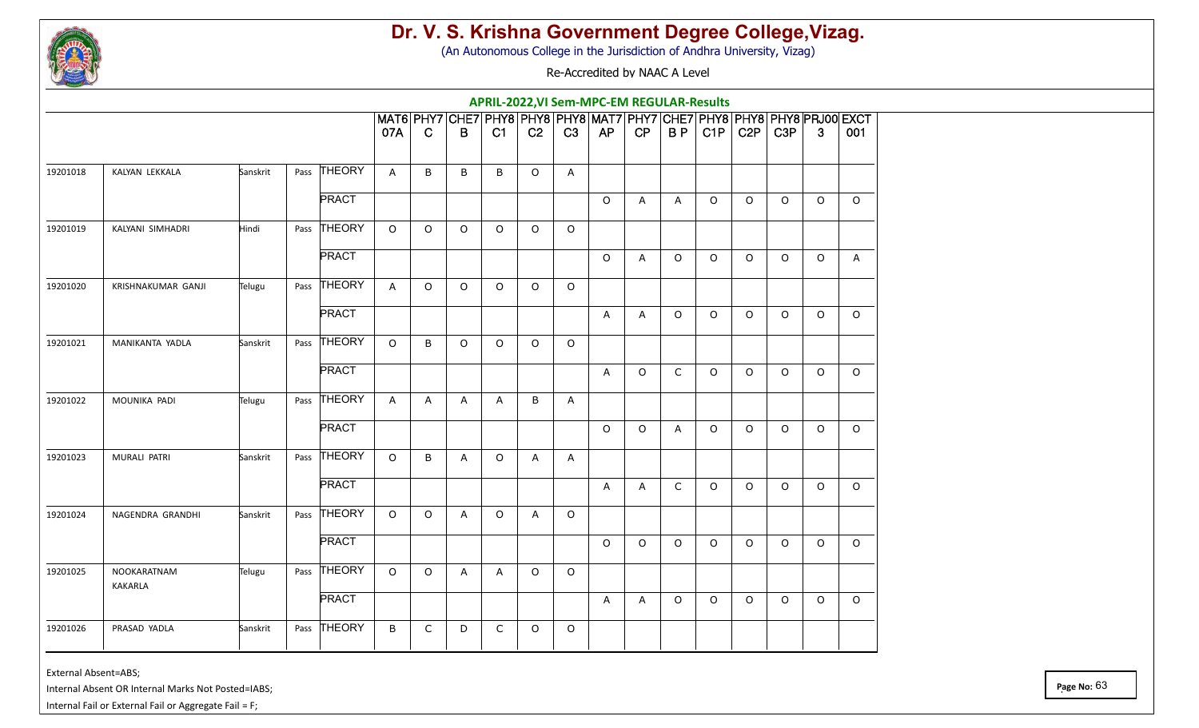# Dr. V. S. Krishna Government Degree College,Vizag.

(An Autonomous College in the Jurisdiction of Andhra University, Vizag)

Re-Accredited by NAAC A Level

## APRIL-2022,VI Sem-MPC-EM REGULAR-Results

| | | | | | MAT607A | PHY7C | CHE7B | PHY8C1 | PHY8C2 | PHY8C3 | MAT7AP | PHY7CP | CHE7BP | PHY8C1P | PHY8C2P | PHY8C3P | PRJ003 | EXCT001 |
|---|---|---|---|---|---|---|---|---|---|---|---|---|---|---|---|---|---|---|
| 19201018 | KALYAN LEKKALA | Sanskrit | Pass | THEORY | A | B | B | B | O | A | | | | | | | | |
| | | | | PRACT | | | | | | | O | A | A | O | O | O | O | O |
| 19201019 | KALYANI SIMHADRI | Hindi | Pass | THEORY | O | O | O | O | O | O | | | | | | | | |
| | | | | PRACT | | | | | | | O | A | O | O | O | O | O | A |
| 19201020 | KRISHNAKUMAR GANJI | Telugu | Pass | THEORY | A | O | O | O | O | O | | | | | | | | |
| | | | | PRACT | | | | | | | A | A | O | O | O | O | O | O |
| 19201021 | MANIKANTA YADLA | Sanskrit | Pass | THEORY | O | B | O | O | O | O | | | | | | | | |
| | | | | PRACT | | | | | | | A | O | C | O | O | O | O | O |
| 19201022 | MOUNIKA PADI | Telugu | Pass | THEORY | A | A | A | A | B | A | | | | | | | | |
| | | | | PRACT | | | | | | | O | O | A | O | O | O | O | O |
| 19201023 | MURALI PATRI | Sanskrit | Pass | THEORY | O | B | A | O | A | A | | | | | | | | |
| | | | | PRACT | | | | | | | A | A | C | O | O | O | O | O |
| 19201024 | NAGENDRA GRANDHI | Sanskrit | Pass | THEORY | O | O | A | O | A | O | | | | | | | | |
| | | | | PRACT | | | | | | | O | O | O | O | O | O | O | O |
| 19201025 | NOOKARATNAM KAKARLA | Telugu | Pass | THEORY | O | O | A | A | O | O | | | | | | | | |
| | | | | PRACT | | | | | | | A | A | O | O | O | O | O | O |
| 19201026 | PRASAD YADLA | Sanskrit | Pass | THEORY | B | C | D | C | O | O | | | | | | | | |

External Absent=ABS;

Internal Absent OR Internal Marks Not Posted=IABS;

Internal Fail or External Fail or Aggregate Fail = F;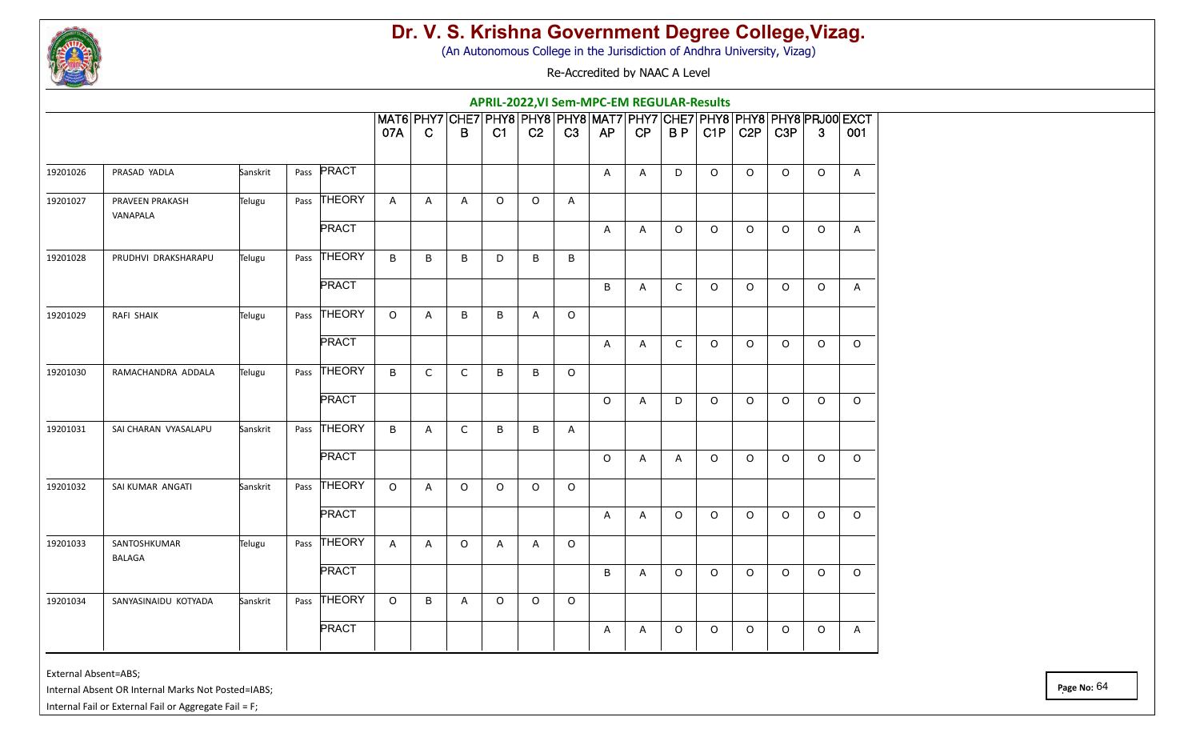# Dr. V. S. Krishna Government Degree College,Vizag.

(An Autonomous College in the Jurisdiction of Andhra University, Vizag)

Re-Accredited by NAAC A Level

## APRIL-2022,VI Sem-MPC-EM REGULAR-Results

| | | | | | MAT6 07A | PHY7 C | CHE7 B | PHY8 C1 | PHY8 C2 | PHY8 C3 | MAT7 AP | PHY7 CP | CHE7 B P | PHY8 C1P | PHY8 C2P | PHY8 C3P | PRJ00 3 | EXCT 001 |
|---|---|---|---|---|---|---|---|---|---|---|---|---|---|---|---|---|---|---|
| 19201026 | PRASAD YADLA | Sanskrit | Pass | PRACT | | | | | | | A | A | D | O | O | O | O | A |
| 19201027 | PRAVEEN PRAKASH VANAPALA | Telugu | Pass | THEORY | A | A | A | O | O | A | | | | | | | | |
| | | | | PRACT | | | | | | | A | A | O | O | O | O | O | A |
| 19201028 | PRUDHVI DRAKSHARAPU | Telugu | Pass | THEORY | B | B | B | D | B | B | | | | | | | | |
| | | | | PRACT | | | | | | | B | A | C | O | O | O | O | A |
| 19201029 | RAFI SHAIK | Telugu | Pass | THEORY | O | A | B | B | A | O | | | | | | | | |
| | | | | PRACT | | | | | | | A | A | C | O | O | O | O | O |
| 19201030 | RAMACHANDRA ADDALA | Telugu | Pass | THEORY | B | C | C | B | B | O | | | | | | | | |
| | | | | PRACT | | | | | | | O | A | D | O | O | O | O | O |
| 19201031 | SAI CHARAN VYASALAPU | Sanskrit | Pass | THEORY | B | A | C | B | B | A | | | | | | | | |
| | | | | PRACT | | | | | | | O | A | A | O | O | O | O | O |
| 19201032 | SAI KUMAR ANGATI | Sanskrit | Pass | THEORY | O | A | O | O | O | O | | | | | | | | |
| | | | | PRACT | | | | | | | A | A | O | O | O | O | O | O |
| 19201033 | SANTOSHKUMAR BALAGA | Telugu | Pass | THEORY | A | A | O | A | A | O | | | | | | | | |
| | | | | PRACT | | | | | | | B | A | O | O | O | O | O | O |
| 19201034 | SANYASINAIDU KOTYADA | Sanskrit | Pass | THEORY | O | B | A | O | O | O | | | | | | | | |
| | | | | PRACT | | | | | | | A | A | O | O | O | O | O | A |

External Absent=ABS;

Internal Absent OR Internal Marks Not Posted=IABS;

Internal Fail or External Fail or Aggregate Fail = F;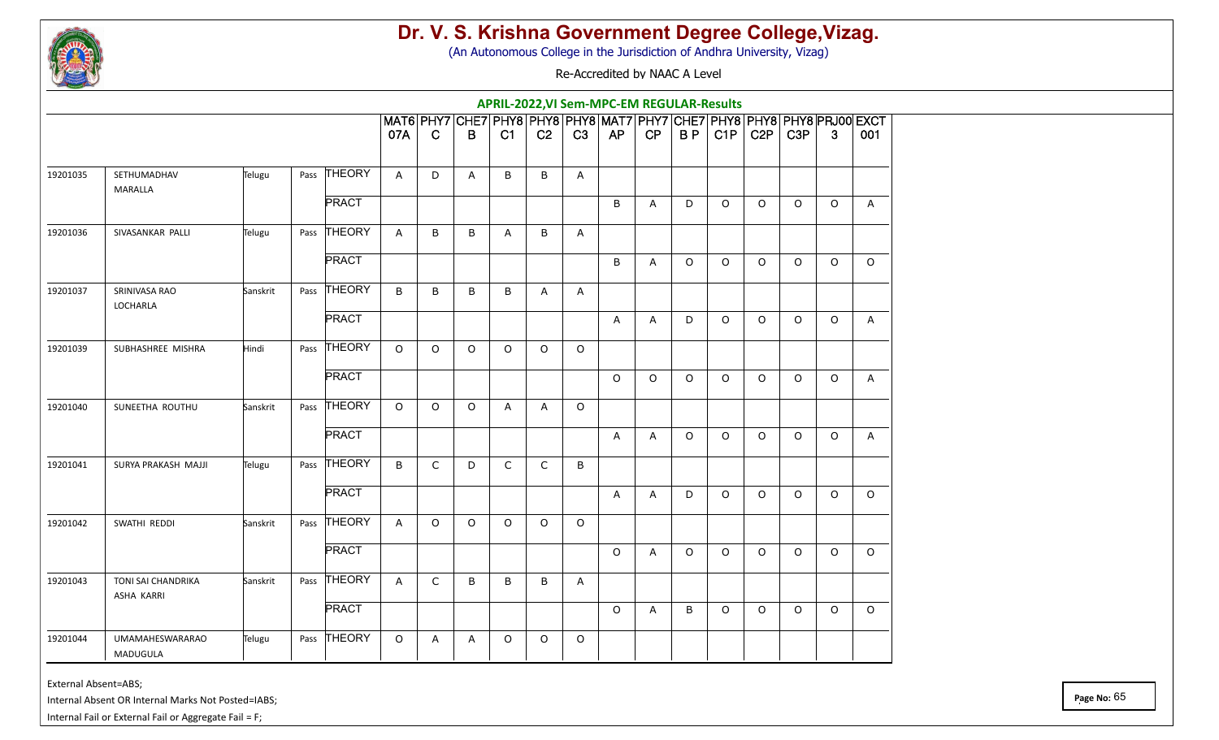# Dr. V. S. Krishna Government Degree College,Vizag.

(An Autonomous College in the Jurisdiction of Andhra University, Vizag)

Re-Accredited by NAAC A Level

## APRIL-2022,VI Sem-MPC-EM REGULAR-Results

| | | | | | MAT607A | PHY7C | CHE7B | PHY8C1 | PHY8C2 | PHY8C3 | MAT7AP | PHY7CP | CHE7BP | PHY8C1P | PHY8C2P | PHY8C3P | PRJ003 | EXCT001 |
|---|---|---|---|---|---|---|---|---|---|---|---|---|---|---|---|---|---|---|
| 19201035 | SETHUMADHAV MARALLA | Telugu | Pass | THEORY | A | D | A | B | B | A | | | | | | | | |
| | | | | PRACT | | | | | | | B | A | D | O | O | O | O | A |
| 19201036 | SIVASANKAR PALLI | Telugu | Pass | THEORY | A | B | B | A | B | A | | | | | | | | |
| | | | | PRACT | | | | | | | B | A | O | O | O | O | O | O |
| 19201037 | SRINIVASA RAO LOCHARLA | Sanskrit | Pass | THEORY | B | B | B | B | A | A | | | | | | | | |
| | | | | PRACT | | | | | | | A | A | D | O | O | O | O | A |
| 19201039 | SUBHASHREE MISHRA | Hindi | Pass | THEORY | O | O | O | O | O | O | | | | | | | | |
| | | | | PRACT | | | | | | | O | O | O | O | O | O | O | A |
| 19201040 | SUNEETHA ROUTHU | Sanskrit | Pass | THEORY | O | O | O | A | A | O | | | | | | | | |
| | | | | PRACT | | | | | | | A | A | O | O | O | O | O | A |
| 19201041 | SURYA PRAKASH MAJJI | Telugu | Pass | THEORY | B | C | D | C | C | B | | | | | | | | |
| | | | | PRACT | | | | | | | A | A | D | O | O | O | O | O |
| 19201042 | SWATHI REDDI | Sanskrit | Pass | THEORY | A | O | O | O | O | O | | | | | | | | |
| | | | | PRACT | | | | | | | O | A | O | O | O | O | O | O |
| 19201043 | TONI SAI CHANDRIKA ASHA KARRI | Sanskrit | Pass | THEORY | A | C | B | B | B | A | | | | | | | | |
| | | | | PRACT | | | | | | | O | A | B | O | O | O | O | O |
| 19201044 | UMAMAHESWARARAO MADUGULA | Telugu | Pass | THEORY | O | A | A | O | O | O | | | | | | | | |

External Absent=ABS;

Internal Absent OR Internal Marks Not Posted=IABS;

Internal Fail or External Fail or Aggregate Fail = F;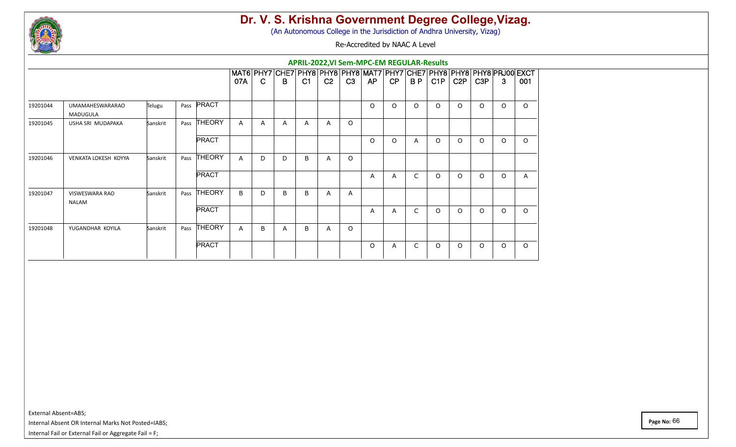# Dr. V. S. Krishna Government Degree College,Vizag.

(An Autonomous College in the Jurisdiction of Andhra University, Vizag)

Re-Accredited by NAAC A Level

## APRIL-2022,VI Sem-MPC-EM REGULAR-Results

| | | | | | MAT607A | PHY7C | CHE7B | PHY8C1 | PHY8C2 | PHY8C3 | MAT7AP | PHY7CP | CHE7BP | PHY8C1P | PHY8C2P | PHY8C3P | PRJ003 | EXCT001 |
|---|---|---|---|---|---|---|---|---|---|---|---|---|---|---|---|---|---|---|
| 19201044 | UMAMAHESWARARAO MADUGULA | Telugu | Pass | PRACT | | | | | | | O | O | O | O | O | O | O | O |
| 19201045 | USHA SRI MUDAPAKA | Sanskrit | Pass | THEORY | A | A | A | A | A | O | | | | | | | | |
| | | | | PRACT | | | | | | | O | O | A | O | O | O | O | O |
| 19201046 | VENKATA LOKESH KOYYA | Sanskrit | Pass | THEORY | A | D | D | B | A | O | | | | | | | | |
| | | | | PRACT | | | | | | | A | A | C | O | O | O | O | A |
| 19201047 | VISWESWARA RAO NALAM | Sanskrit | Pass | THEORY | B | D | B | B | A | A | | | | | | | | |
| | | | | PRACT | | | | | | | A | A | C | O | O | O | O | O |
| 19201048 | YUGANDHAR KOYILA | Sanskrit | Pass | THEORY | A | B | A | B | A | O | | | | | | | | |
| | | | | PRACT | | | | | | | O | A | C | O | O | O | O | O |

External Absent=ABS;

Internal Absent OR Internal Marks Not Posted=IABS;

Internal Fail or External Fail or Aggregate Fail = F;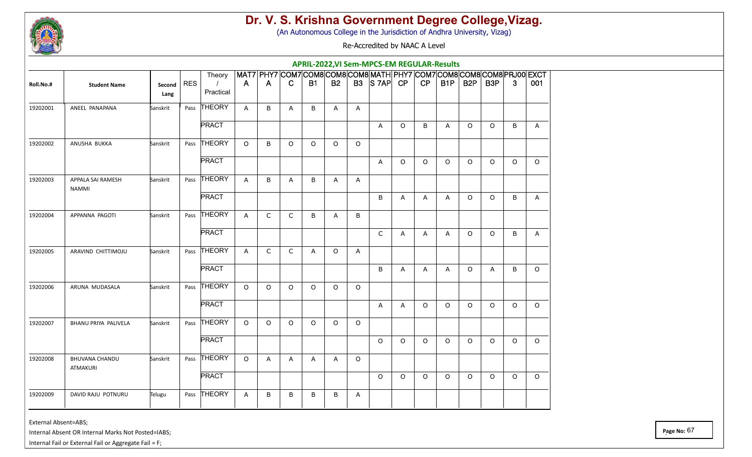# Dr. V. S. Krishna Government Degree College,Vizag.

(An Autonomous College in the Jurisdiction of Andhra University, Vizag)

Re-Accredited by NAAC A Level

## APRIL-2022,VI Sem-MPCS-EM REGULAR-Results

| Roll.No.# | Student Name | Second Lang | RES | Theory / Practical | MAT7A | PHY7A | COM7C | COM8B1 | COM8B2 | COM8B3 | MATHS 7AP | PHY7CP | COM7CP | COM8B1P | COM8B2P | COM8B3P | PRJ003 | EXCT001 |
|---|---|---|---|---|---|---|---|---|---|---|---|---|---|---|---|---|---|---|
| 19202001 | ANEEL PANAPANA | Sanskrit | Pass | THEORY | A | B | A | B | A | A | | | | | | | | |
| | | | | PRACT | | | | | | | A | O | B | A | O | O | B | A |
| 19202002 | ANUSHA BUKKA | Sanskrit | Pass | THEORY | O | B | O | O | O | O | | | | | | | | |
| | | | | PRACT | | | | | | | A | O | O | O | O | O | O | O |
| 19202003 | APPALA SAI RAMESH NAMMI | Sanskrit | Pass | THEORY | A | B | A | B | A | A | | | | | | | | |
| | | | | PRACT | | | | | | | B | A | A | A | O | O | B | A |
| 19202004 | APPANNA PAGOTI | Sanskrit | Pass | THEORY | A | C | C | B | A | B | | | | | | | | |
| | | | | PRACT | | | | | | | C | A | A | A | O | O | B | A |
| 19202005 | ARAVIND CHITTIMOJU | Sanskrit | Pass | THEORY | A | C | C | A | O | A | | | | | | | | |
| | | | | PRACT | | | | | | | B | A | A | A | O | A | B | O |
| 19202006 | ARUNA MUDASALA | Sanskrit | Pass | THEORY | O | O | O | O | O | O | | | | | | | | |
| | | | | PRACT | | | | | | | A | A | O | O | O | O | O | O |
| 19202007 | BHANU PRIYA PALIVELA | Sanskrit | Pass | THEORY | O | O | O | O | O | O | | | | | | | | |
| | | | | PRACT | | | | | | | O | O | O | O | O | O | O | O |
| 19202008 | BHUVANA CHANDU ATMAKURI | Sanskrit | Pass | THEORY | O | A | A | A | A | O | | | | | | | | |
| | | | | PRACT | | | | | | | O | O | O | O | O | O | O | O |
| 19202009 | DAVID RAJU POTNURU | Telugu | Pass | THEORY | A | B | B | B | B | A | | | | | | | | |

External Absent=ABS;

Internal Absent OR Internal Marks Not Posted=IABS;

Internal Fail or External Fail or Aggregate Fail = F;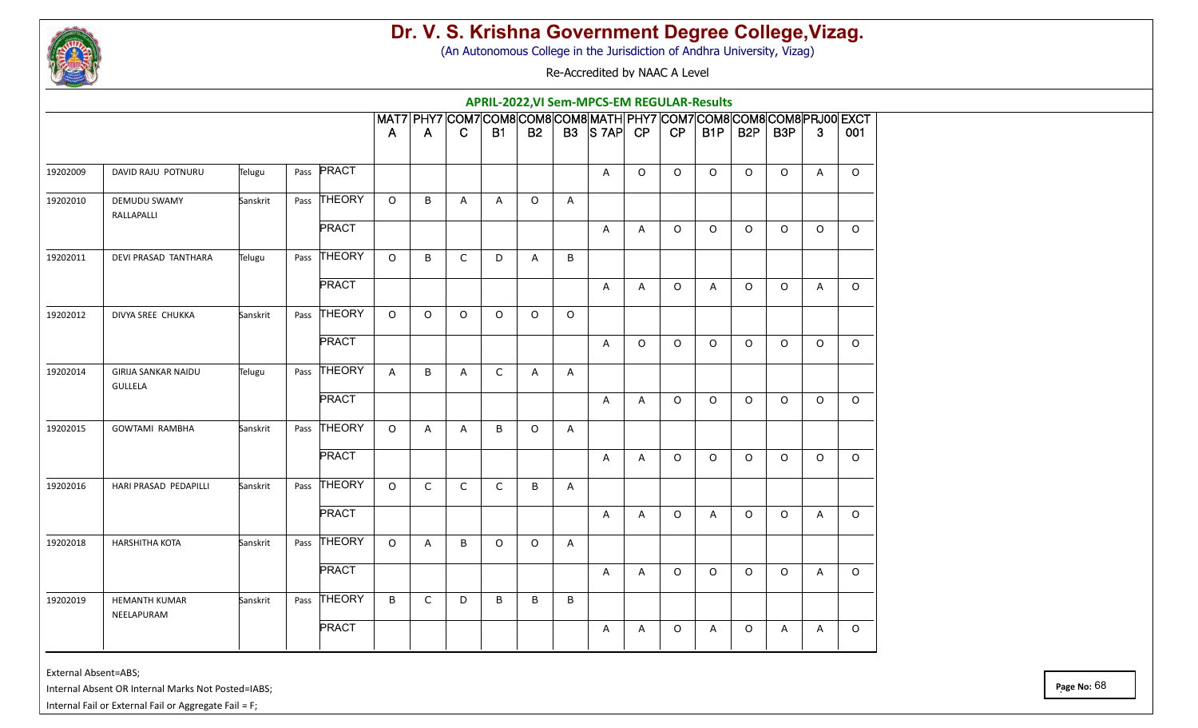# Dr. V. S. Krishna Government Degree College,Vizag.

(An Autonomous College in the Jurisdiction of Andhra University, Vizag)

Re-Accredited by NAAC A Level

## APRIL-2022,VI Sem-MPCS-EM REGULAR-Results

| | | | | | MAT7A | PHY7A | COM7C | COM8B1 | COM8B2 | COM8B3 | MATHS 7AP | PHY7CP | COM7CP | COM8B1P | COM8B2P | COM8B3P | PRJ003 | EXCT001 |
|---|---|---|---|---|---|---|---|---|---|---|---|---|---|---|---|---|---|---|
| 19202009 | DAVID RAJU POTNURU | Telugu | Pass | PRACT | | | | | | | A | O | O | O | O | O | A | O |
| 19202010 | DEMUDU SWAMY RALLAPALLI | Sanskrit | Pass | THEORY | O | B | A | A | O | A | | | | | | | | |
| | | | | PRACT | | | | | | | A | A | O | O | O | O | O | O |
| 19202011 | DEVI PRASAD TANTHARA | Telugu | Pass | THEORY | O | B | C | D | A | B | | | | | | | | |
| | | | | PRACT | | | | | | | A | A | O | A | O | O | A | O |
| 19202012 | DIVYA SREE CHUKKA | Sanskrit | Pass | THEORY | O | O | O | O | O | O | | | | | | | | |
| | | | | PRACT | | | | | | | A | O | O | O | O | O | O | O |
| 19202014 | GIRIJA SANKAR NAIDU GULLELA | Telugu | Pass | THEORY | A | B | A | C | A | A | | | | | | | | |
| | | | | PRACT | | | | | | | A | A | O | O | O | O | O | O |
| 19202015 | GOWTAMI RAMBHA | Sanskrit | Pass | THEORY | O | A | A | B | O | A | | | | | | | | |
| | | | | PRACT | | | | | | | A | A | O | O | O | O | O | O |
| 19202016 | HARI PRASAD PEDAPILLI | Sanskrit | Pass | THEORY | O | C | C | C | B | A | | | | | | | | |
| | | | | PRACT | | | | | | | A | A | O | A | O | O | A | O |
| 19202018 | HARSHITHA KOTA | Sanskrit | Pass | THEORY | O | A | B | O | O | A | | | | | | | | |
| | | | | PRACT | | | | | | | A | A | O | O | O | O | A | O |
| 19202019 | HEMANTH KUMAR NEELAPURAM | Sanskrit | Pass | THEORY | B | C | D | B | B | B | | | | | | | | |
| | | | | PRACT | | | | | | | A | A | O | A | O | A | A | O |

External Absent=ABS;

Internal Absent OR Internal Marks Not Posted=IABS;

Internal Fail or External Fail or Aggregate Fail = F;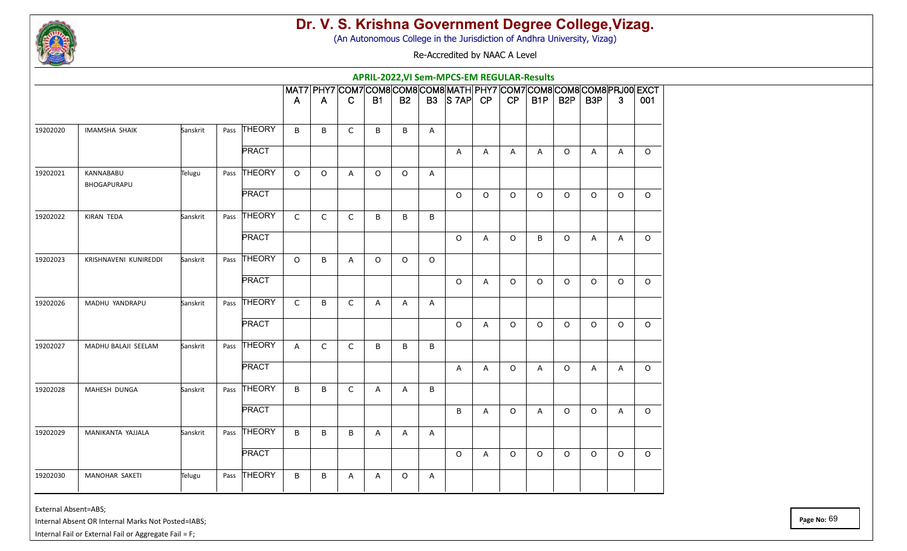# Dr. V. S. Krishna Government Degree College,Vizag.

(An Autonomous College in the Jurisdiction of Andhra University, Vizag)

Re-Accredited by NAAC A Level

## APRIL-2022,VI Sem-MPCS-EM REGULAR-Results

| | | | | | MAT7A | PHY7A | COM7C | COM8B1 | COM8B2 | COM8B3 | MATHS 7AP | PHY7CP | COM7CP | COM8B1P | COM8B2P | COM8B3P | PRJ003 | EXCT001 |
|---|---|---|---|---|---|---|---|---|---|---|---|---|---|---|---|---|---|---|
| 19202020 | IMAMSHA SHAIK | Sanskrit | Pass | THEORY | B | B | C | B | B | A | | | | | | | | |
| | | | | PRACT | | | | | | | A | A | A | A | O | A | A | O |
| 19202021 | KANNABABU BHOGAPURAPU | Telugu | Pass | THEORY | O | O | A | O | O | A | | | | | | | | |
| | | | | PRACT | | | | | | | O | O | O | O | O | O | O | O |
| 19202022 | KIRAN TEDA | Sanskrit | Pass | THEORY | C | C | C | B | B | B | | | | | | | | |
| | | | | PRACT | | | | | | | O | A | O | B | O | A | A | O |
| 19202023 | KRISHNAVENI KUNIREDDI | Sanskrit | Pass | THEORY | O | B | A | O | O | O | | | | | | | | |
| | | | | PRACT | | | | | | | O | A | O | O | O | O | O | O |
| 19202026 | MADHU YANDRAPU | Sanskrit | Pass | THEORY | C | B | C | A | A | A | | | | | | | | |
| | | | | PRACT | | | | | | | O | A | O | O | O | O | O | O |
| 19202027 | MADHU BALAJI SEELAM | Sanskrit | Pass | THEORY | A | C | C | B | B | B | | | | | | | | |
| | | | | PRACT | | | | | | | A | A | O | A | O | A | A | O |
| 19202028 | MAHESH DUNGA | Sanskrit | Pass | THEORY | B | B | C | A | A | B | | | | | | | | |
| | | | | PRACT | | | | | | | B | A | O | A | O | O | A | O |
| 19202029 | MANIKANTA YAJJALA | Sanskrit | Pass | THEORY | B | B | B | A | A | A | | | | | | | | |
| | | | | PRACT | | | | | | | O | A | O | O | O | O | O | O |
| 19202030 | MANOHAR SAKETI | Telugu | Pass | THEORY | B | B | A | A | O | A | | | | | | | | |

External Absent=ABS;

Internal Absent OR Internal Marks Not Posted=IABS;

Internal Fail or External Fail or Aggregate Fail = F;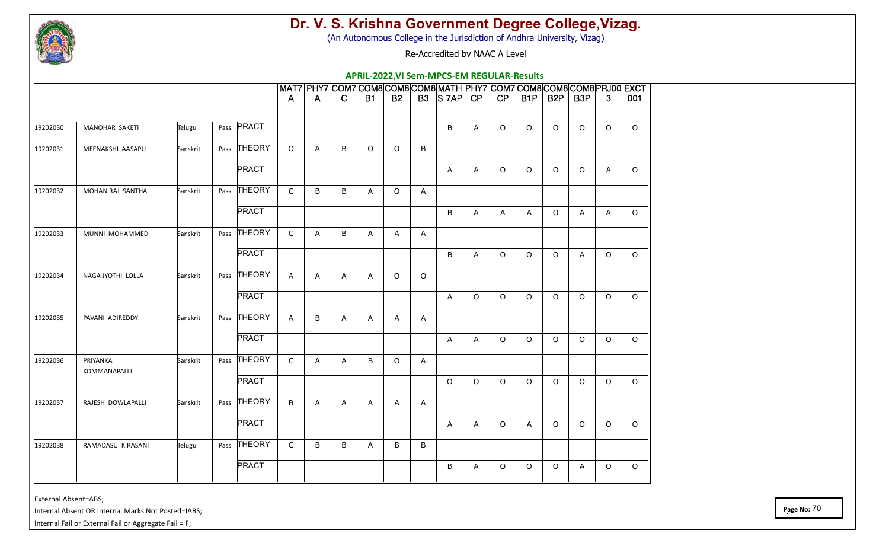# Dr. V. S. Krishna Government Degree College,Vizag.

(An Autonomous College in the Jurisdiction of Andhra University, Vizag)

Re-Accredited by NAAC A Level

## APRIL-2022,VI Sem-MPCS-EM REGULAR-Results

| | | | | | MAT7A | PHY7A | COM7C | COM8B1 | COM8B2 | COM8B3 | MATHS 7AP | PHY7CP | COM7CP | COM8B1P | COM8B2P | COM8B3P | PRJ003 | EXCT001 |
|---|---|---|---|---|---|---|---|---|---|---|---|---|---|---|---|---|---|---|
| 19202030 | MANOHAR SAKETI | Telugu | Pass | PRACT | | | | | | | B | A | O | O | O | O | O | O |
| 19202031 | MEENAKSHI AASAPU | Sanskrit | Pass | THEORY | O | A | B | O | O | B | | | | | | | | |
| | | | | PRACT | | | | | | | A | A | O | O | O | O | A | O |
| 19202032 | MOHAN RAJ SANTHA | Sanskrit | Pass | THEORY | C | B | B | A | O | A | | | | | | | | |
| | | | | PRACT | | | | | | | B | A | A | A | O | A | A | O |
| 19202033 | MUNNI MOHAMMED | Sanskrit | Pass | THEORY | C | A | B | A | A | A | | | | | | | | |
| | | | | PRACT | | | | | | | B | A | O | O | O | A | O | O |
| 19202034 | NAGA JYOTHI LOLLA | Sanskrit | Pass | THEORY | A | A | A | A | O | O | | | | | | | | |
| | | | | PRACT | | | | | | | A | O | O | O | O | O | O | O |
| 19202035 | PAVANI ADIREDDY | Sanskrit | Pass | THEORY | A | B | A | A | A | A | | | | | | | | |
| | | | | PRACT | | | | | | | A | A | O | O | O | O | O | O |
| 19202036 | PRIYANKA KOMMANAPALLI | Sanskrit | Pass | THEORY | C | A | A | B | O | A | | | | | | | | |
| | | | | PRACT | | | | | | | O | O | O | O | O | O | O | O |
| 19202037 | RAJESH DOWLAPALLI | Sanskrit | Pass | THEORY | B | A | A | A | A | A | | | | | | | | |
| | | | | PRACT | | | | | | | A | A | O | A | O | O | O | O |
| 19202038 | RAMADASU KIRASANI | Telugu | Pass | THEORY | C | B | B | A | B | B | | | | | | | | |
| | | | | PRACT | | | | | | | B | A | O | O | O | A | O | O |

External Absent=ABS;

Internal Absent OR Internal Marks Not Posted=IABS;

Internal Fail or External Fail or Aggregate Fail = F;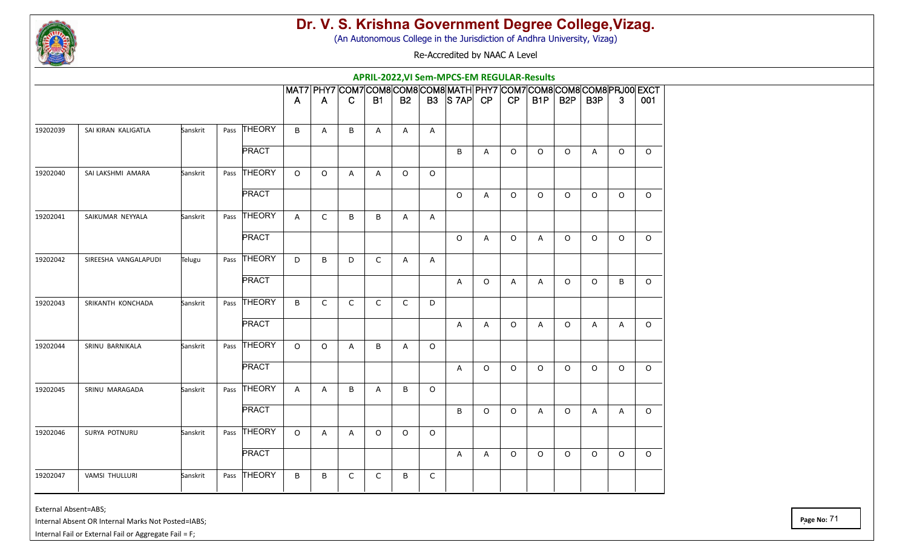# Dr. V. S. Krishna Government Degree College,Vizag.

(An Autonomous College in the Jurisdiction of Andhra University, Vizag)

Re-Accredited by NAAC A Level

## APRIL-2022,VI Sem-MPCS-EM REGULAR-Results

| | | | | | MAT7A | PHY7A | COM7C | COM8B1 | COM8B2 | COM8B3 | MATHS 7AP | PHY7CP | COM7CP | COM8B1P | COM8B2P | COM8B3P | PRJ003 | EXCT001 |
|---|---|---|---|---|---|---|---|---|---|---|---|---|---|---|---|---|---|---|
| 19202039 | SAI KIRAN KALIGATLA | Sanskrit | Pass | THEORY | B | A | B | A | A | A | | | | | | | | |
| | | | | PRACT | | | | | | | B | A | O | O | O | A | O | O |
| 19202040 | SAI LAKSHMI AMARA | Sanskrit | Pass | THEORY | O | O | A | A | O | O | | | | | | | | |
| | | | | PRACT | | | | | | | O | A | O | O | O | O | O | O |
| 19202041 | SAIKUMAR NEYYALA | Sanskrit | Pass | THEORY | A | C | B | B | A | A | | | | | | | | |
| | | | | PRACT | | | | | | | O | A | O | A | O | O | O | O |
| 19202042 | SIREESHA VANGALAPUDI | Telugu | Pass | THEORY | D | B | D | C | A | A | | | | | | | | |
| | | | | PRACT | | | | | | | A | O | A | A | O | O | B | O |
| 19202043 | SRIKANTH KONCHADA | Sanskrit | Pass | THEORY | B | C | C | C | C | D | | | | | | | | |
| | | | | PRACT | | | | | | | A | A | O | A | O | A | A | O |
| 19202044 | SRINU BARNIKALA | Sanskrit | Pass | THEORY | O | O | A | B | A | O | | | | | | | | |
| | | | | PRACT | | | | | | | A | O | O | O | O | O | O | O |
| 19202045 | SRINU MARAGADA | Sanskrit | Pass | THEORY | A | A | B | A | B | O | | | | | | | | |
| | | | | PRACT | | | | | | | B | O | O | A | O | A | A | O |
| 19202046 | SURYA POTNURU | Sanskrit | Pass | THEORY | O | A | A | O | O | O | | | | | | | | |
| | | | | PRACT | | | | | | | A | A | O | O | O | O | O | O |
| 19202047 | VAMSI THULLURI | Sanskrit | Pass | THEORY | B | B | C | C | B | C | | | | | | | | |

External Absent=ABS;

Internal Absent OR Internal Marks Not Posted=IABS;

Internal Fail or External Fail or Aggregate Fail = F;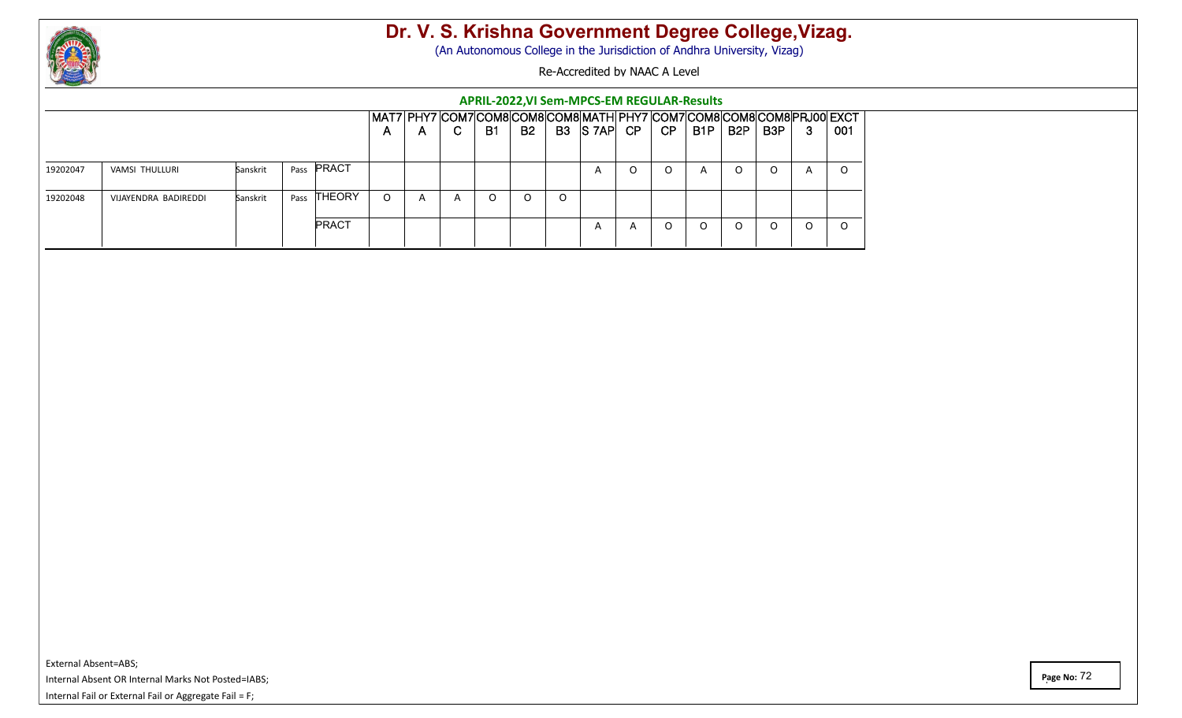# Dr. V. S. Krishna Government Degree College,Vizag.

(An Autonomous College in the Jurisdiction of Andhra University, Vizag)

Re-Accredited by NAAC A Level

## APRIL-2022,VI Sem-MPCS-EM REGULAR-Results

| | | | | | MAT7A | PHY7A | COM7C | COM8B1 | COM8B2 | COM8B3 | MATHS 7AP | PHY7CP | COM7CP | COM8B1P | COM8B2P | COM8B3P | PRJ003 | EXCT001 |
|---|---|---|---|---|---|---|---|---|---|---|---|---|---|---|---|---|---|---|
| 19202047 | VAMSI THULLURI | Sanskrit | Pass | PRACT | | | | | | | A | O | O | A | O | O | A | O |
| 19202048 | VIJAYENDRA BADIREDDI | Sanskrit | Pass | THEORY | O | A | A | O | O | O | | | | | | | | |
| | | | | PRACT | | | | | | | A | A | O | O | O | O | O | O |

External Absent=ABS;

Internal Absent OR Internal Marks Not Posted=IABS;

Internal Fail or External Fail or Aggregate Fail = F;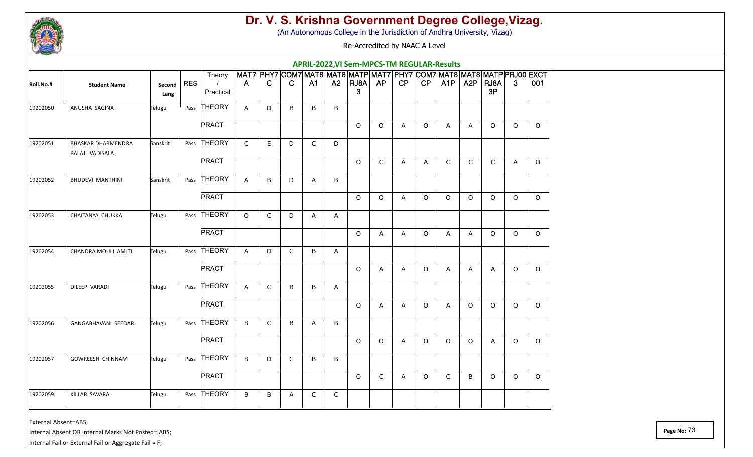# Dr. V. S. Krishna Government Degree College,Vizag.

(An Autonomous College in the Jurisdiction of Andhra University, Vizag)

Re-Accredited by NAAC A Level

## APRIL-2022,VI Sem-MPCS-TM REGULAR-Results

| Roll.No.# | Student Name | Second Lang | RES | Theory / Practical | MAT7A | PHY7C | COM7C | MAT8A1 | MAT8A2 | MATPRJ8A3 | MAT7AP | PHY7CP | COM7CP | MAT8A1P | MAT8A2P | MATPRJ8A3P | PRJ003 | EXCT001 |
|---|---|---|---|---|---|---|---|---|---|---|---|---|---|---|---|---|---|---|
| 19202050 | ANUSHA SAGINA | Telugu | Pass | THEORY | A | D | B | B | B | | | | | | | | | |
| | | | | PRACT | | | | | | O | O | A | O | A | A | O | O | O |
| 19202051 | BHASKAR DHARMENDRA BALAJI VADISALA | Sanskrit | Pass | THEORY | C | E | D | C | D | | | | | | | | | |
| | | | | PRACT | | | | | | O | C | A | A | C | C | C | A | O |
| 19202052 | BHUDEVI MANTHINI | Sanskrit | Pass | THEORY | A | B | D | A | B | | | | | | | | | |
| | | | | PRACT | | | | | | O | O | A | O | O | O | O | O | O |
| 19202053 | CHAITANYA CHUKKA | Telugu | Pass | THEORY | O | C | D | A | A | | | | | | | | | |
| | | | | PRACT | | | | | | O | A | A | O | A | A | O | O | O |
| 19202054 | CHANDRA MOULI AMITI | Telugu | Pass | THEORY | A | D | C | B | A | | | | | | | | | |
| | | | | PRACT | | | | | | O | A | A | O | A | A | A | O | O |
| 19202055 | DILEEP VARADI | Telugu | Pass | THEORY | A | C | B | B | A | | | | | | | | | |
| | | | | PRACT | | | | | | O | A | A | O | A | O | O | O | O |
| 19202056 | GANGABHAVANI SEEDARI | Telugu | Pass | THEORY | B | C | B | A | B | | | | | | | | | |
| | | | | PRACT | | | | | | O | O | A | O | O | O | A | O | O |
| 19202057 | GOWREESH CHINNAM | Telugu | Pass | THEORY | B | D | C | B | B | | | | | | | | | |
| | | | | PRACT | | | | | | O | C | A | O | C | B | O | O | O |
| 19202059 | KILLAR SAVARA | Telugu | Pass | THEORY | B | B | A | C | C | | | | | | | | | |

External Absent=ABS;

Internal Absent OR Internal Marks Not Posted=IABS;

Internal Fail or External Fail or Aggregate Fail = F;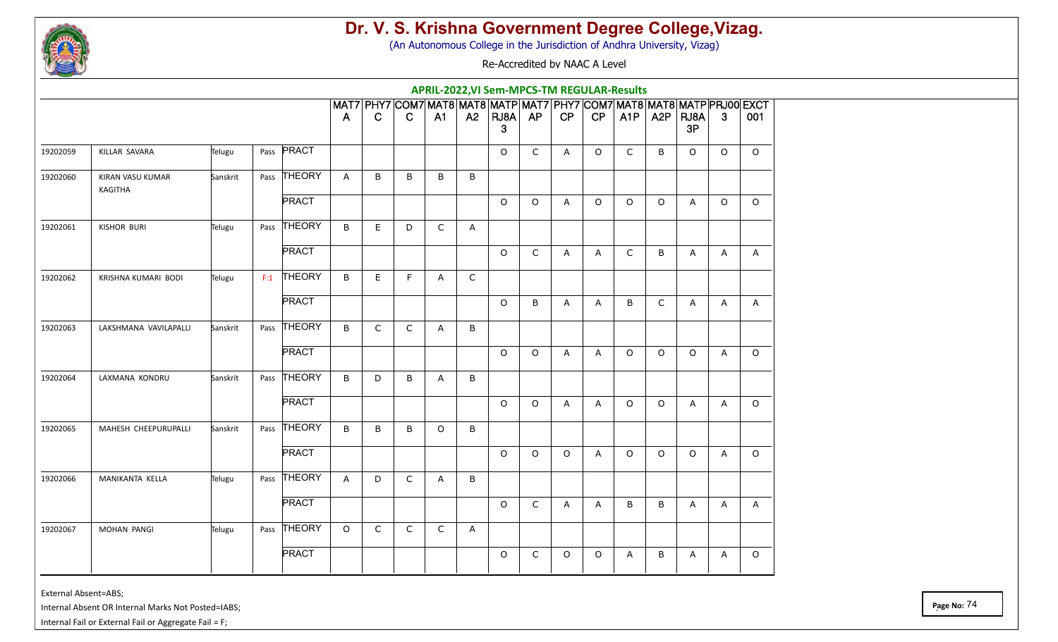# Dr. V. S. Krishna Government Degree College,Vizag.

(An Autonomous College in the Jurisdiction of Andhra University, Vizag)

Re-Accredited by NAAC A Level

## APRIL-2022,VI Sem-MPCS-TM REGULAR-Results

| | | | | | MAT7A | PHY7C | COM7C | MAT8A1 | MAT8A2 | MATPRJ8A3 | MAT7AP | PHY7CP | COM7CP | MAT8A1P | MAT8A2P | MATPRJ8A3P | PRJ003 | EXCT001 |
|---|---|---|---|---|---|---|---|---|---|---|---|---|---|---|---|---|---|---|
| 19202059 | KILLAR SAVARA | Telugu | Pass | PRACT | | | | | | O | C | A | O | C | B | O | O | O |
| 19202060 | KIRAN VASU KUMAR KAGITHA | Sanskrit | Pass | THEORY | A | B | B | B | B | | | | | | | | | |
| | | | | PRACT | | | | | | O | O | A | O | O | O | A | O | O |
| 19202061 | KISHOR BURI | Telugu | Pass | THEORY | B | E | D | C | A | | | | | | | | | |
| | | | | PRACT | | | | | | O | C | A | A | C | B | A | A | A |
| 19202062 | KRISHNA KUMARI BODI | Telugu | F:1 | THEORY | B | E | F | A | C | | | | | | | | | |
| | | | | PRACT | | | | | | O | B | A | A | B | C | A | A | A |
| 19202063 | LAKSHMANA VAVILAPALLI | Sanskrit | Pass | THEORY | B | C | C | A | B | | | | | | | | | |
| | | | | PRACT | | | | | | O | O | A | A | O | O | O | A | O |
| 19202064 | LAXMANA KONDRU | Sanskrit | Pass | THEORY | B | D | B | A | B | | | | | | | | | |
| | | | | PRACT | | | | | | O | O | A | A | O | O | A | A | O |
| 19202065 | MAHESH CHEEPURUPALLI | Sanskrit | Pass | THEORY | B | B | B | O | B | | | | | | | | | |
| | | | | PRACT | | | | | | O | O | O | A | O | O | O | A | O |
| 19202066 | MANIKANTA KELLA | Telugu | Pass | THEORY | A | D | C | A | B | | | | | | | | | |
| | | | | PRACT | | | | | | O | C | A | A | B | B | A | A | A |
| 19202067 | MOHAN PANGI | Telugu | Pass | THEORY | O | C | C | C | A | | | | | | | | | |
| | | | | PRACT | | | | | | O | C | O | O | A | B | A | A | O |

External Absent=ABS;

Internal Absent OR Internal Marks Not Posted=IABS;

Internal Fail or External Fail or Aggregate Fail = F;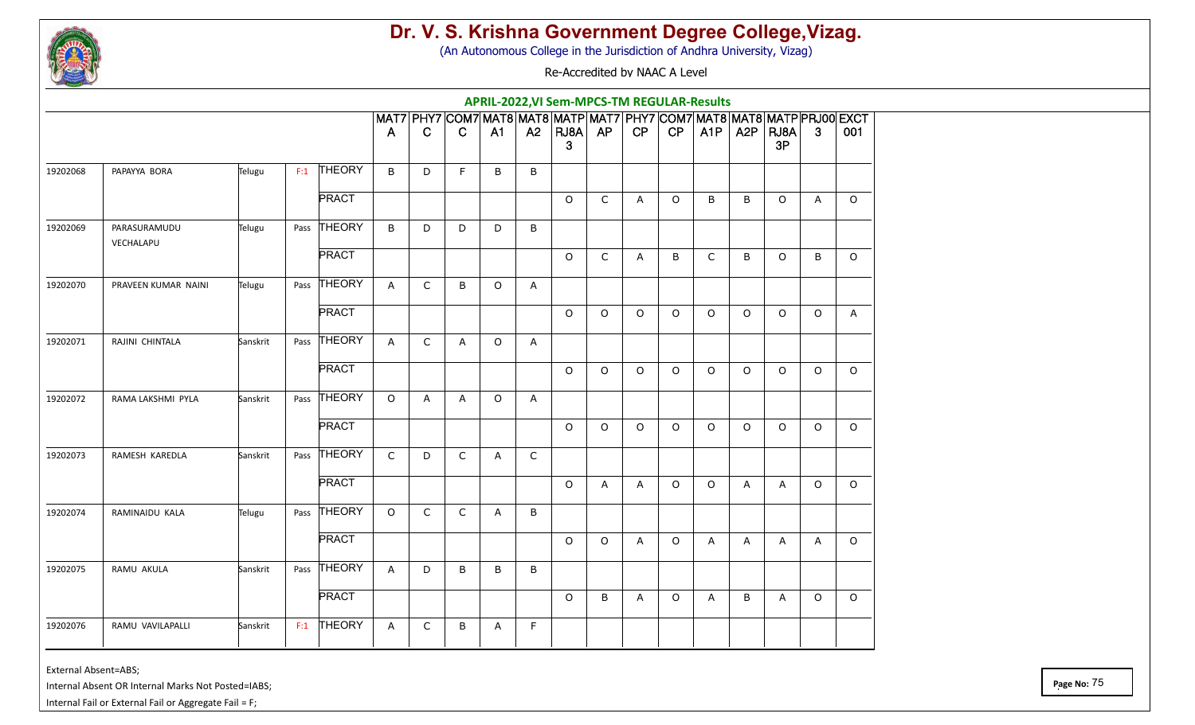# Dr. V. S. Krishna Government Degree College,Vizag.

(An Autonomous College in the Jurisdiction of Andhra University, Vizag)

Re-Accredited by NAAC A Level

## APRIL-2022,VI Sem-MPCS-TM REGULAR-Results

| | | | | | MAT7A | PHY7C | COM7C | MAT8A1 | MAT8A2 | MATPRJ8A3 | MAT7AP | PHY7CP | COM7CP | MAT8A1P | MAT8A2P | MATPRJ8A3P | PRJ003 | EXCT001 |
|---|---|---|---|---|---|---|---|---|---|---|---|---|---|---|---|---|---|---|
| 19202068 | PAPAYYA BORA | Telugu | F:1 | THEORY | B | D | F | B | B | | | | | | | | | |
| | | | | PRACT | | | | | | O | C | A | O | B | B | O | A | O |
| 19202069 | PARASURAMUDU VECHALAPU | Telugu | Pass | THEORY | B | D | D | D | B | | | | | | | | | |
| | | | | PRACT | | | | | | O | C | A | B | C | B | O | B | O |
| 19202070 | PRAVEEN KUMAR NAINI | Telugu | Pass | THEORY | A | C | B | O | A | | | | | | | | | |
| | | | | PRACT | | | | | | O | O | O | O | O | O | O | O | A |
| 19202071 | RAJINI CHINTALA | Sanskrit | Pass | THEORY | A | C | A | O | A | | | | | | | | | |
| | | | | PRACT | | | | | | O | O | O | O | O | O | O | O | O |
| 19202072 | RAMA LAKSHMI PYLA | Sanskrit | Pass | THEORY | O | A | A | O | A | | | | | | | | | |
| | | | | PRACT | | | | | | O | O | O | O | O | O | O | O | O |
| 19202073 | RAMESH KAREDLA | Sanskrit | Pass | THEORY | C | D | C | A | C | | | | | | | | | |
| | | | | PRACT | | | | | | O | A | A | O | O | A | A | O | O |
| 19202074 | RAMINAIDU KALA | Telugu | Pass | THEORY | O | C | C | A | B | | | | | | | | | |
| | | | | PRACT | | | | | | O | O | A | O | A | A | A | A | O |
| 19202075 | RAMU AKULA | Sanskrit | Pass | THEORY | A | D | B | B | B | | | | | | | | | |
| | | | | PRACT | | | | | | O | B | A | O | A | B | A | O | O |
| 19202076 | RAMU VAVILAPALLI | Sanskrit | F:1 | THEORY | A | C | B | A | F | | | | | | | | | |

External Absent=ABS;

Internal Absent OR Internal Marks Not Posted=IABS;

Internal Fail or External Fail or Aggregate Fail = F;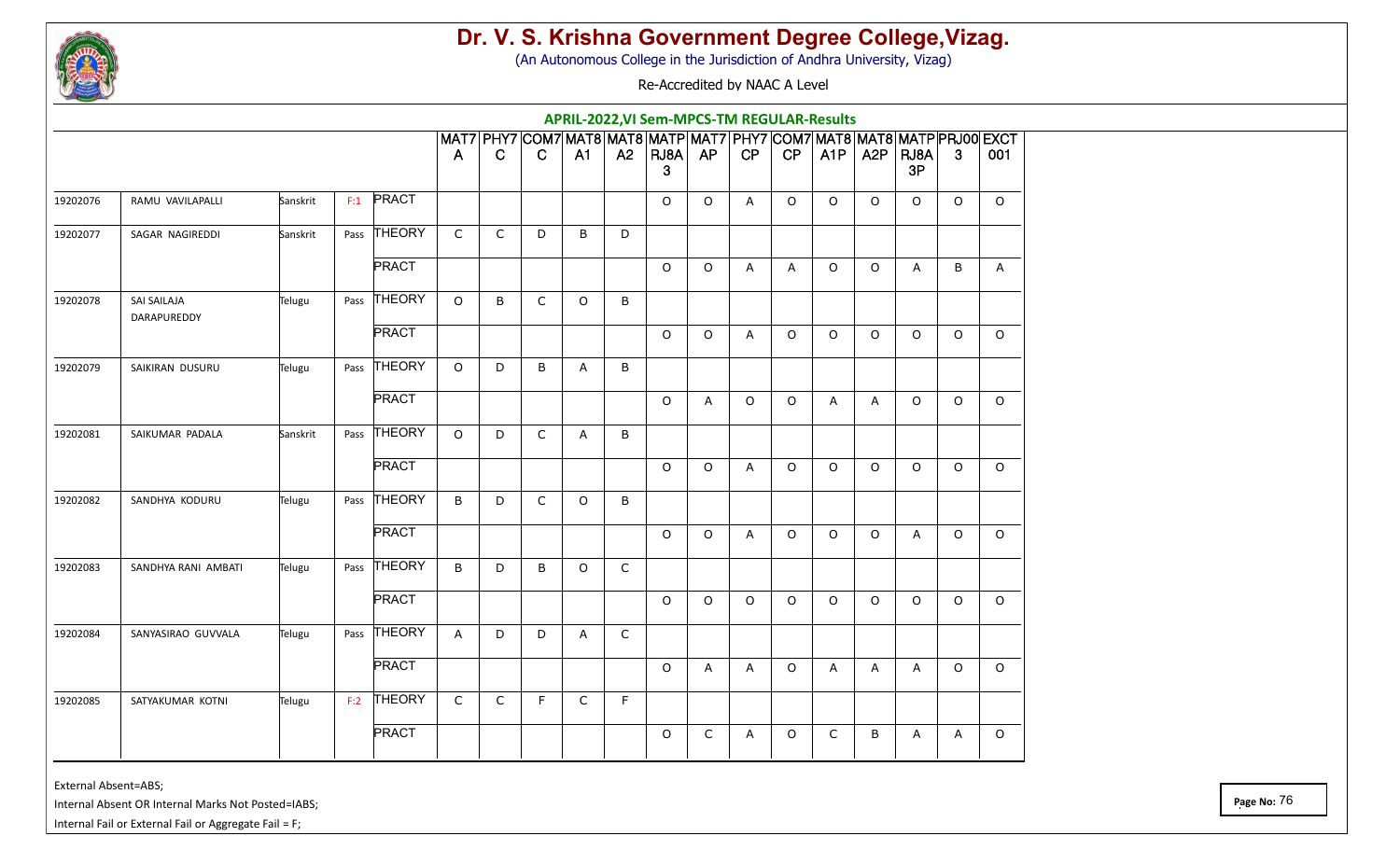# Dr. V. S. Krishna Government Degree College,Vizag.

(An Autonomous College in the Jurisdiction of Andhra University, Vizag)

Re-Accredited by NAAC A Level

## APRIL-2022,VI Sem-MPCS-TM REGULAR-Results

| | | | | | MAT7A | PHY7C | COM7C | MAT8A1 | MAT8A2 | MATPRJ8A3 | MAT7AP | PHY7CP | COM7CP | MAT8A1P | MAT8A2P | MATPRJ8A3P | PRJ003 | EXCT001 |
|---|---|---|---|---|---|---|---|---|---|---|---|---|---|---|---|---|---|---|
| 19202076 | RAMU VAVILAPALLI | Sanskrit | F:1 | PRACT | | | | | | O | O | A | O | O | O | O | O | O |
| 19202077 | SAGAR NAGIREDDI | Sanskrit | Pass | THEORY | C | C | D | B | D | | | | | | | | | |
| | | | | PRACT | | | | | | O | O | A | A | O | O | A | B | A |
| 19202078 | SAI SAILAJA DARAPUREDDY | Telugu | Pass | THEORY | O | B | C | O | B | | | | | | | | | |
| | | | | PRACT | | | | | | O | O | A | O | O | O | O | O | O |
| 19202079 | SAIKIRAN DUSURU | Telugu | Pass | THEORY | O | D | B | A | B | | | | | | | | | |
| | | | | PRACT | | | | | | O | A | O | O | A | A | O | O | O |
| 19202081 | SAIKUMAR PADALA | Sanskrit | Pass | THEORY | O | D | C | A | B | | | | | | | | | |
| | | | | PRACT | | | | | | O | O | A | O | O | O | O | O | O |
| 19202082 | SANDHYA KODURU | Telugu | Pass | THEORY | B | D | C | O | B | | | | | | | | | |
| | | | | PRACT | | | | | | O | O | A | O | O | O | A | O | O |
| 19202083 | SANDHYA RANI AMBATI | Telugu | Pass | THEORY | B | D | B | O | C | | | | | | | | | |
| | | | | PRACT | | | | | | O | O | O | O | O | O | O | O | O |
| 19202084 | SANYASIRAO GUVVALA | Telugu | Pass | THEORY | A | D | D | A | C | | | | | | | | | |
| | | | | PRACT | | | | | | O | A | A | O | A | A | A | O | O |
| 19202085 | SATYAKUMAR KOTNI | Telugu | F:2 | THEORY | C | C | F | C | F | | | | | | | | | |
| | | | | PRACT | | | | | | O | C | A | O | C | B | A | A | O |

External Absent=ABS;

Internal Absent OR Internal Marks Not Posted=IABS;

Internal Fail or External Fail or Aggregate Fail = F;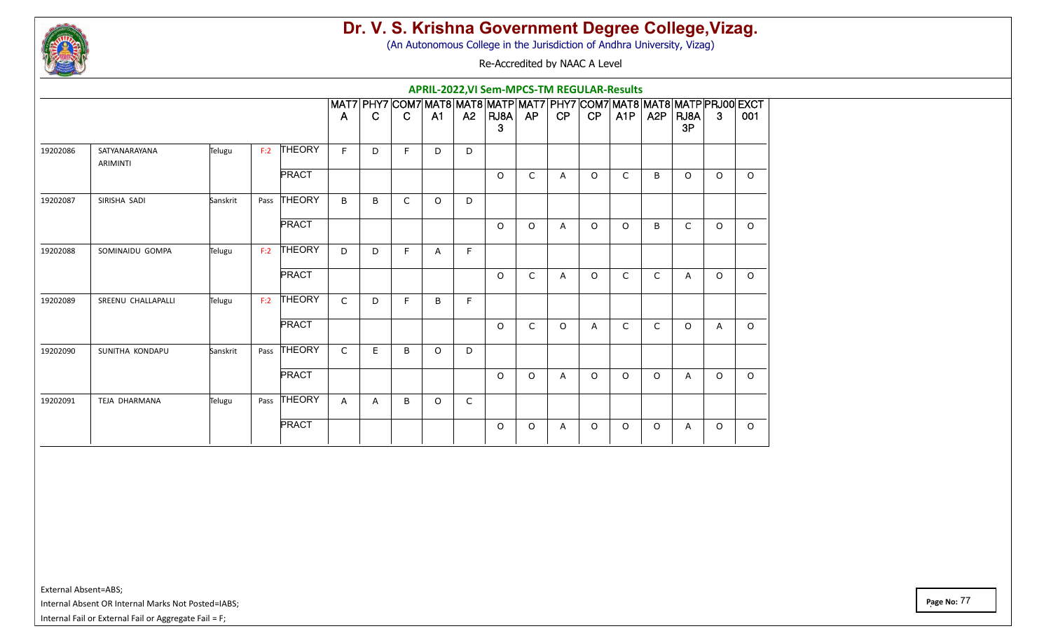# Dr. V. S. Krishna Government Degree College,Vizag.

(An Autonomous College in the Jurisdiction of Andhra University, Vizag)

Re-Accredited by NAAC A Level

## APRIL-2022,VI Sem-MPCS-TM REGULAR-Results

| | | | | | MAT7A | PHY7C | COM7C | MAT8A1 | MAT8A2 | MATPRJ8A3 | MAT7AP | PHY7CP | COM7CP | MAT8A1P | MAT8A2P | MATPRJ8A3P | PRJ003 | EXCT001 |
|---|---|---|---|---|---|---|---|---|---|---|---|---|---|---|---|---|---|---|
| 19202086 | SATYANARAYANA ARIMINTI | Telugu | F:2 | THEORY | F | D | F | D | D | | | | | | | | | |
| | | | | PRACT | | | | | | O | C | A | O | C | B | O | O | O |
| 19202087 | SIRISHA SADI | Sanskrit | Pass | THEORY | B | B | C | O | D | | | | | | | | | |
| | | | | PRACT | | | | | | O | O | A | O | O | B | C | O | O |
| 19202088 | SOMINAIDU GOMPA | Telugu | F:2 | THEORY | D | D | F | A | F | | | | | | | | | |
| | | | | PRACT | | | | | | O | C | A | O | C | C | A | O | O |
| 19202089 | SREENU CHALLAPALLI | Telugu | F:2 | THEORY | C | D | F | B | F | | | | | | | | | |
| | | | | PRACT | | | | | | O | C | O | A | C | C | O | A | O |
| 19202090 | SUNITHA KONDAPU | Sanskrit | Pass | THEORY | C | E | B | O | D | | | | | | | | | |
| | | | | PRACT | | | | | | O | O | A | O | O | O | A | O | O |
| 19202091 | TEJA DHARMANA | Telugu | Pass | THEORY | A | A | B | O | C | | | | | | | | | |
| | | | | PRACT | | | | | | O | O | A | O | O | O | A | O | O |

External Absent=ABS;

Internal Absent OR Internal Marks Not Posted=IABS;

Internal Fail or External Fail or Aggregate Fail = F;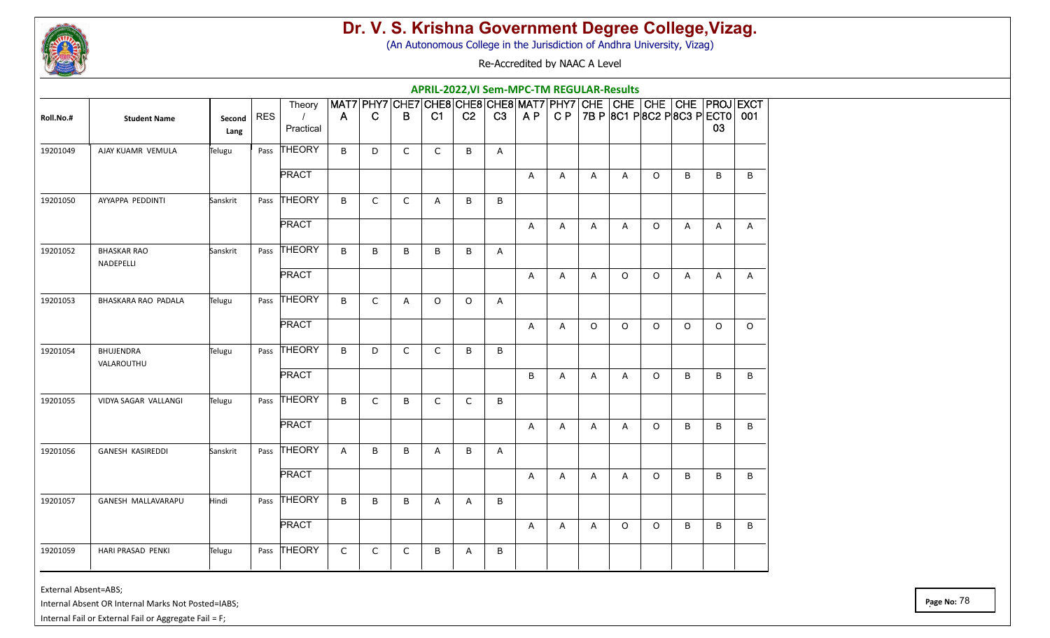# Dr. V. S. Krishna Government Degree College,Vizag.

(An Autonomous College in the Jurisdiction of Andhra University, Vizag)

Re-Accredited by NAAC A Level

## APRIL-2022,VI Sem-MPC-TM REGULAR-Results

| Roll.No.# | Student Name | Second Lang | RES | Theory / Practical | MAT7A | PHY7C | CHE7B | CHE8C1 | CHE8C2 | CHE8C3 | MAT7AP | PHY7CP | CHE7BP | CHE8C1P | CHE8C2P | CHE8C3P | PROJECT03 | EXCT001 |
|---|---|---|---|---|---|---|---|---|---|---|---|---|---|---|---|---|---|---|
| 19201049 | AJAY KUAMR VEMULA | Telugu | Pass | THEORY | B | D | C | C | B | A | | | | | | | | |
| | | | | PRACT | | | | | | | A | A | A | A | O | B | B | B |
| 19201050 | AYYAPPA PEDDINTI | Sanskrit | Pass | THEORY | B | C | C | A | B | B | | | | | | | | |
| | | | | PRACT | | | | | | | A | A | A | A | O | A | A | A |
| 19201052 | BHASKAR RAO NADEPELLI | Sanskrit | Pass | THEORY | B | B | B | B | B | A | | | | | | | | |
| | | | | PRACT | | | | | | | A | A | A | O | O | A | A | A |
| 19201053 | BHASKARA RAO PADALA | Telugu | Pass | THEORY | B | C | A | O | O | A | | | | | | | | |
| | | | | PRACT | | | | | | | A | A | O | O | O | O | O | O |
| 19201054 | BHUJENDRA VALAROUTHU | Telugu | Pass | THEORY | B | D | C | C | B | B | | | | | | | | |
| | | | | PRACT | | | | | | | B | A | A | A | O | B | B | B |
| 19201055 | VIDYA SAGAR VALLANGI | Telugu | Pass | THEORY | B | C | B | C | C | B | | | | | | | | |
| | | | | PRACT | | | | | | | A | A | A | A | O | B | B | B |
| 19201056 | GANESH KASIREDDI | Sanskrit | Pass | THEORY | A | B | B | A | B | A | | | | | | | | |
| | | | | PRACT | | | | | | | A | A | A | A | O | B | B | B |
| 19201057 | GANESH MALLAVARAPU | Hindi | Pass | THEORY | B | B | B | A | A | B | | | | | | | | |
| | | | | PRACT | | | | | | | A | A | A | O | O | B | B | B |
| 19201059 | HARI PRASAD PENKI | Telugu | Pass | THEORY | C | C | C | B | A | B | | | | | | | | |

External Absent=ABS;

Internal Absent OR Internal Marks Not Posted=IABS;

Internal Fail or External Fail or Aggregate Fail = F;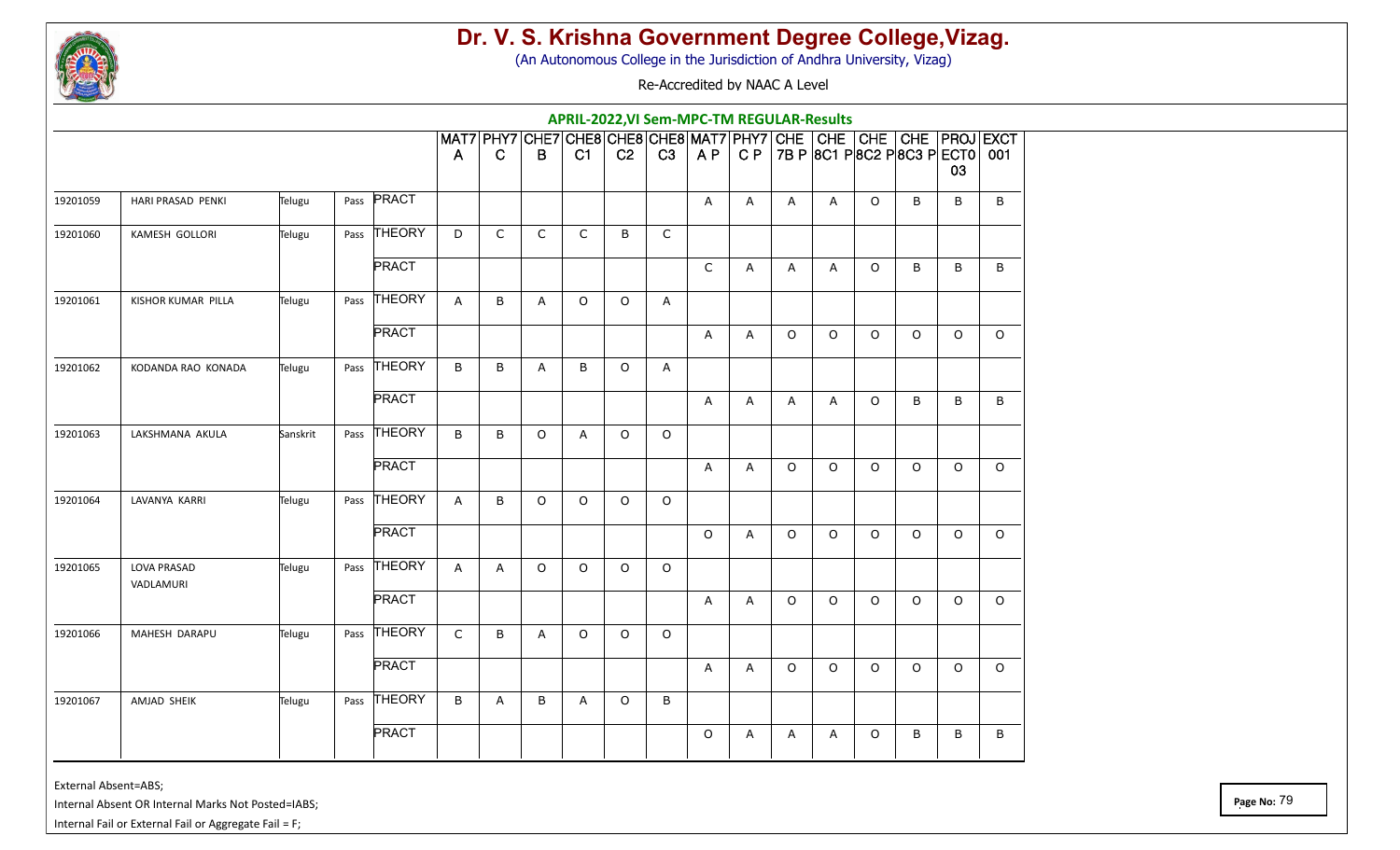# Dr. V. S. Krishna Government Degree College,Vizag.

(An Autonomous College in the Jurisdiction of Andhra University, Vizag)

Re-Accredited by NAAC A Level

## APRIL-2022,VI Sem-MPC-TM REGULAR-Results

| | | | | | MAT7A | PHY7C | CHE7B | CHE8C1 | CHE8C2 | CHE8C3 | MAT7AP | PHY7CP | CHE7B P | CHE 8C1 P | CHE 8C2 P | CHE 8C3 P | PROJECT003 | EXCT001 |
|---|---|---|---|---|---|---|---|---|---|---|---|---|---|---|---|---|---|---|
| 19201059 | HARI PRASAD PENKI | Telugu | Pass | PRACT | | | | | | | A | A | A | A | O | B | B | B |
| 19201060 | KAMESH GOLLORI | Telugu | Pass | THEORY | D | C | C | C | B | C | | | | | | | | |
| | | | | PRACT | | | | | | | C | A | A | A | O | B | B | B |
| 19201061 | KISHOR KUMAR PILLA | Telugu | Pass | THEORY | A | B | A | O | O | A | | | | | | | | |
| | | | | PRACT | | | | | | | A | A | O | O | O | O | O | O |
| 19201062 | KODANDA RAO KONADA | Telugu | Pass | THEORY | B | B | A | B | O | A | | | | | | | | |
| | | | | PRACT | | | | | | | A | A | A | A | O | B | B | B |
| 19201063 | LAKSHMANA AKULA | Sanskrit | Pass | THEORY | B | B | O | A | O | O | | | | | | | | |
| | | | | PRACT | | | | | | | A | A | O | O | O | O | O | O |
| 19201064 | LAVANYA KARRI | Telugu | Pass | THEORY | A | B | O | O | O | O | | | | | | | | |
| | | | | PRACT | | | | | | | O | A | O | O | O | O | O | O |
| 19201065 | LOVA PRASAD VADLAMURI | Telugu | Pass | THEORY | A | A | O | O | O | O | | | | | | | | |
| | | | | PRACT | | | | | | | A | A | O | O | O | O | O | O |
| 19201066 | MAHESH DARAPU | Telugu | Pass | THEORY | C | B | A | O | O | O | | | | | | | | |
| | | | | PRACT | | | | | | | A | A | O | O | O | O | O | O |
| 19201067 | AMJAD SHEIK | Telugu | Pass | THEORY | B | A | B | A | O | B | | | | | | | | |
| | | | | PRACT | | | | | | | O | A | A | A | O | B | B | B |

External Absent=ABS;

Internal Absent OR Internal Marks Not Posted=IABS;

Internal Fail or External Fail or Aggregate Fail = F;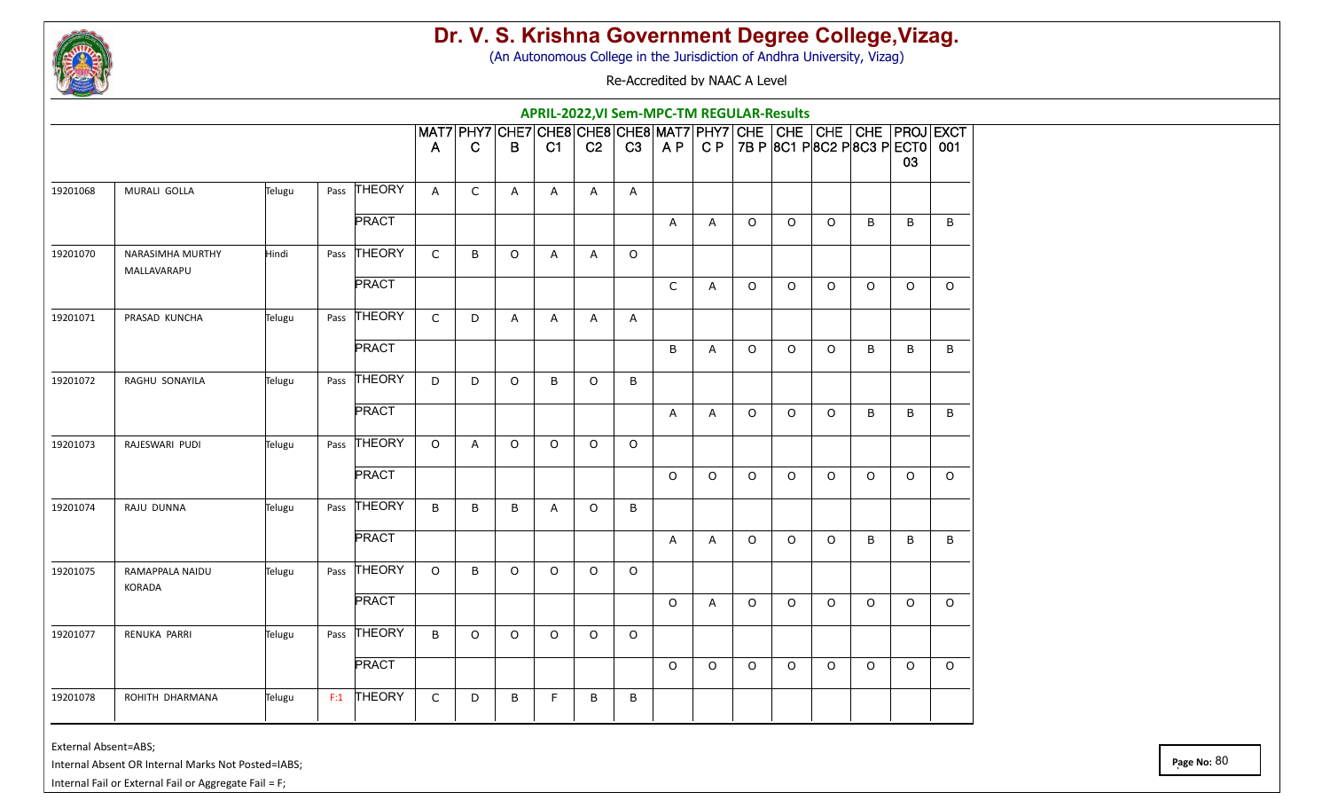# Dr. V. S. Krishna Government Degree College,Vizag.

(An Autonomous College in the Jurisdiction of Andhra University, Vizag)

Re-Accredited by NAAC A Level

## APRIL-2022,VI Sem-MPC-TM REGULAR-Results

| | | | | | MAT7A | PHY7C | CHE7B | CHE8C1 | CHE8C2 | CHE8C3 | MAT7AP | PHY7CP | CHE7BP | CHE8C1P | CHE8C2P | CHE8C3P | PROJECT003 | EXCT001 |
|---|---|---|---|---|---|---|---|---|---|---|---|---|---|---|---|---|---|---|
| 19201068 | MURALI GOLLA | Telugu | Pass | THEORY | A | C | A | A | A | A | | | | | | | | |
| | | | | PRACT | | | | | | | A | A | O | O | O | B | B | B |
| 19201070 | NARASIMHA MURTHY MALLAVARAPU | Hindi | Pass | THEORY | C | B | O | A | A | O | | | | | | | | |
| | | | | PRACT | | | | | | | C | A | O | O | O | O | O | O |
| 19201071 | PRASAD KUNCHA | Telugu | Pass | THEORY | C | D | A | A | A | A | | | | | | | | |
| | | | | PRACT | | | | | | | B | A | O | O | O | B | B | B |
| 19201072 | RAGHU SONAYILA | Telugu | Pass | THEORY | D | D | O | B | O | B | | | | | | | | |
| | | | | PRACT | | | | | | | A | A | O | O | O | B | B | B |
| 19201073 | RAJESWARI PUDI | Telugu | Pass | THEORY | O | A | O | O | O | O | | | | | | | | |
| | | | | PRACT | | | | | | | O | O | O | O | O | O | O | O |
| 19201074 | RAJU DUNNA | Telugu | Pass | THEORY | B | B | B | A | O | B | | | | | | | | |
| | | | | PRACT | | | | | | | A | A | O | O | O | B | B | B |
| 19201075 | RAMAPPALA NAIDU KORADA | Telugu | Pass | THEORY | O | B | O | O | O | O | | | | | | | | |
| | | | | PRACT | | | | | | | O | A | O | O | O | O | O | O |
| 19201077 | RENUKA PARRI | Telugu | Pass | THEORY | B | O | O | O | O | O | | | | | | | | |
| | | | | PRACT | | | | | | | O | O | O | O | O | O | O | O |
| 19201078 | ROHITH DHARMANA | Telugu | F:1 | THEORY | C | D | B | F | B | B | | | | | | | | |

External Absent=ABS;

Internal Absent OR Internal Marks Not Posted=IABS;

Internal Fail or External Fail or Aggregate Fail = F;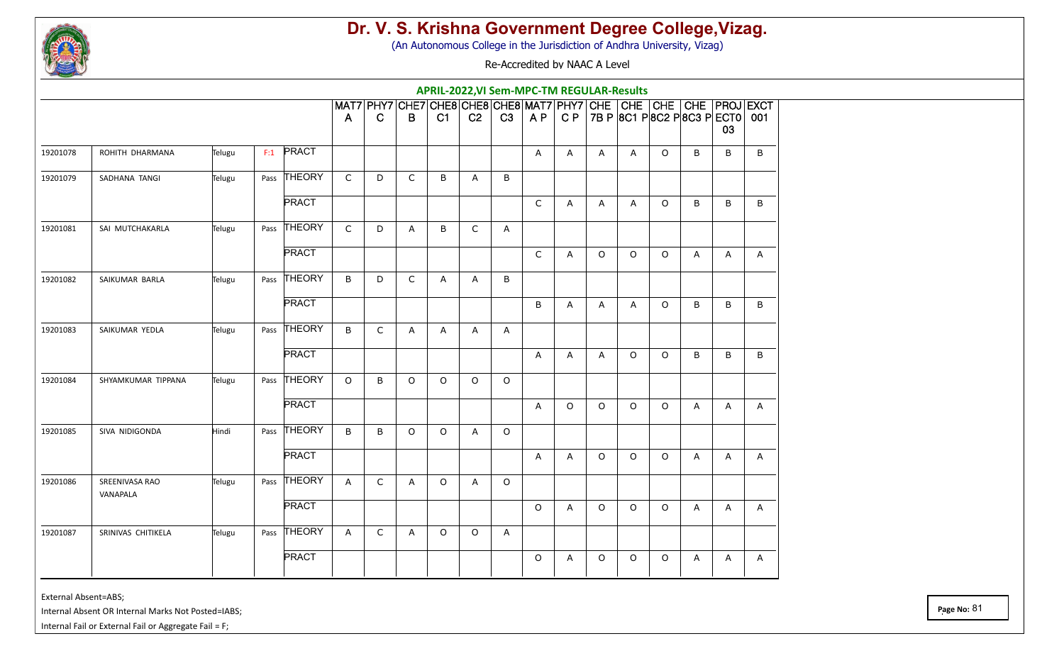# Dr. V. S. Krishna Government Degree College,Vizag.

(An Autonomous College in the Jurisdiction of Andhra University, Vizag)

Re-Accredited by NAAC A Level

## APRIL-2022,VI Sem-MPC-TM REGULAR-Results

| | | | | | MAT7A | PHY7C | CHE7B | CHE8C1 | CHE8C2 | CHE8C3 | MAT7A P | PHY7C P | CHE 7B P | CHE 8C1 P | CHE 8C2 P | CHE 8C3 P | PROJECT03 | EXCT001 |
|---|---|---|---|---|---|---|---|---|---|---|---|---|---|---|---|---|---|---|
| 19201078 | ROHITH DHARMANA | Telugu | F:1 | PRACT | | | | | | | A | A | A | A | O | B | B | B |
| 19201079 | SADHANA TANGI | Telugu | Pass | THEORY | C | D | C | B | A | B | | | | | | | | |
| | | | | PRACT | | | | | | | C | A | A | A | O | B | B | B |
| 19201081 | SAI MUTCHAKARLA | Telugu | Pass | THEORY | C | D | A | B | C | A | | | | | | | | |
| | | | | PRACT | | | | | | | C | A | O | O | O | A | A | A |
| 19201082 | SAIKUMAR BARLA | Telugu | Pass | THEORY | B | D | C | A | A | B | | | | | | | | |
| | | | | PRACT | | | | | | | B | A | A | A | O | B | B | B |
| 19201083 | SAIKUMAR YEDLA | Telugu | Pass | THEORY | B | C | A | A | A | A | | | | | | | | |
| | | | | PRACT | | | | | | | A | A | A | O | O | B | B | B |
| 19201084 | SHYAMKUMAR TIPPANA | Telugu | Pass | THEORY | O | B | O | O | O | O | | | | | | | | |
| | | | | PRACT | | | | | | | A | O | O | O | O | A | A | A |
| 19201085 | SIVA NIDIGONDA | Hindi | Pass | THEORY | B | B | O | O | A | O | | | | | | | | |
| | | | | PRACT | | | | | | | A | A | O | O | O | A | A | A |
| 19201086 | SREENIVASA RAO VANAPALA | Telugu | Pass | THEORY | A | C | A | O | A | O | | | | | | | | |
| | | | | PRACT | | | | | | | O | A | O | O | O | A | A | A |
| 19201087 | SRINIVAS CHITIKELA | Telugu | Pass | THEORY | A | C | A | O | O | A | | | | | | | | |
| | | | | PRACT | | | | | | | O | A | O | O | O | A | A | A |

External Absent=ABS;

Internal Absent OR Internal Marks Not Posted=IABS;

Internal Fail or External Fail or Aggregate Fail = F;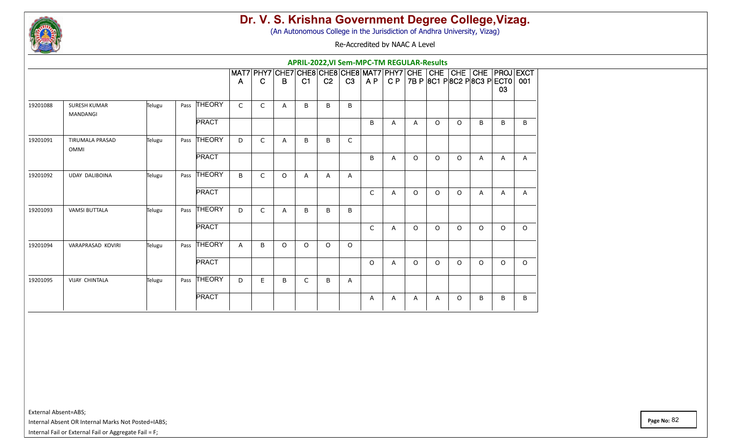# Dr. V. S. Krishna Government Degree College,Vizag.

(An Autonomous College in the Jurisdiction of Andhra University, Vizag)

Re-Accredited by NAAC A Level

## APRIL-2022,VI Sem-MPC-TM REGULAR-Results

| | | | | | MAT7A | PHY7C | CHE7B | CHE8C1 | CHE8C2 | CHE8C3 | MAT7AP | PHY7CP | CHE7BP | CHE8C1P | CHE8C2P | CHE8C3P | PROJECT03 | EXCT001 |
|---|---|---|---|---|---|---|---|---|---|---|---|---|---|---|---|---|---|---|
| 19201088 | SURESH KUMAR MANDANGI | Telugu | Pass | THEORY | C | C | A | B | B | B | | | | | | | | |
| | | | | PRACT | | | | | | | B | A | A | O | O | B | B | B |
| 19201091 | TIRUMALA PRASAD OMMI | Telugu | Pass | THEORY | D | C | A | B | B | C | | | | | | | | |
| | | | | PRACT | | | | | | | B | A | O | O | O | A | A | A |
| 19201092 | UDAY DALIBOINA | Telugu | Pass | THEORY | B | C | O | A | A | A | | | | | | | | |
| | | | | PRACT | | | | | | | C | A | O | O | O | A | A | A |
| 19201093 | VAMSI BUTTALA | Telugu | Pass | THEORY | D | C | A | B | B | B | | | | | | | | |
| | | | | PRACT | | | | | | | C | A | O | O | O | O | O | O |
| 19201094 | VARAPRASAD KOVIRI | Telugu | Pass | THEORY | A | B | O | O | O | O | | | | | | | | |
| | | | | PRACT | | | | | | | O | A | O | O | O | O | O | O |
| 19201095 | VIJAY CHINTALA | Telugu | Pass | THEORY | D | E | B | C | B | A | | | | | | | | |
| | | | | PRACT | | | | | | | A | A | A | A | O | B | B | B |

External Absent=ABS;

Internal Absent OR Internal Marks Not Posted=IABS;

Internal Fail or External Fail or Aggregate Fail = F;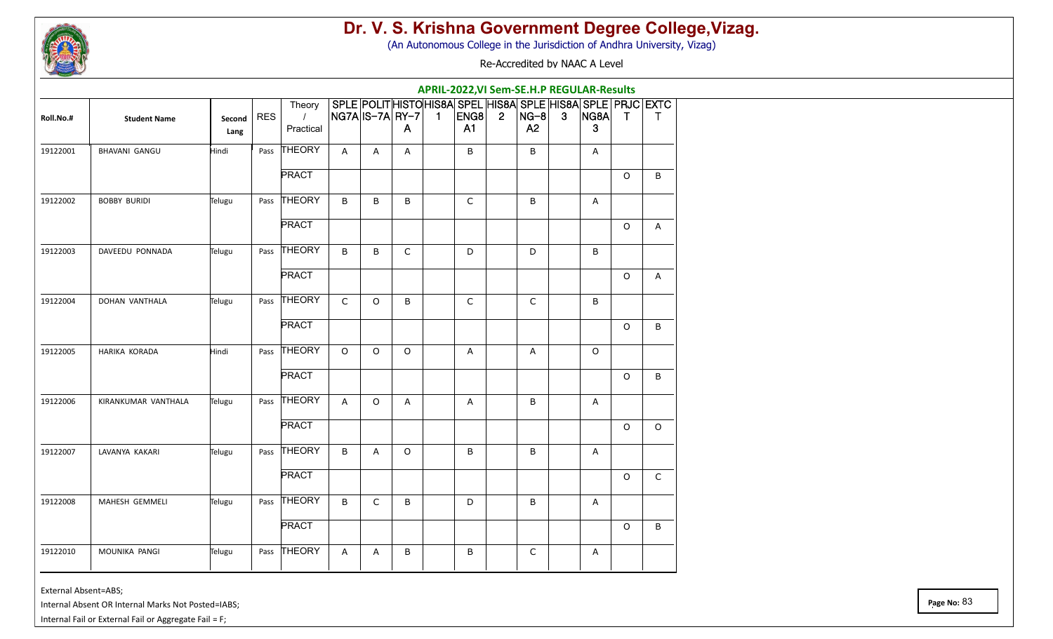# Dr. V. S. Krishna Government Degree College,Vizag.

(An Autonomous College in the Jurisdiction of Andhra University, Vizag)

Re-Accredited by NAAC A Level

**APRIL-2022,VI Sem-SE.H.P REGULAR-Results**

| Roll.No.# | Student Name | Second Lang | RES | Theory / Practical | SPLENG7A | POLITIS-7A | HISTORY-7A | HIS8A1 | SPELENG8A1 | HIS8A2 | SPLENG-8A2 | HIS8A3 | SPLENG8A3 | PRJCT | EXTCT |
|---|---|---|---|---|---|---|---|---|---|---|---|---|---|---|---|
| 19122001 | BHAVANI GANGU | Hindi | Pass | THEORY | A | A | A | | B | | B | | A | | |
| | | | | PRACT | | | | | | | | | | O | B |
| 19122002 | BOBBY BURIDI | Telugu | Pass | THEORY | B | B | B | | C | | B | | A | | |
| | | | | PRACT | | | | | | | | | | O | A |
| 19122003 | DAVEEDU PONNADA | Telugu | Pass | THEORY | B | B | C | | D | | D | | B | | |
| | | | | PRACT | | | | | | | | | | O | A |
| 19122004 | DOHAN VANTHALA | Telugu | Pass | THEORY | C | O | B | | C | | C | | B | | |
| | | | | PRACT | | | | | | | | | | O | B |
| 19122005 | HARIKA KORADA | Hindi | Pass | THEORY | O | O | O | | A | | A | | O | | |
| | | | | PRACT | | | | | | | | | | O | B |
| 19122006 | KIRANKUMAR VANTHALA | Telugu | Pass | THEORY | A | O | A | | A | | B | | A | | |
| | | | | PRACT | | | | | | | | | | O | O |
| 19122007 | LAVANYA KAKARI | Telugu | Pass | THEORY | B | A | O | | B | | B | | A | | |
| | | | | PRACT | | | | | | | | | | O | C |
| 19122008 | MAHESH GEMMELI | Telugu | Pass | THEORY | B | C | B | | D | | B | | A | | |
| | | | | PRACT | | | | | | | | | | O | B |
| 19122010 | MOUNIKA PANGI | Telugu | Pass | THEORY | A | A | B | | B | | C | | A | | |

External Absent=ABS;

Internal Absent OR Internal Marks Not Posted=IABS;

Internal Fail or External Fail or Aggregate Fail = F;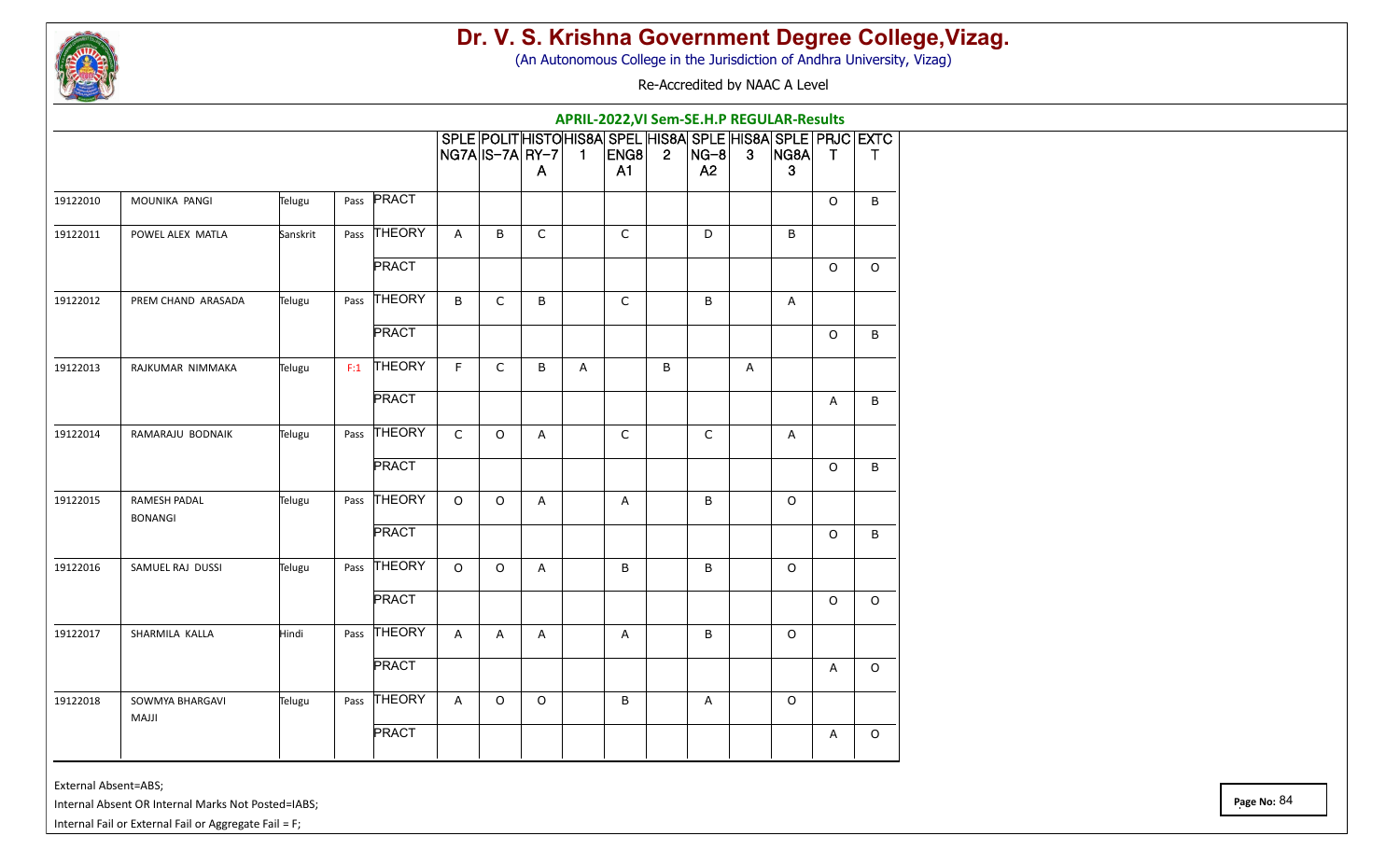# Dr. V. S. Krishna Government Degree College,Vizag.

(An Autonomous College in the Jurisdiction of Andhra University, Vizag)

Re-Accredited by NAAC A Level

**APRIL-2022,VI Sem-SE.H.P REGULAR-Results**

| | | | | | SPLENG7A | POLITIS-7A | HISTORY-7A | HIS8A1 | SPELENG8A1 | HIS8A2 | SPLENG-8A2 | HIS8A3 | SPLENG8A3 | PRJCT | EXTCT |
|---|---|---|---|---|---|---|---|---|---|---|---|---|---|---|---|
| 19122010 | MOUNIKA PANGI | Telugu | Pass | PRACT | | | | | | | | | | O | B |
| 19122011 | POWEL ALEX MATLA | Sanskrit | Pass | THEORY | A | B | C | | C | | D | | B | | |
| | | | | PRACT | | | | | | | | | | O | O |
| 19122012 | PREM CHAND ARASADA | Telugu | Pass | THEORY | B | C | B | | C | | B | | A | | |
| | | | | PRACT | | | | | | | | | | O | B |
| 19122013 | RAJKUMAR NIMMAKA | Telugu | F:1 | THEORY | F | C | B | A | | B | | A | | | |
| | | | | PRACT | | | | | | | | | | A | B |
| 19122014 | RAMARAJU BODNAIK | Telugu | Pass | THEORY | C | O | A | | C | | C | | A | | |
| | | | | PRACT | | | | | | | | | | O | B |
| 19122015 | RAMESH PADAL BONANGI | Telugu | Pass | THEORY | O | O | A | | A | | B | | O | | |
| | | | | PRACT | | | | | | | | | | O | B |
| 19122016 | SAMUEL RAJ DUSSI | Telugu | Pass | THEORY | O | O | A | | B | | B | | O | | |
| | | | | PRACT | | | | | | | | | | O | O |
| 19122017 | SHARMILA KALLA | Hindi | Pass | THEORY | A | A | A | | A | | B | | O | | |
| | | | | PRACT | | | | | | | | | | A | O |
| 19122018 | SOWMYA BHARGAVI MAJJI | Telugu | Pass | THEORY | A | O | O | | B | | A | | O | | |
| | | | | PRACT | | | | | | | | | | A | O |

External Absent=ABS;

Internal Absent OR Internal Marks Not Posted=IABS;

Internal Fail or External Fail or Aggregate Fail = F;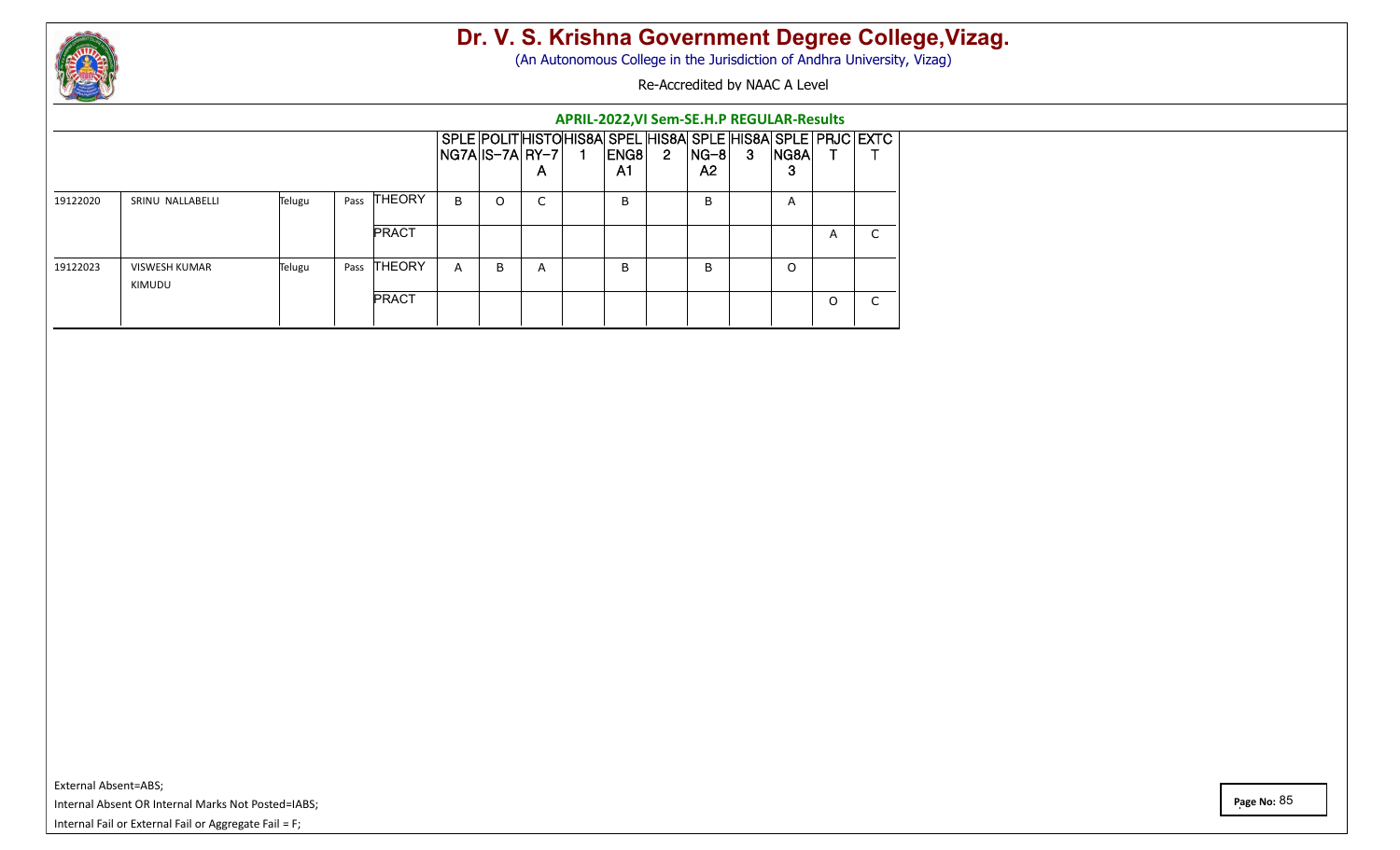# Dr. V. S. Krishna Government Degree College,Vizag.

(An Autonomous College in the Jurisdiction of Andhra University, Vizag)

Re-Accredited by NAAC A Level

## APRIL-2022,VI Sem-SE.H.P REGULAR-Results

| | | | | | SPLENG7A | POLITIS-7A | HISTORY-7A | HIS8A1 | SPELENG8A1 | HIS8A2 | SPLENG-8A2 | HIS8A3 | SPLENG8A3 | PRJCT | EXTCT |
|---|---|---|---|---|---|---|---|---|---|---|---|---|---|---|---|
| 19122020 | SRINU NALLABELLI | Telugu | Pass | THEORY | B | O | C | | B | | B | | A | | |
| | | | | PRACT | | | | | | | | | | A | C |
| 19122023 | VISWESH KUMAR KIMUDU | Telugu | Pass | THEORY | A | B | A | | B | | B | | O | | |
| | | | | PRACT | | | | | | | | | | O | C |

External Absent=ABS;

Internal Absent OR Internal Marks Not Posted=IABS;

Internal Fail or External Fail or Aggregate Fail = F;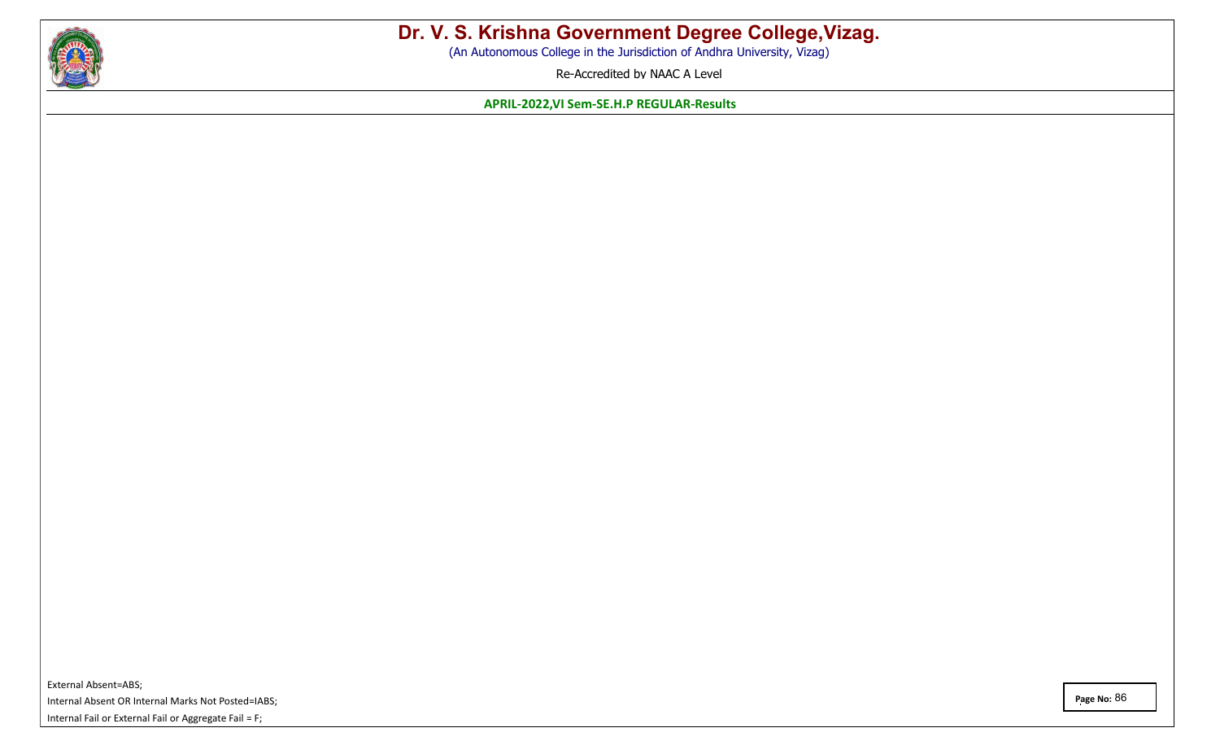# Dr. V. S. Krishna Government Degree College,Vizag.

(An Autonomous College in the Jurisdiction of Andhra University, Vizag)

Re-Accredited by NAAC A Level

**APRIL-2022,VI Sem-SE.H.P REGULAR-Results**

External Absent=ABS;

Internal Absent OR Internal Marks Not Posted=IABS;

Internal Fail or External Fail or Aggregate Fail = F;